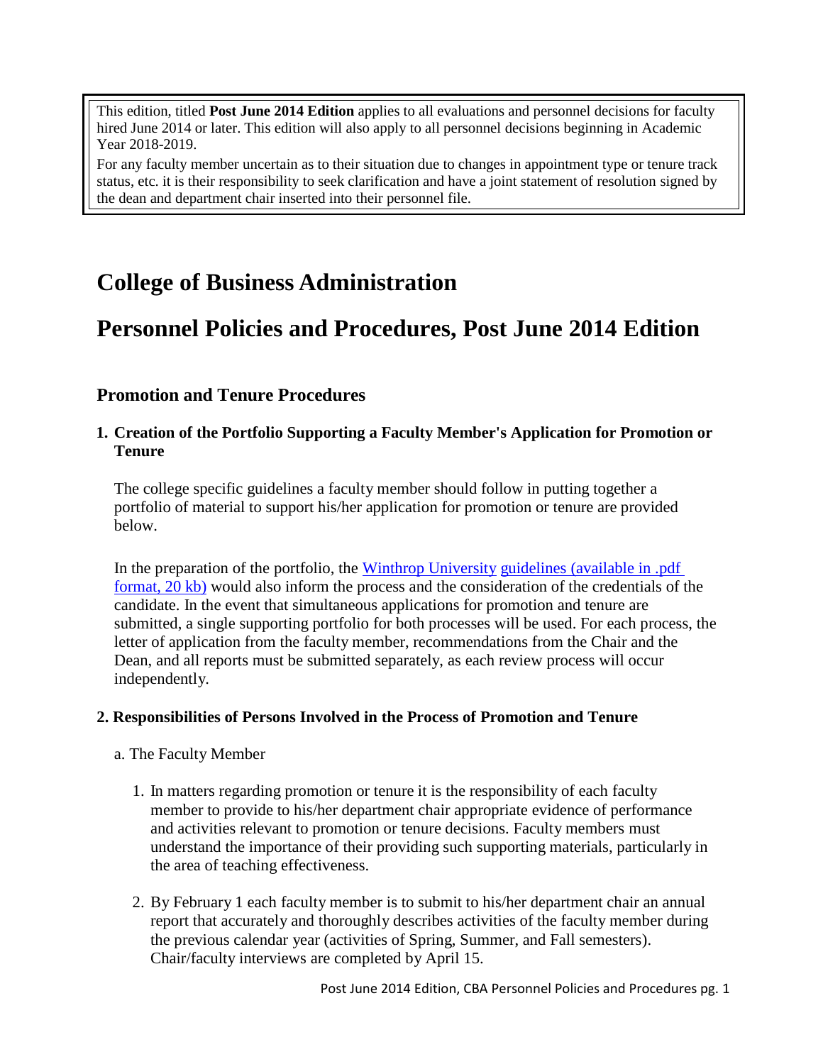This edition, titled **Post June 2014 Edition** applies to all evaluations and personnel decisions for faculty hired June 2014 or later. This edition will also apply to all personnel decisions beginning in Academic Year 2018-2019.

For any faculty member uncertain as to their situation due to changes in appointment type or tenure track status, etc. it is their responsibility to seek clarification and have a joint statement of resolution signed by the dean and department chair inserted into their personnel file.

# College of Business Administration

# Personnel Policies and Procedures, Post June 2014 Edition

## Promotion and Tenure Procedures

### 1. Creation of the Portfolio Supporting a Faculty Member's Application for Promotion or Tenure

The college specific guidelines a faculty member should follow in putting together a portfolio of material to support his/her application for promotion or tenure are provided below.

In the preparation of the portfolio, the Winthrop University guidelines (available in .pdf format, 20 kb) would also inform the process and the consideration of the credentials of the candidate. In the event that simultaneous applications for promotion and tenure are submitted, a single supporting portfolio for both processes will be used. For each process, the letter of application from the faculty member, recommendations from the Chair and the Dean, and all reports must be submitted separately, as each review process will occur independently.

### 2. Responsibilities of Persons Involved in the Process of Promotion and Tenure

a. The Faculty Member

1. In matters regarding promotion or tenure it is the responsibility of each faculty member to provide to his/her department chair appropriate evidence of performance and activities relevant to promotion or tenure decisions. Faculty members must understand the importance of their providing such supporting materials, particularly in the area of teaching effectiveness.

2. By February 1 each faculty member is to submit to his/her department chair an annual report that accurately and thoroughly describes activities of the faculty member during the previous calendar year (activities of Spring, Summer, and Fall semesters). Chair/faculty interviews are completed by April 15.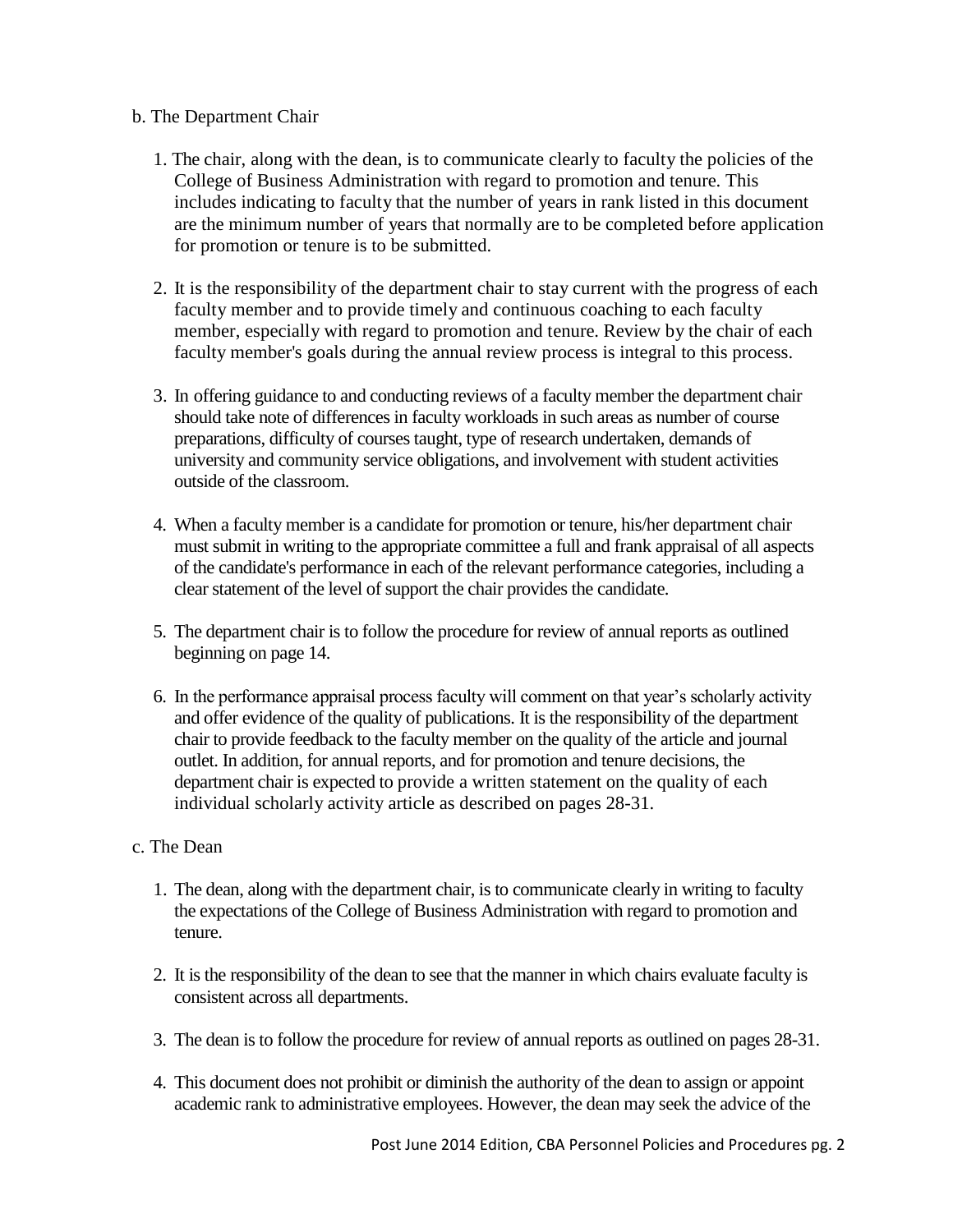b. The Department Chair

1. The chair, along with the dean, is to communicate clearly to faculty the policies of the College of Business Administration with regard to promotion and tenure. This includes indicating to faculty that the number of years in rank listed in this document are the minimum number of years that normally are to be completed before application for promotion or tenure is to be submitted.

2. It is the responsibility of the department chair to stay current with the progress of each faculty member and to provide timely and continuous coaching to each faculty member, especially with regard to promotion and tenure. Review by the chair of each faculty member's goals during the annual review process is integral to this process.

3. In offering guidance to and conducting reviews of a faculty member the department chair should take note of differences in faculty workloads in such areas as number of course preparations, difficulty of courses taught, type of research undertaken, demands of university and community service obligations, and involvement with student activities outside of the classroom.

4. When a faculty member is a candidate for promotion or tenure, his/her department chair must submit in writing to the appropriate committee a full and frank appraisal of all aspects of the candidate's performance in each of the relevant performance categories, including a clear statement of the level of support the chair provides the candidate.

5. The department chair is to follow the procedure for review of annual reports as outlined beginning on page 14.

6. In the performance appraisal process faculty will comment on that year's scholarly activity and offer evidence of the quality of publications. It is the responsibility of the department chair to provide feedback to the faculty member on the quality of the article and journal outlet. In addition, for annual reports, and for promotion and tenure decisions, the department chair is expected to provide a written statement on the quality of each individual scholarly activity article as described on pages 28-31.

c. The Dean

1. The dean, along with the department chair, is to communicate clearly in writing to faculty the expectations of the College of Business Administration with regard to promotion and tenure.

2. It is the responsibility of the dean to see that the manner in which chairs evaluate faculty is consistent across all departments.

3. The dean is to follow the procedure for review of annual reports as outlined on pages 28-31.

4. This document does not prohibit or diminish the authority of the dean to assign or appoint academic rank to administrative employees. However, the dean may seek the advice of the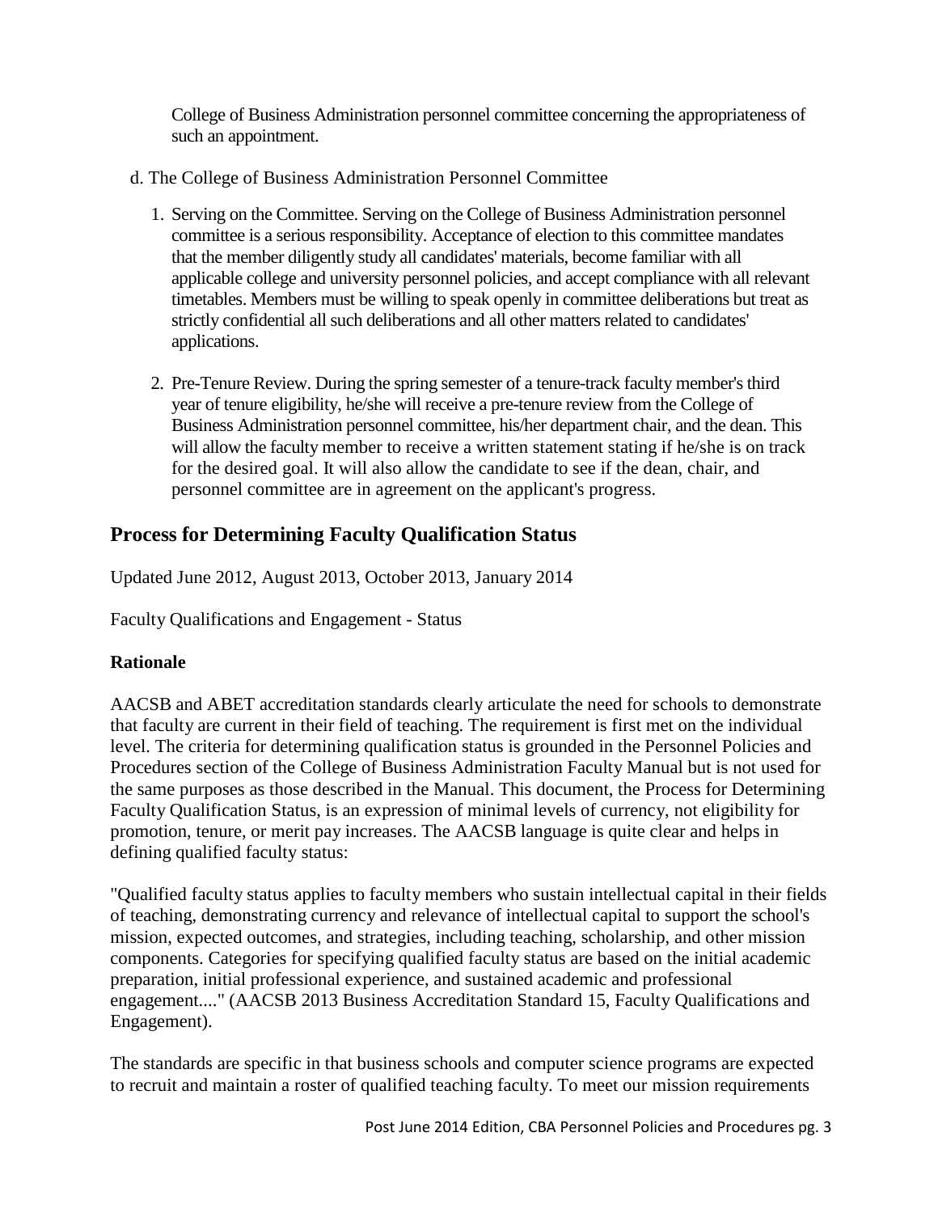College of Business Administration personnel committee concerning the appropriateness of such an appointment.

d. The College of Business Administration Personnel Committee

1. Serving on the Committee. Serving on the College of Business Administration personnel committee is a serious responsibility. Acceptance of election to this committee mandates that the member diligently study all candidates' materials, become familiar with all applicable college and university personnel policies, and accept compliance with all relevant timetables. Members must be willing to speak openly in committee deliberations but treat as strictly confidential all such deliberations and all other matters related to candidates' applications.

2. Pre-Tenure Review. During the spring semester of a tenure-track faculty member's third year of tenure eligibility, he/she will receive a pre-tenure review from the College of Business Administration personnel committee, his/her department chair, and the dean. This will allow the faculty member to receive a written statement stating if he/she is on track for the desired goal. It will also allow the candidate to see if the dean, chair, and personnel committee are in agreement on the applicant's progress.

## Process for Determining Faculty Qualification Status

Updated June 2012, August 2013, October 2013, January 2014

Faculty Qualifications and Engagement - Status

**Rationale**

AACSB and ABET accreditation standards clearly articulate the need for schools to demonstrate that faculty are current in their field of teaching. The requirement is first met on the individual level. The criteria for determining qualification status is grounded in the Personnel Policies and Procedures section of the College of Business Administration Faculty Manual but is not used for the same purposes as those described in the Manual. This document, the Process for Determining Faculty Qualification Status, is an expression of minimal levels of currency, not eligibility for promotion, tenure, or merit pay increases. The AACSB language is quite clear and helps in defining qualified faculty status:

"Qualified faculty status applies to faculty members who sustain intellectual capital in their fields of teaching, demonstrating currency and relevance of intellectual capital to support the school's mission, expected outcomes, and strategies, including teaching, scholarship, and other mission components. Categories for specifying qualified faculty status are based on the initial academic preparation, initial professional experience, and sustained academic and professional engagement...." (AACSB 2013 Business Accreditation Standard 15, Faculty Qualifications and Engagement).

The standards are specific in that business schools and computer science programs are expected to recruit and maintain a roster of qualified teaching faculty. To meet our mission requirements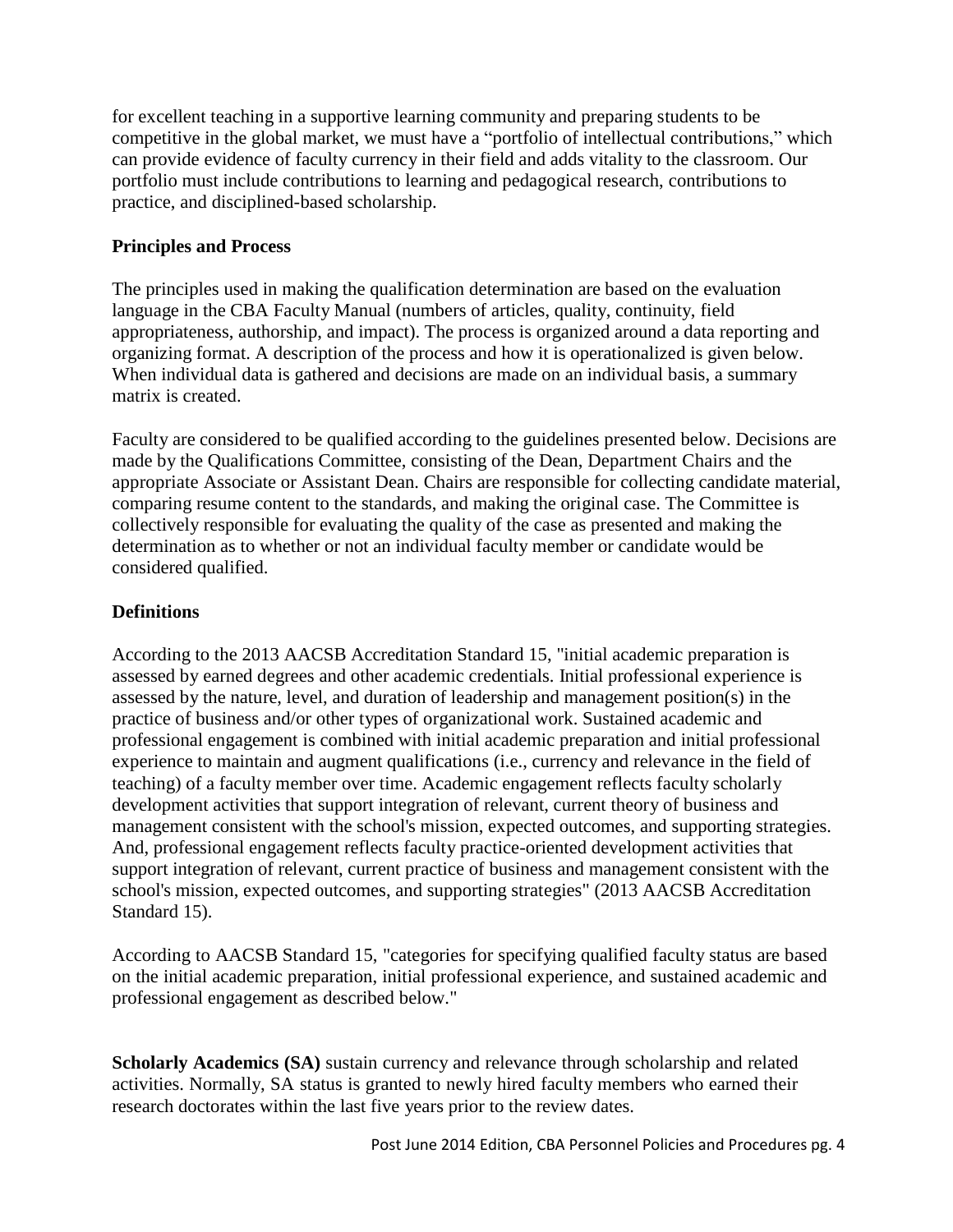for excellent teaching in a supportive learning community and preparing students to be competitive in the global market, we must have a "portfolio of intellectual contributions," which can provide evidence of faculty currency in their field and adds vitality to the classroom. Our portfolio must include contributions to learning and pedagogical research, contributions to practice, and disciplined-based scholarship.

**Principles and Process**

The principles used in making the qualification determination are based on the evaluation language in the CBA Faculty Manual (numbers of articles, quality, continuity, field appropriateness, authorship, and impact). The process is organized around a data reporting and organizing format. A description of the process and how it is operationalized is given below. When individual data is gathered and decisions are made on an individual basis, a summary matrix is created.

Faculty are considered to be qualified according to the guidelines presented below. Decisions are made by the Qualifications Committee, consisting of the Dean, Department Chairs and the appropriate Associate or Assistant Dean. Chairs are responsible for collecting candidate material, comparing resume content to the standards, and making the original case. The Committee is collectively responsible for evaluating the quality of the case as presented and making the determination as to whether or not an individual faculty member or candidate would be considered qualified.

**Definitions**

According to the 2013 AACSB Accreditation Standard 15, "initial academic preparation is assessed by earned degrees and other academic credentials. Initial professional experience is assessed by the nature, level, and duration of leadership and management position(s) in the practice of business and/or other types of organizational work. Sustained academic and professional engagement is combined with initial academic preparation and initial professional experience to maintain and augment qualifications (i.e., currency and relevance in the field of teaching) of a faculty member over time. Academic engagement reflects faculty scholarly development activities that support integration of relevant, current theory of business and management consistent with the school's mission, expected outcomes, and supporting strategies. And, professional engagement reflects faculty practice-oriented development activities that support integration of relevant, current practice of business and management consistent with the school's mission, expected outcomes, and supporting strategies" (2013 AACSB Accreditation Standard 15).

According to AACSB Standard 15, "categories for specifying qualified faculty status are based on the initial academic preparation, initial professional experience, and sustained academic and professional engagement as described below."

**Scholarly Academics (SA)** sustain currency and relevance through scholarship and related activities. Normally, SA status is granted to newly hired faculty members who earned their research doctorates within the last five years prior to the review dates.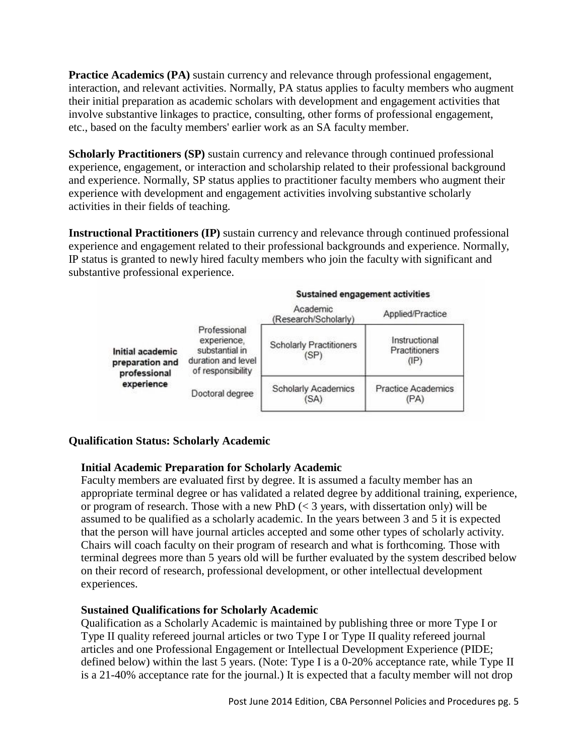**Practice Academics (PA)** sustain currency and relevance through professional engagement, interaction, and relevant activities. Normally, PA status applies to faculty members who augment their initial preparation as academic scholars with development and engagement activities that involve substantive linkages to practice, consulting, other forms of professional engagement, etc., based on the faculty members' earlier work as an SA faculty member.

**Scholarly Practitioners (SP)** sustain currency and relevance through continued professional experience, engagement, or interaction and scholarship related to their professional background and experience. Normally, SP status applies to practitioner faculty members who augment their experience with development and engagement activities involving substantive scholarly activities in their fields of teaching.

**Instructional Practitioners (IP)** sustain currency and relevance through continued professional experience and engagement related to their professional backgrounds and experience. Normally, IP status is granted to newly hired faculty members who join the faculty with significant and substantive professional experience.

| | | Sustained engagement activities | |
|---|---|---|---|
| | | Academic (Research/Scholarly) | Applied/Practice |
| **Initial academic preparation and professional experience** | Professional experience, substantial in duration and level of responsibility | Scholarly Practitioners (SP) | Instructional Practitioners (IP) |
| | Doctoral degree | Scholarly Academics (SA) | Practice Academics (PA) |

### Qualification Status: Scholarly Academic

#### Initial Academic Preparation for Scholarly Academic

Faculty members are evaluated first by degree. It is assumed a faculty member has an appropriate terminal degree or has validated a related degree by additional training, experience, or program of research. Those with a new PhD (< 3 years, with dissertation only) will be assumed to be qualified as a scholarly academic. In the years between 3 and 5 it is expected that the person will have journal articles accepted and some other types of scholarly activity. Chairs will coach faculty on their program of research and what is forthcoming. Those with terminal degrees more than 5 years old will be further evaluated by the system described below on their record of research, professional development, or other intellectual development experiences.

#### Sustained Qualifications for Scholarly Academic

Qualification as a Scholarly Academic is maintained by publishing three or more Type I or Type II quality refereed journal articles or two Type I or Type II quality refereed journal articles and one Professional Engagement or Intellectual Development Experience (PIDE; defined below) within the last 5 years. (Note: Type I is a 0-20% acceptance rate, while Type II is a 21-40% acceptance rate for the journal.) It is expected that a faculty member will not drop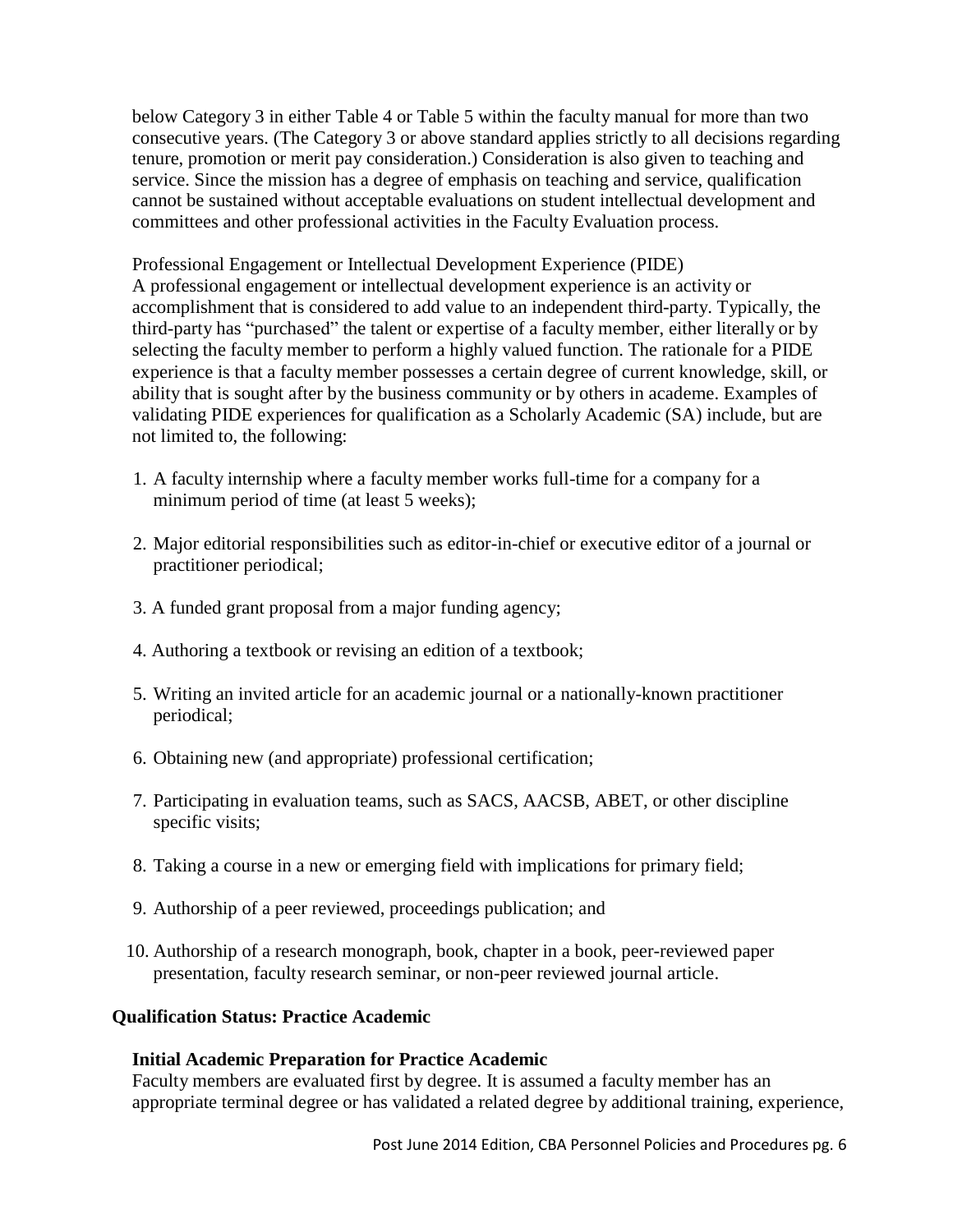below Category 3 in either Table 4 or Table 5 within the faculty manual for more than two consecutive years. (The Category 3 or above standard applies strictly to all decisions regarding tenure, promotion or merit pay consideration.) Consideration is also given to teaching and service. Since the mission has a degree of emphasis on teaching and service, qualification cannot be sustained without acceptable evaluations on student intellectual development and committees and other professional activities in the Faculty Evaluation process.

Professional Engagement or Intellectual Development Experience (PIDE)
A professional engagement or intellectual development experience is an activity or accomplishment that is considered to add value to an independent third-party. Typically, the third-party has "purchased" the talent or expertise of a faculty member, either literally or by selecting the faculty member to perform a highly valued function. The rationale for a PIDE experience is that a faculty member possesses a certain degree of current knowledge, skill, or ability that is sought after by the business community or by others in academe. Examples of validating PIDE experiences for qualification as a Scholarly Academic (SA) include, but are not limited to, the following:

1. A faculty internship where a faculty member works full-time for a company for a minimum period of time (at least 5 weeks);
2. Major editorial responsibilities such as editor-in-chief or executive editor of a journal or practitioner periodical;
3. A funded grant proposal from a major funding agency;
4. Authoring a textbook or revising an edition of a textbook;
5. Writing an invited article for an academic journal or a nationally-known practitioner periodical;
6. Obtaining new (and appropriate) professional certification;
7. Participating in evaluation teams, such as SACS, AACSB, ABET, or other discipline specific visits;
8. Taking a course in a new or emerging field with implications for primary field;
9. Authorship of a peer reviewed, proceedings publication; and
10. Authorship of a research monograph, book, chapter in a book, peer-reviewed paper presentation, faculty research seminar, or non-peer reviewed journal article.

**Qualification Status: Practice Academic**

**Initial Academic Preparation for Practice Academic**
Faculty members are evaluated first by degree. It is assumed a faculty member has an appropriate terminal degree or has validated a related degree by additional training, experience,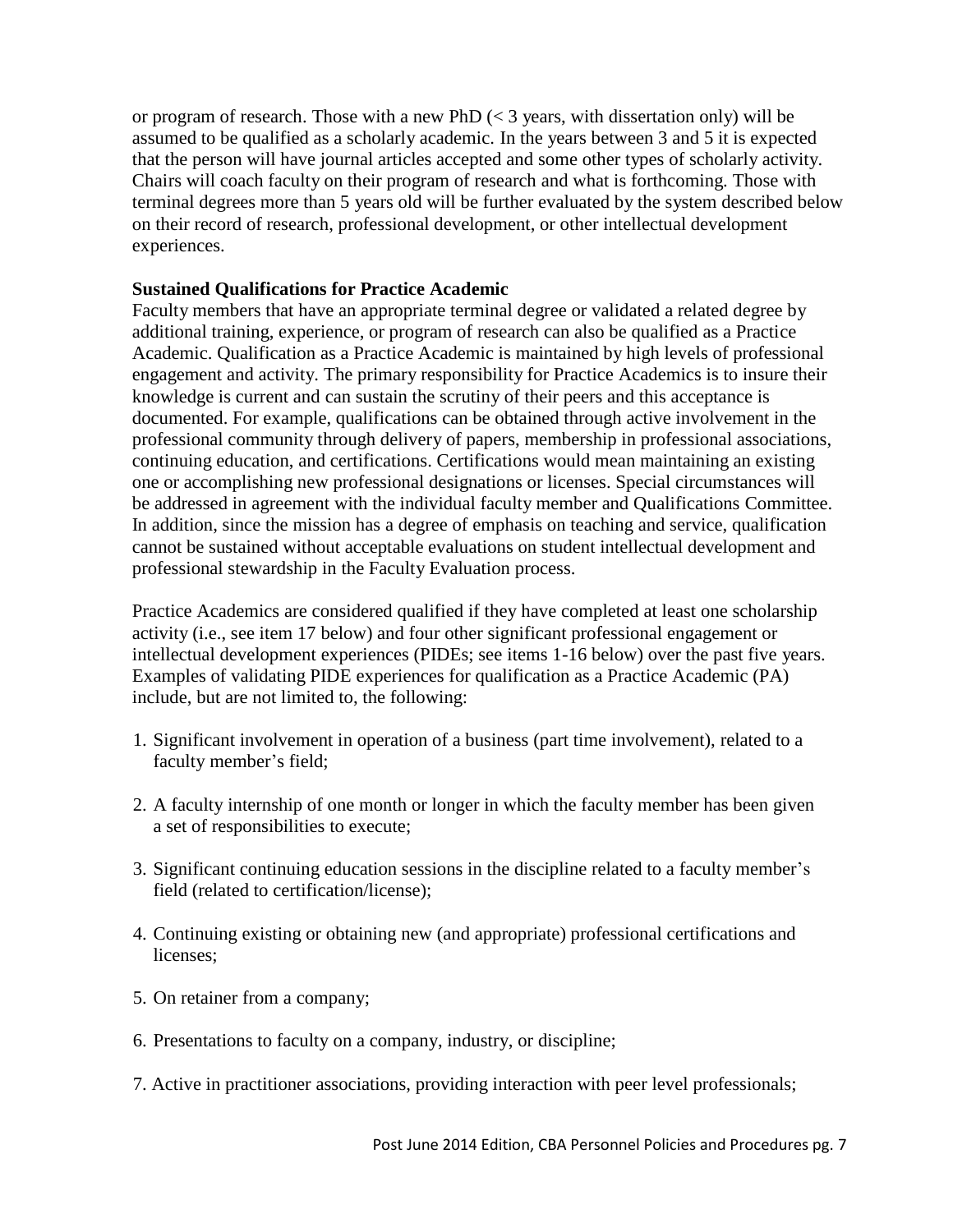or program of research. Those with a new PhD (< 3 years, with dissertation only) will be assumed to be qualified as a scholarly academic. In the years between 3 and 5 it is expected that the person will have journal articles accepted and some other types of scholarly activity. Chairs will coach faculty on their program of research and what is forthcoming. Those with terminal degrees more than 5 years old will be further evaluated by the system described below on their record of research, professional development, or other intellectual development experiences.

**Sustained Qualifications for Practice Academic**

Faculty members that have an appropriate terminal degree or validated a related degree by additional training, experience, or program of research can also be qualified as a Practice Academic. Qualification as a Practice Academic is maintained by high levels of professional engagement and activity. The primary responsibility for Practice Academics is to insure their knowledge is current and can sustain the scrutiny of their peers and this acceptance is documented. For example, qualifications can be obtained through active involvement in the professional community through delivery of papers, membership in professional associations, continuing education, and certifications. Certifications would mean maintaining an existing one or accomplishing new professional designations or licenses. Special circumstances will be addressed in agreement with the individual faculty member and Qualifications Committee. In addition, since the mission has a degree of emphasis on teaching and service, qualification cannot be sustained without acceptable evaluations on student intellectual development and professional stewardship in the Faculty Evaluation process.

Practice Academics are considered qualified if they have completed at least one scholarship activity (i.e., see item 17 below) and four other significant professional engagement or intellectual development experiences (PIDEs; see items 1-16 below) over the past five years. Examples of validating PIDE experiences for qualification as a Practice Academic (PA) include, but are not limited to, the following:

1. Significant involvement in operation of a business (part time involvement), related to a faculty member's field;
2. A faculty internship of one month or longer in which the faculty member has been given a set of responsibilities to execute;
3. Significant continuing education sessions in the discipline related to a faculty member's field (related to certification/license);
4. Continuing existing or obtaining new (and appropriate) professional certifications and licenses;
5. On retainer from a company;
6. Presentations to faculty on a company, industry, or discipline;
7. Active in practitioner associations, providing interaction with peer level professionals;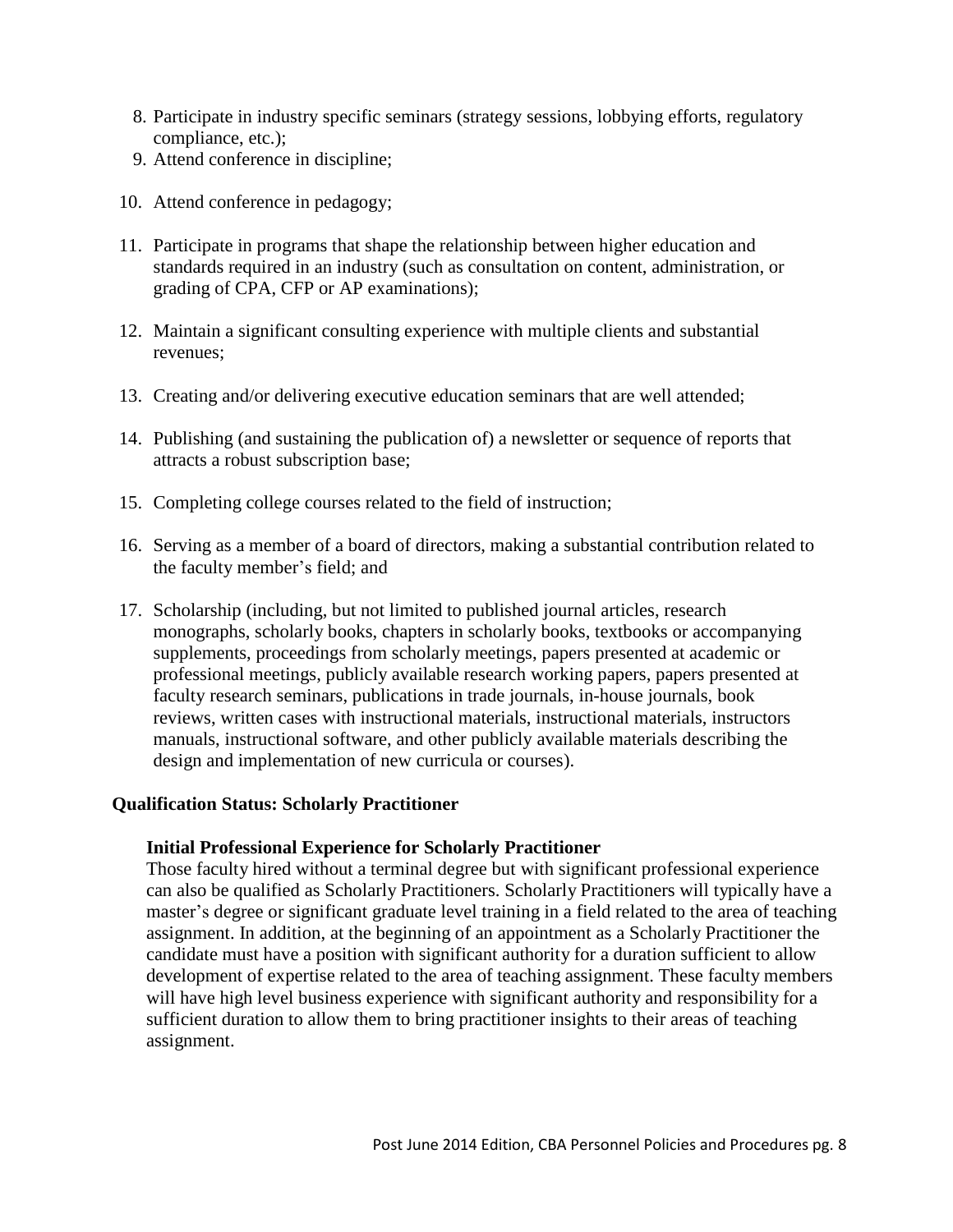8. Participate in industry specific seminars (strategy sessions, lobbying efforts, regulatory compliance, etc.);
9. Attend conference in discipline;
10. Attend conference in pedagogy;
11. Participate in programs that shape the relationship between higher education and standards required in an industry (such as consultation on content, administration, or grading of CPA, CFP or AP examinations);
12. Maintain a significant consulting experience with multiple clients and substantial revenues;
13. Creating and/or delivering executive education seminars that are well attended;
14. Publishing (and sustaining the publication of) a newsletter or sequence of reports that attracts a robust subscription base;
15. Completing college courses related to the field of instruction;
16. Serving as a member of a board of directors, making a substantial contribution related to the faculty member's field; and
17. Scholarship (including, but not limited to published journal articles, research monographs, scholarly books, chapters in scholarly books, textbooks or accompanying supplements, proceedings from scholarly meetings, papers presented at academic or professional meetings, publicly available research working papers, papers presented at faculty research seminars, publications in trade journals, in-house journals, book reviews, written cases with instructional materials, instructional materials, instructors manuals, instructional software, and other publicly available materials describing the design and implementation of new curricula or courses).

**Qualification Status: Scholarly Practitioner**

**Initial Professional Experience for Scholarly Practitioner**

Those faculty hired without a terminal degree but with significant professional experience can also be qualified as Scholarly Practitioners. Scholarly Practitioners will typically have a master's degree or significant graduate level training in a field related to the area of teaching assignment. In addition, at the beginning of an appointment as a Scholarly Practitioner the candidate must have a position with significant authority for a duration sufficient to allow development of expertise related to the area of teaching assignment. These faculty members will have high level business experience with significant authority and responsibility for a sufficient duration to allow them to bring practitioner insights to their areas of teaching assignment.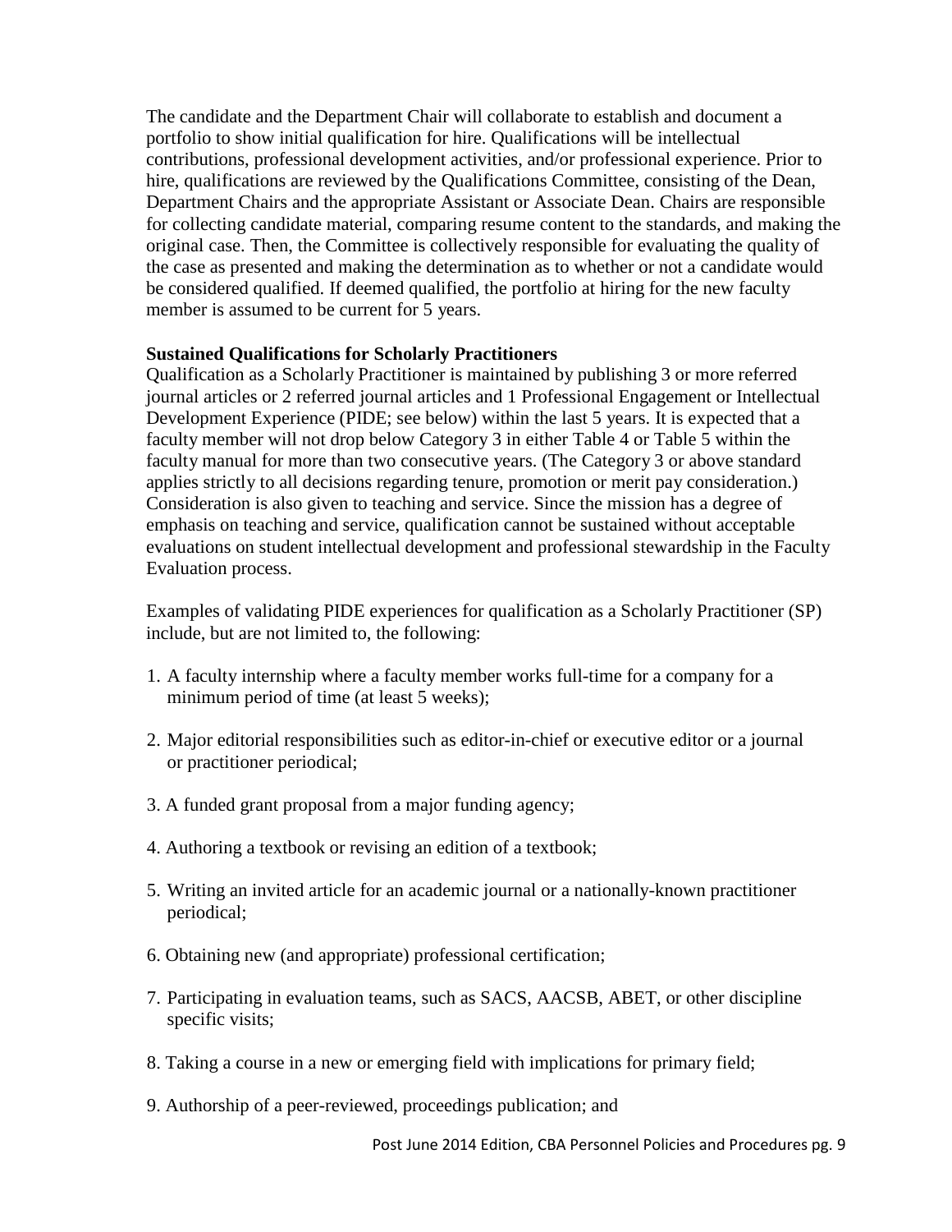The candidate and the Department Chair will collaborate to establish and document a portfolio to show initial qualification for hire. Qualifications will be intellectual contributions, professional development activities, and/or professional experience. Prior to hire, qualifications are reviewed by the Qualifications Committee, consisting of the Dean, Department Chairs and the appropriate Assistant or Associate Dean. Chairs are responsible for collecting candidate material, comparing resume content to the standards, and making the original case. Then, the Committee is collectively responsible for evaluating the quality of the case as presented and making the determination as to whether or not a candidate would be considered qualified. If deemed qualified, the portfolio at hiring for the new faculty member is assumed to be current for 5 years.

**Sustained Qualifications for Scholarly Practitioners**

Qualification as a Scholarly Practitioner is maintained by publishing 3 or more referred journal articles or 2 referred journal articles and 1 Professional Engagement or Intellectual Development Experience (PIDE; see below) within the last 5 years. It is expected that a faculty member will not drop below Category 3 in either Table 4 or Table 5 within the faculty manual for more than two consecutive years. (The Category 3 or above standard applies strictly to all decisions regarding tenure, promotion or merit pay consideration.) Consideration is also given to teaching and service. Since the mission has a degree of emphasis on teaching and service, qualification cannot be sustained without acceptable evaluations on student intellectual development and professional stewardship in the Faculty Evaluation process.

Examples of validating PIDE experiences for qualification as a Scholarly Practitioner (SP) include, but are not limited to, the following:

1. A faculty internship where a faculty member works full-time for a company for a minimum period of time (at least 5 weeks);
2. Major editorial responsibilities such as editor-in-chief or executive editor or a journal or practitioner periodical;
3. A funded grant proposal from a major funding agency;
4. Authoring a textbook or revising an edition of a textbook;
5. Writing an invited article for an academic journal or a nationally-known practitioner periodical;
6. Obtaining new (and appropriate) professional certification;
7. Participating in evaluation teams, such as SACS, AACSB, ABET, or other discipline specific visits;
8. Taking a course in a new or emerging field with implications for primary field;
9. Authorship of a peer-reviewed, proceedings publication; and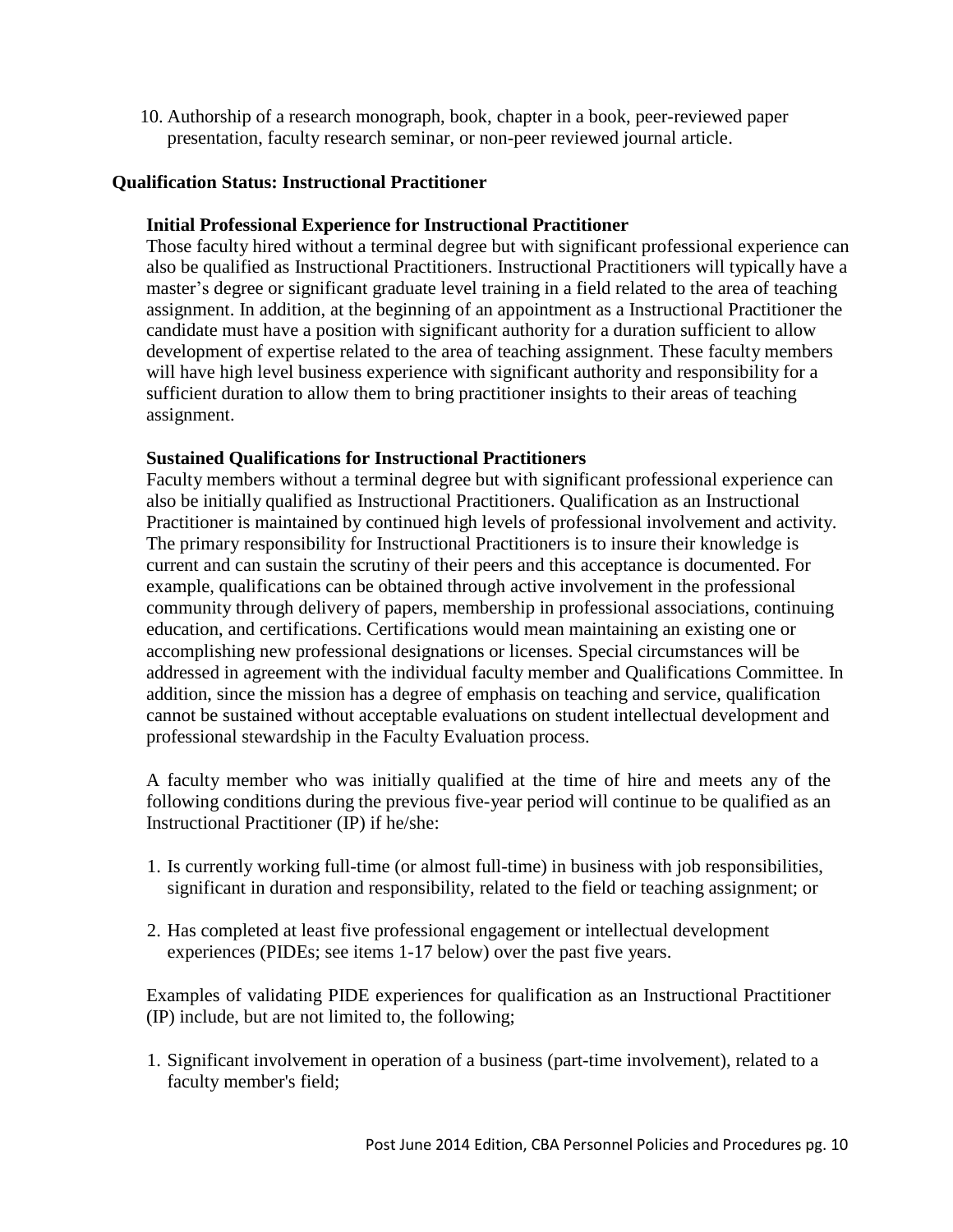10. Authorship of a research monograph, book, chapter in a book, peer-reviewed paper presentation, faculty research seminar, or non-peer reviewed journal article.

### Qualification Status: Instructional Practitioner

#### Initial Professional Experience for Instructional Practitioner

Those faculty hired without a terminal degree but with significant professional experience can also be qualified as Instructional Practitioners. Instructional Practitioners will typically have a master's degree or significant graduate level training in a field related to the area of teaching assignment. In addition, at the beginning of an appointment as a Instructional Practitioner the candidate must have a position with significant authority for a duration sufficient to allow development of expertise related to the area of teaching assignment. These faculty members will have high level business experience with significant authority and responsibility for a sufficient duration to allow them to bring practitioner insights to their areas of teaching assignment.

#### Sustained Qualifications for Instructional Practitioners

Faculty members without a terminal degree but with significant professional experience can also be initially qualified as Instructional Practitioners. Qualification as an Instructional Practitioner is maintained by continued high levels of professional involvement and activity. The primary responsibility for Instructional Practitioners is to insure their knowledge is current and can sustain the scrutiny of their peers and this acceptance is documented. For example, qualifications can be obtained through active involvement in the professional community through delivery of papers, membership in professional associations, continuing education, and certifications. Certifications would mean maintaining an existing one or accomplishing new professional designations or licenses. Special circumstances will be addressed in agreement with the individual faculty member and Qualifications Committee. In addition, since the mission has a degree of emphasis on teaching and service, qualification cannot be sustained without acceptable evaluations on student intellectual development and professional stewardship in the Faculty Evaluation process.

A faculty member who was initially qualified at the time of hire and meets any of the following conditions during the previous five-year period will continue to be qualified as an Instructional Practitioner (IP) if he/she:

1. Is currently working full-time (or almost full-time) in business with job responsibilities, significant in duration and responsibility, related to the field or teaching assignment; or

2. Has completed at least five professional engagement or intellectual development experiences (PIDEs; see items 1-17 below) over the past five years.

Examples of validating PIDE experiences for qualification as an Instructional Practitioner (IP) include, but are not limited to, the following;

1. Significant involvement in operation of a business (part-time involvement), related to a faculty member's field;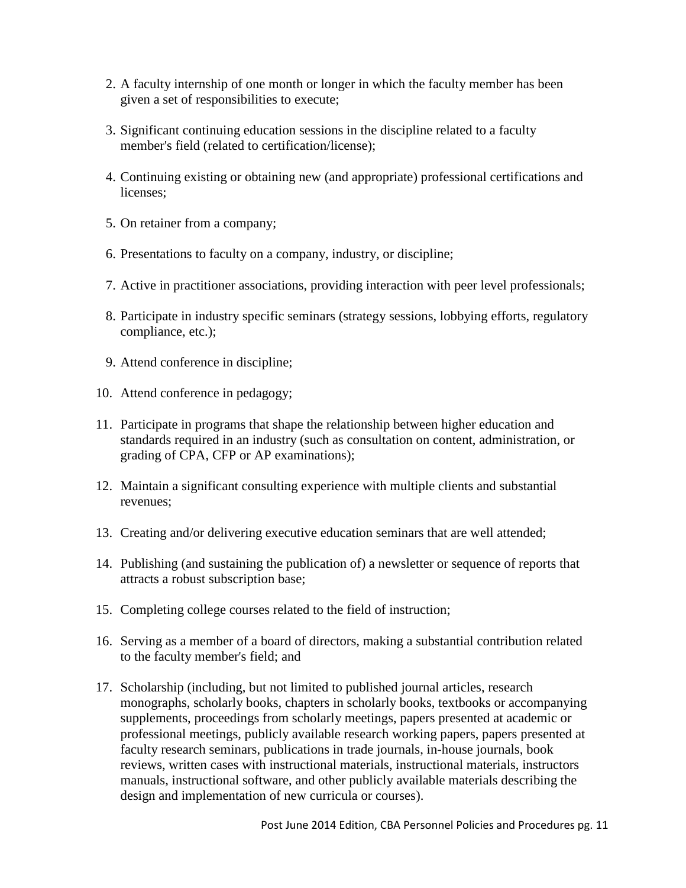2. A faculty internship of one month or longer in which the faculty member has been given a set of responsibilities to execute;

3. Significant continuing education sessions in the discipline related to a faculty member's field (related to certification/license);

4. Continuing existing or obtaining new (and appropriate) professional certifications and licenses;

5. On retainer from a company;

6. Presentations to faculty on a company, industry, or discipline;

7. Active in practitioner associations, providing interaction with peer level professionals;

8. Participate in industry specific seminars (strategy sessions, lobbying efforts, regulatory compliance, etc.);

9. Attend conference in discipline;

10. Attend conference in pedagogy;

11. Participate in programs that shape the relationship between higher education and standards required in an industry (such as consultation on content, administration, or grading of CPA, CFP or AP examinations);

12. Maintain a significant consulting experience with multiple clients and substantial revenues;

13. Creating and/or delivering executive education seminars that are well attended;

14. Publishing (and sustaining the publication of) a newsletter or sequence of reports that attracts a robust subscription base;

15. Completing college courses related to the field of instruction;

16. Serving as a member of a board of directors, making a substantial contribution related to the faculty member's field; and

17. Scholarship (including, but not limited to published journal articles, research monographs, scholarly books, chapters in scholarly books, textbooks or accompanying supplements, proceedings from scholarly meetings, papers presented at academic or professional meetings, publicly available research working papers, papers presented at faculty research seminars, publications in trade journals, in-house journals, book reviews, written cases with instructional materials, instructional materials, instructors manuals, instructional software, and other publicly available materials describing the design and implementation of new curricula or courses).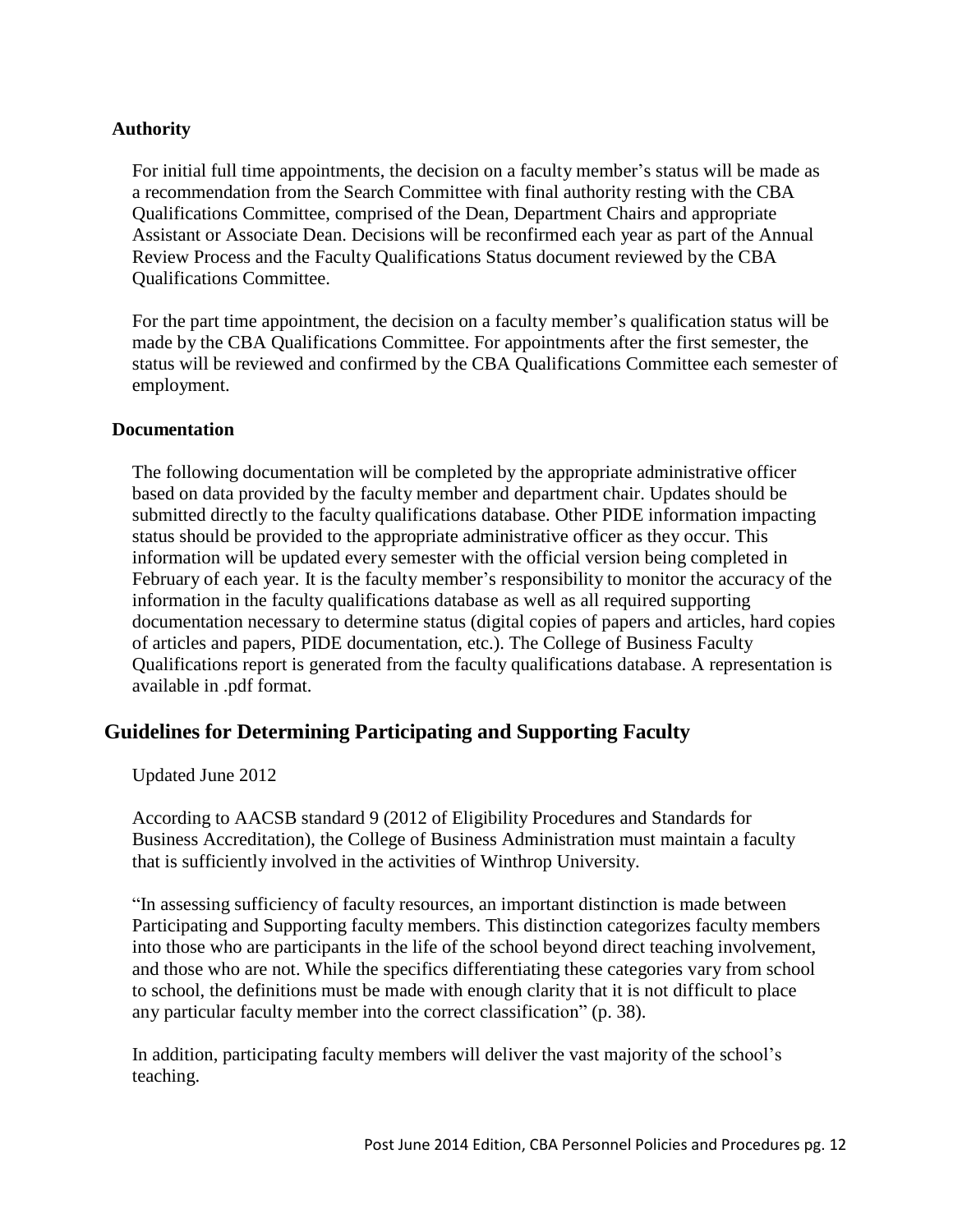**Authority**

For initial full time appointments, the decision on a faculty member's status will be made as a recommendation from the Search Committee with final authority resting with the CBA Qualifications Committee, comprised of the Dean, Department Chairs and appropriate Assistant or Associate Dean. Decisions will be reconfirmed each year as part of the Annual Review Process and the Faculty Qualifications Status document reviewed by the CBA Qualifications Committee.

For the part time appointment, the decision on a faculty member's qualification status will be made by the CBA Qualifications Committee. For appointments after the first semester, the status will be reviewed and confirmed by the CBA Qualifications Committee each semester of employment.

**Documentation**

The following documentation will be completed by the appropriate administrative officer based on data provided by the faculty member and department chair. Updates should be submitted directly to the faculty qualifications database. Other PIDE information impacting status should be provided to the appropriate administrative officer as they occur. This information will be updated every semester with the official version being completed in February of each year. It is the faculty member's responsibility to monitor the accuracy of the information in the faculty qualifications database as well as all required supporting documentation necessary to determine status (digital copies of papers and articles, hard copies of articles and papers, PIDE documentation, etc.). The College of Business Faculty Qualifications report is generated from the faculty qualifications database. A representation is available in .pdf format.

## Guidelines for Determining Participating and Supporting Faculty

Updated June 2012

According to AACSB standard 9 (2012 of Eligibility Procedures and Standards for Business Accreditation), the College of Business Administration must maintain a faculty that is sufficiently involved in the activities of Winthrop University.

"In assessing sufficiency of faculty resources, an important distinction is made between Participating and Supporting faculty members. This distinction categorizes faculty members into those who are participants in the life of the school beyond direct teaching involvement, and those who are not. While the specifics differentiating these categories vary from school to school, the definitions must be made with enough clarity that it is not difficult to place any particular faculty member into the correct classification" (p. 38).

In addition, participating faculty members will deliver the vast majority of the school's teaching.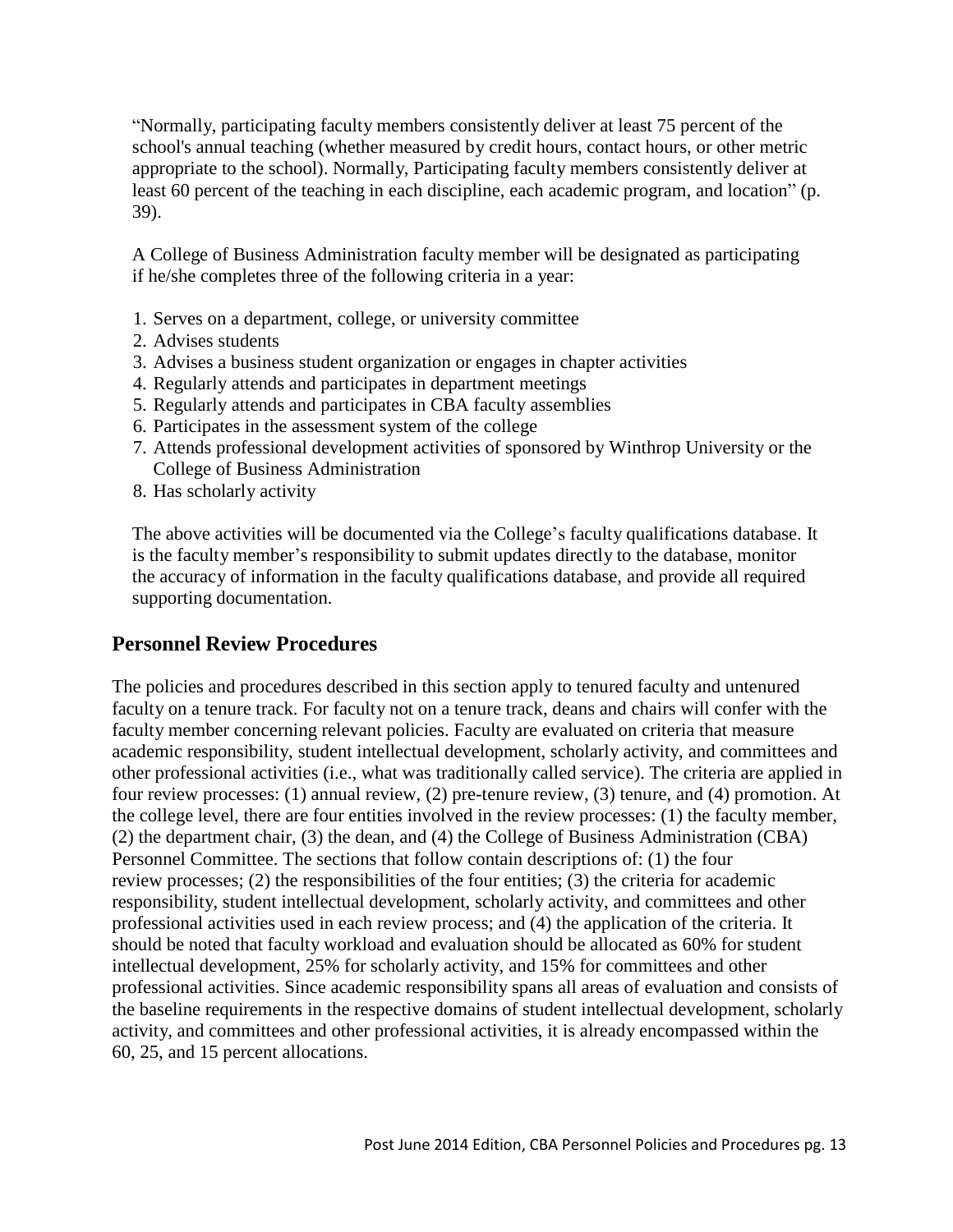"Normally, participating faculty members consistently deliver at least 75 percent of the school's annual teaching (whether measured by credit hours, contact hours, or other metric appropriate to the school). Normally, Participating faculty members consistently deliver at least 60 percent of the teaching in each discipline, each academic program, and location" (p. 39).

A College of Business Administration faculty member will be designated as participating if he/she completes three of the following criteria in a year:

1. Serves on a department, college, or university committee
2. Advises students
3. Advises a business student organization or engages in chapter activities
4. Regularly attends and participates in department meetings
5. Regularly attends and participates in CBA faculty assemblies
6. Participates in the assessment system of the college
7. Attends professional development activities of sponsored by Winthrop University or the College of Business Administration
8. Has scholarly activity

The above activities will be documented via the College's faculty qualifications database. It is the faculty member's responsibility to submit updates directly to the database, monitor the accuracy of information in the faculty qualifications database, and provide all required supporting documentation.

## Personnel Review Procedures

The policies and procedures described in this section apply to tenured faculty and untenured faculty on a tenure track. For faculty not on a tenure track, deans and chairs will confer with the faculty member concerning relevant policies. Faculty are evaluated on criteria that measure academic responsibility, student intellectual development, scholarly activity, and committees and other professional activities (i.e., what was traditionally called service). The criteria are applied in four review processes: (1) annual review, (2) pre-tenure review, (3) tenure, and (4) promotion. At the college level, there are four entities involved in the review processes: (1) the faculty member, (2) the department chair, (3) the dean, and (4) the College of Business Administration (CBA) Personnel Committee. The sections that follow contain descriptions of: (1) the four review processes; (2) the responsibilities of the four entities; (3) the criteria for academic responsibility, student intellectual development, scholarly activity, and committees and other professional activities used in each review process; and (4) the application of the criteria. It should be noted that faculty workload and evaluation should be allocated as 60% for student intellectual development, 25% for scholarly activity, and 15% for committees and other professional activities. Since academic responsibility spans all areas of evaluation and consists of the baseline requirements in the respective domains of student intellectual development, scholarly activity, and committees and other professional activities, it is already encompassed within the 60, 25, and 15 percent allocations.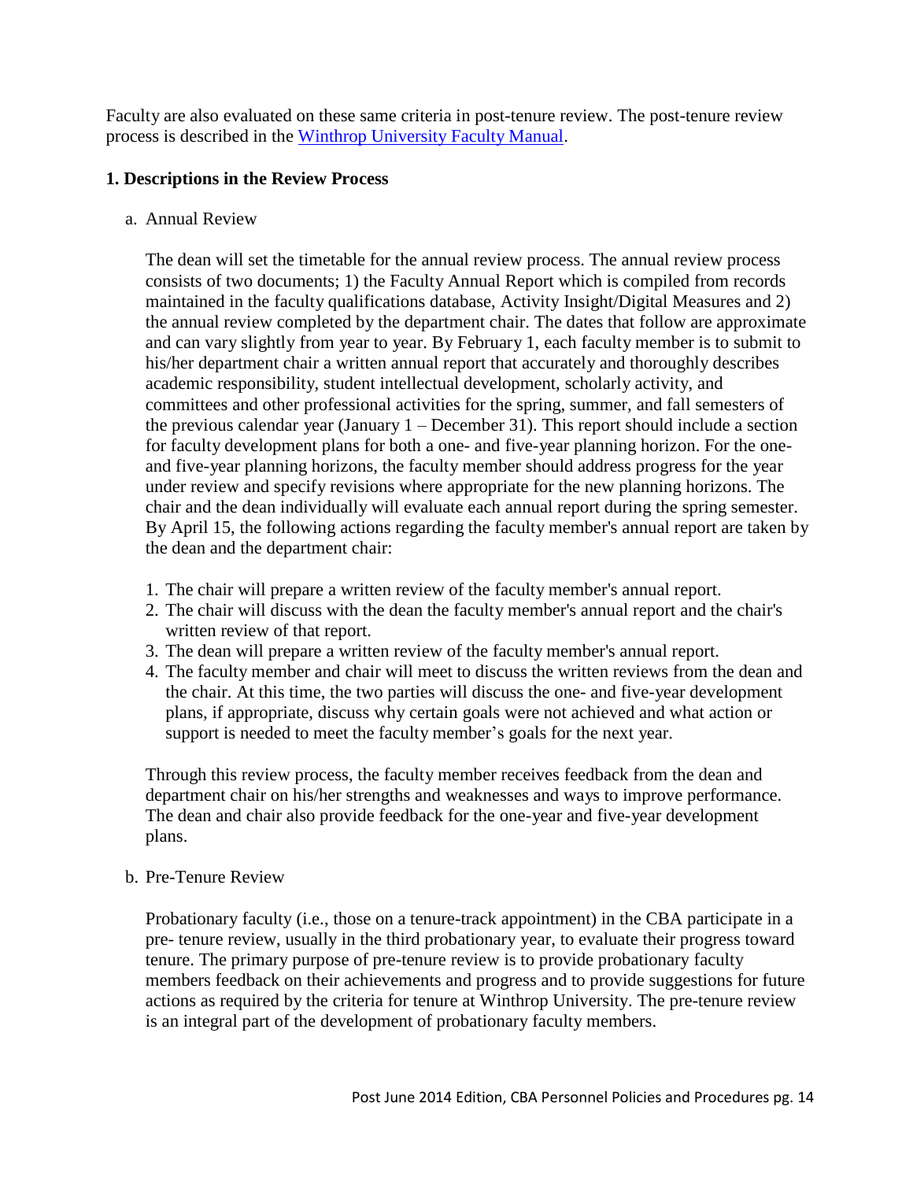Faculty are also evaluated on these same criteria in post-tenure review. The post-tenure review process is described in the [Winthrop University Faculty Manual](Winthrop University Faculty Manual).

**1. Descriptions in the Review Process**

a. Annual Review

The dean will set the timetable for the annual review process. The annual review process consists of two documents; 1) the Faculty Annual Report which is compiled from records maintained in the faculty qualifications database, Activity Insight/Digital Measures and 2) the annual review completed by the department chair. The dates that follow are approximate and can vary slightly from year to year. By February 1, each faculty member is to submit to his/her department chair a written annual report that accurately and thoroughly describes academic responsibility, student intellectual development, scholarly activity, and committees and other professional activities for the spring, summer, and fall semesters of the previous calendar year (January 1 – December 31). This report should include a section for faculty development plans for both a one- and five-year planning horizon. For the one- and five-year planning horizons, the faculty member should address progress for the year under review and specify revisions where appropriate for the new planning horizons. The chair and the dean individually will evaluate each annual report during the spring semester. By April 15, the following actions regarding the faculty member's annual report are taken by the dean and the department chair:

1. The chair will prepare a written review of the faculty member's annual report.
2. The chair will discuss with the dean the faculty member's annual report and the chair's written review of that report.
3. The dean will prepare a written review of the faculty member's annual report.
4. The faculty member and chair will meet to discuss the written reviews from the dean and the chair. At this time, the two parties will discuss the one- and five-year development plans, if appropriate, discuss why certain goals were not achieved and what action or support is needed to meet the faculty member's goals for the next year.

Through this review process, the faculty member receives feedback from the dean and department chair on his/her strengths and weaknesses and ways to improve performance. The dean and chair also provide feedback for the one-year and five-year development plans.

b. Pre-Tenure Review

Probationary faculty (i.e., those on a tenure-track appointment) in the CBA participate in a pre- tenure review, usually in the third probationary year, to evaluate their progress toward tenure. The primary purpose of pre-tenure review is to provide probationary faculty members feedback on their achievements and progress and to provide suggestions for future actions as required by the criteria for tenure at Winthrop University. The pre-tenure review is an integral part of the development of probationary faculty members.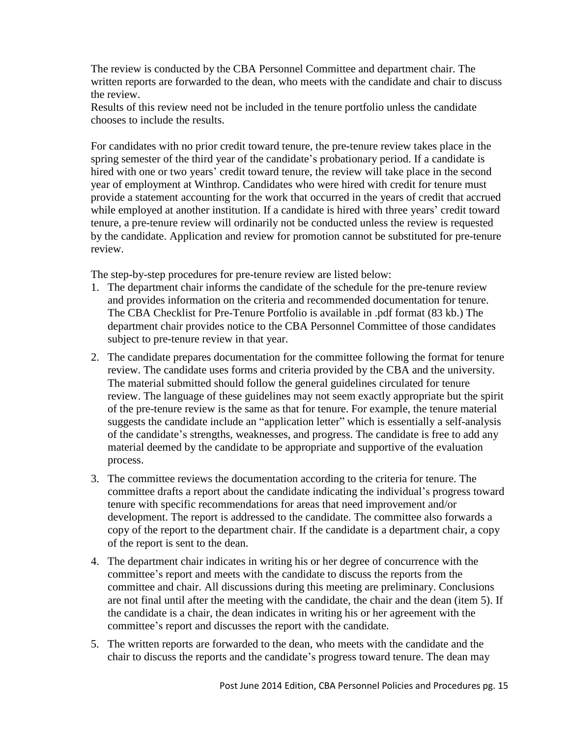The review is conducted by the CBA Personnel Committee and department chair. The written reports are forwarded to the dean, who meets with the candidate and chair to discuss the review.
Results of this review need not be included in the tenure portfolio unless the candidate chooses to include the results.

For candidates with no prior credit toward tenure, the pre-tenure review takes place in the spring semester of the third year of the candidate's probationary period. If a candidate is hired with one or two years' credit toward tenure, the review will take place in the second year of employment at Winthrop. Candidates who were hired with credit for tenure must provide a statement accounting for the work that occurred in the years of credit that accrued while employed at another institution. If a candidate is hired with three years' credit toward tenure, a pre-tenure review will ordinarily not be conducted unless the review is requested by the candidate. Application and review for promotion cannot be substituted for pre-tenure review.

The step-by-step procedures for pre-tenure review are listed below:

1. The department chair informs the candidate of the schedule for the pre-tenure review and provides information on the criteria and recommended documentation for tenure. The CBA Checklist for Pre-Tenure Portfolio is available in .pdf format (83 kb.) The department chair provides notice to the CBA Personnel Committee of those candidates subject to pre-tenure review in that year.
2. The candidate prepares documentation for the committee following the format for tenure review. The candidate uses forms and criteria provided by the CBA and the university. The material submitted should follow the general guidelines circulated for tenure review. The language of these guidelines may not seem exactly appropriate but the spirit of the pre-tenure review is the same as that for tenure. For example, the tenure material suggests the candidate include an "application letter" which is essentially a self-analysis of the candidate's strengths, weaknesses, and progress. The candidate is free to add any material deemed by the candidate to be appropriate and supportive of the evaluation process.
3. The committee reviews the documentation according to the criteria for tenure. The committee drafts a report about the candidate indicating the individual's progress toward tenure with specific recommendations for areas that need improvement and/or development. The report is addressed to the candidate. The committee also forwards a copy of the report to the department chair. If the candidate is a department chair, a copy of the report is sent to the dean.
4. The department chair indicates in writing his or her degree of concurrence with the committee's report and meets with the candidate to discuss the reports from the committee and chair. All discussions during this meeting are preliminary. Conclusions are not final until after the meeting with the candidate, the chair and the dean (item 5). If the candidate is a chair, the dean indicates in writing his or her agreement with the committee's report and discusses the report with the candidate.
5. The written reports are forwarded to the dean, who meets with the candidate and the chair to discuss the reports and the candidate's progress toward tenure. The dean may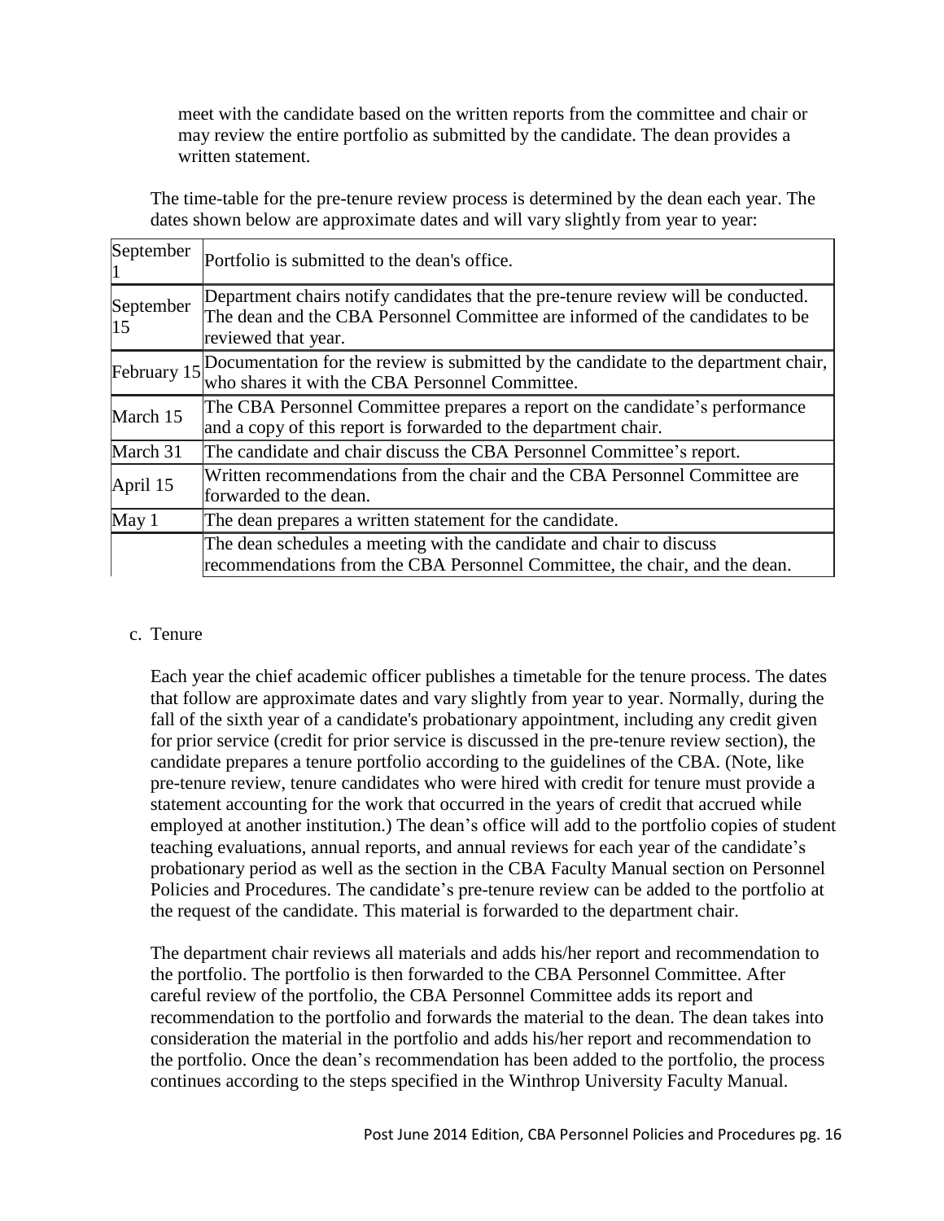meet with the candidate based on the written reports from the committee and chair or may review the entire portfolio as submitted by the candidate. The dean provides a written statement.

The time-table for the pre-tenure review process is determined by the dean each year. The dates shown below are approximate dates and will vary slightly from year to year:

| | |
|---|---|
| September 1 | Portfolio is submitted to the dean's office. |
| September 15 | Department chairs notify candidates that the pre-tenure review will be conducted. The dean and the CBA Personnel Committee are informed of the candidates to be reviewed that year. |
| February 15 | Documentation for the review is submitted by the candidate to the department chair, who shares it with the CBA Personnel Committee. |
| March 15 | The CBA Personnel Committee prepares a report on the candidate's performance and a copy of this report is forwarded to the department chair. |
| March 31 | The candidate and chair discuss the CBA Personnel Committee's report. |
| April 15 | Written recommendations from the chair and the CBA Personnel Committee are forwarded to the dean. |
| May 1 | The dean prepares a written statement for the candidate. |
| | The dean schedules a meeting with the candidate and chair to discuss recommendations from the CBA Personnel Committee, the chair, and the dean. |

c. Tenure

Each year the chief academic officer publishes a timetable for the tenure process. The dates that follow are approximate dates and vary slightly from year to year. Normally, during the fall of the sixth year of a candidate's probationary appointment, including any credit given for prior service (credit for prior service is discussed in the pre-tenure review section), the candidate prepares a tenure portfolio according to the guidelines of the CBA. (Note, like pre-tenure review, tenure candidates who were hired with credit for tenure must provide a statement accounting for the work that occurred in the years of credit that accrued while employed at another institution.) The dean's office will add to the portfolio copies of student teaching evaluations, annual reports, and annual reviews for each year of the candidate's probationary period as well as the section in the CBA Faculty Manual section on Personnel Policies and Procedures. The candidate's pre-tenure review can be added to the portfolio at the request of the candidate. This material is forwarded to the department chair.

The department chair reviews all materials and adds his/her report and recommendation to the portfolio. The portfolio is then forwarded to the CBA Personnel Committee. After careful review of the portfolio, the CBA Personnel Committee adds its report and recommendation to the portfolio and forwards the material to the dean. The dean takes into consideration the material in the portfolio and adds his/her report and recommendation to the portfolio. Once the dean's recommendation has been added to the portfolio, the process continues according to the steps specified in the Winthrop University Faculty Manual.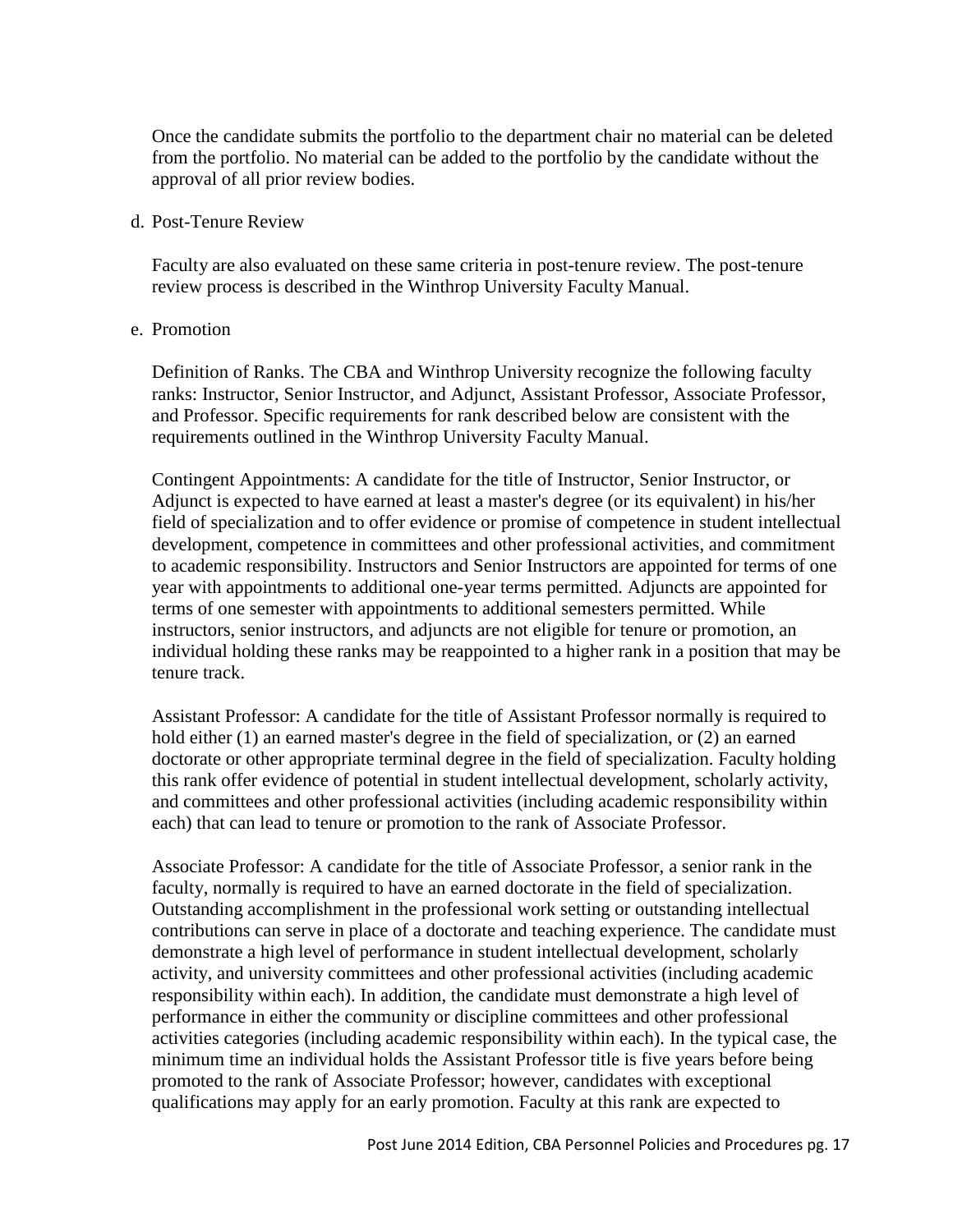Once the candidate submits the portfolio to the department chair no material can be deleted from the portfolio. No material can be added to the portfolio by the candidate without the approval of all prior review bodies.

d. Post-Tenure Review

Faculty are also evaluated on these same criteria in post-tenure review. The post-tenure review process is described in the Winthrop University Faculty Manual.

e. Promotion

Definition of Ranks. The CBA and Winthrop University recognize the following faculty ranks: Instructor, Senior Instructor, and Adjunct, Assistant Professor, Associate Professor, and Professor. Specific requirements for rank described below are consistent with the requirements outlined in the Winthrop University Faculty Manual.

Contingent Appointments: A candidate for the title of Instructor, Senior Instructor, or Adjunct is expected to have earned at least a master's degree (or its equivalent) in his/her field of specialization and to offer evidence or promise of competence in student intellectual development, competence in committees and other professional activities, and commitment to academic responsibility. Instructors and Senior Instructors are appointed for terms of one year with appointments to additional one-year terms permitted. Adjuncts are appointed for terms of one semester with appointments to additional semesters permitted. While instructors, senior instructors, and adjuncts are not eligible for tenure or promotion, an individual holding these ranks may be reappointed to a higher rank in a position that may be tenure track.

Assistant Professor: A candidate for the title of Assistant Professor normally is required to hold either (1) an earned master's degree in the field of specialization, or (2) an earned doctorate or other appropriate terminal degree in the field of specialization. Faculty holding this rank offer evidence of potential in student intellectual development, scholarly activity, and committees and other professional activities (including academic responsibility within each) that can lead to tenure or promotion to the rank of Associate Professor.

Associate Professor: A candidate for the title of Associate Professor, a senior rank in the faculty, normally is required to have an earned doctorate in the field of specialization. Outstanding accomplishment in the professional work setting or outstanding intellectual contributions can serve in place of a doctorate and teaching experience. The candidate must demonstrate a high level of performance in student intellectual development, scholarly activity, and university committees and other professional activities (including academic responsibility within each). In addition, the candidate must demonstrate a high level of performance in either the community or discipline committees and other professional activities categories (including academic responsibility within each). In the typical case, the minimum time an individual holds the Assistant Professor title is five years before being promoted to the rank of Associate Professor; however, candidates with exceptional qualifications may apply for an early promotion. Faculty at this rank are expected to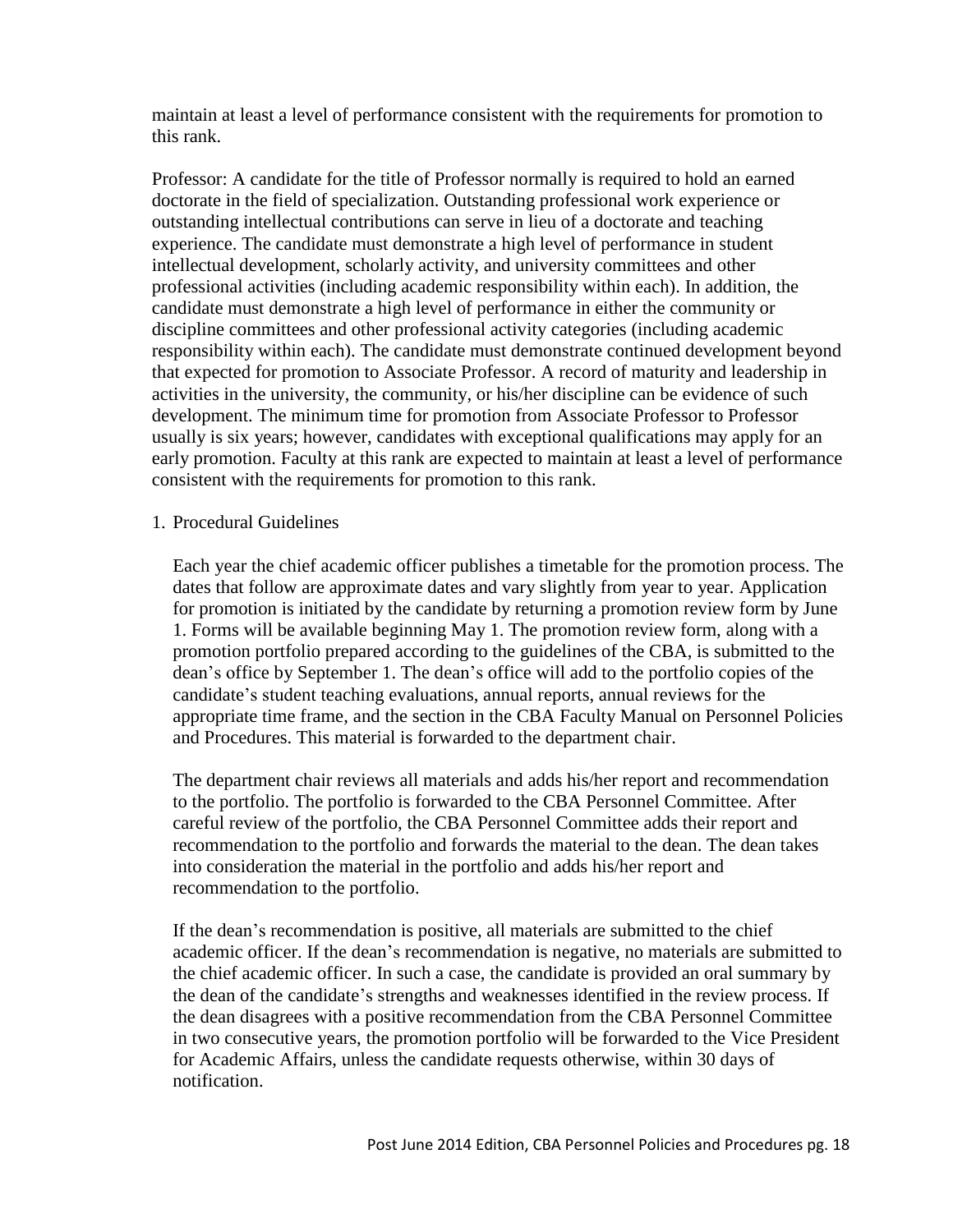maintain at least a level of performance consistent with the requirements for promotion to this rank.

Professor: A candidate for the title of Professor normally is required to hold an earned doctorate in the field of specialization. Outstanding professional work experience or outstanding intellectual contributions can serve in lieu of a doctorate and teaching experience. The candidate must demonstrate a high level of performance in student intellectual development, scholarly activity, and university committees and other professional activities (including academic responsibility within each). In addition, the candidate must demonstrate a high level of performance in either the community or discipline committees and other professional activity categories (including academic responsibility within each). The candidate must demonstrate continued development beyond that expected for promotion to Associate Professor. A record of maturity and leadership in activities in the university, the community, or his/her discipline can be evidence of such development. The minimum time for promotion from Associate Professor to Professor usually is six years; however, candidates with exceptional qualifications may apply for an early promotion. Faculty at this rank are expected to maintain at least a level of performance consistent with the requirements for promotion to this rank.

1. Procedural Guidelines

   Each year the chief academic officer publishes a timetable for the promotion process. The dates that follow are approximate dates and vary slightly from year to year. Application for promotion is initiated by the candidate by returning a promotion review form by June 1. Forms will be available beginning May 1. The promotion review form, along with a promotion portfolio prepared according to the guidelines of the CBA, is submitted to the dean's office by September 1. The dean's office will add to the portfolio copies of the candidate's student teaching evaluations, annual reports, annual reviews for the appropriate time frame, and the section in the CBA Faculty Manual on Personnel Policies and Procedures. This material is forwarded to the department chair.

   The department chair reviews all materials and adds his/her report and recommendation to the portfolio. The portfolio is forwarded to the CBA Personnel Committee. After careful review of the portfolio, the CBA Personnel Committee adds their report and recommendation to the portfolio and forwards the material to the dean. The dean takes into consideration the material in the portfolio and adds his/her report and recommendation to the portfolio.

   If the dean's recommendation is positive, all materials are submitted to the chief academic officer. If the dean's recommendation is negative, no materials are submitted to the chief academic officer. In such a case, the candidate is provided an oral summary by the dean of the candidate's strengths and weaknesses identified in the review process. If the dean disagrees with a positive recommendation from the CBA Personnel Committee in two consecutive years, the promotion portfolio will be forwarded to the Vice President for Academic Affairs, unless the candidate requests otherwise, within 30 days of notification.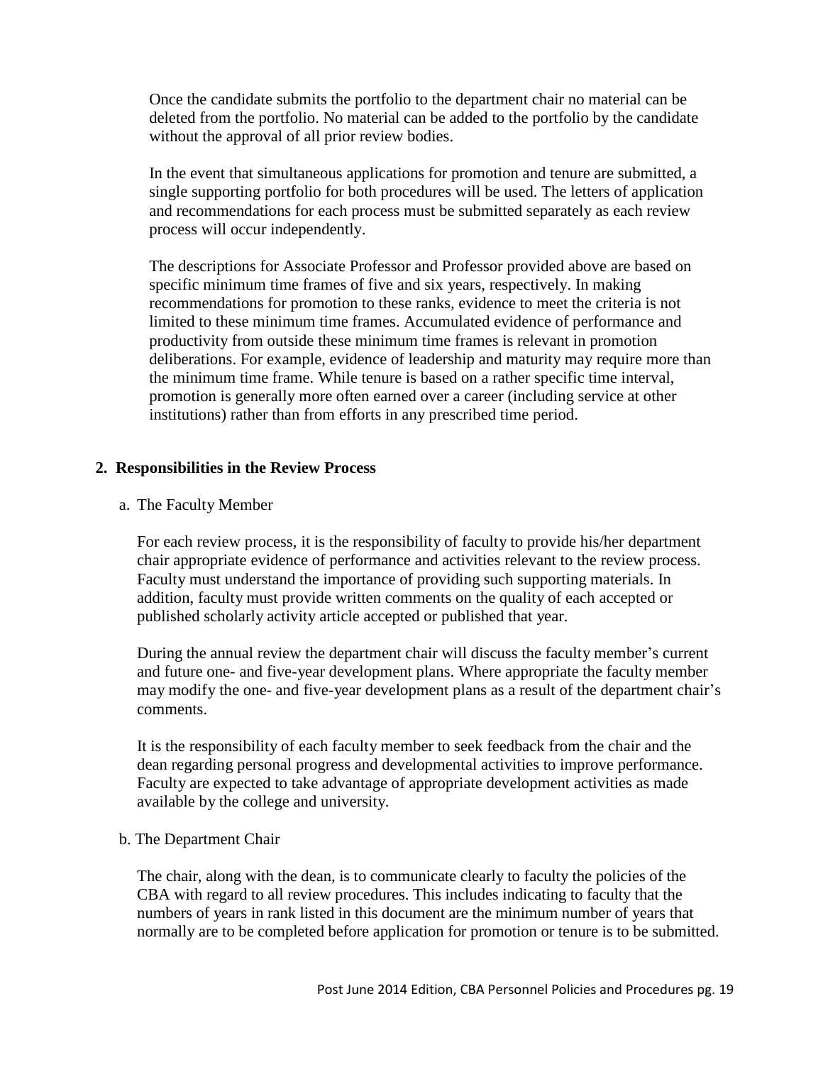Once the candidate submits the portfolio to the department chair no material can be deleted from the portfolio. No material can be added to the portfolio by the candidate without the approval of all prior review bodies.

In the event that simultaneous applications for promotion and tenure are submitted, a single supporting portfolio for both procedures will be used. The letters of application and recommendations for each process must be submitted separately as each review process will occur independently.

The descriptions for Associate Professor and Professor provided above are based on specific minimum time frames of five and six years, respectively. In making recommendations for promotion to these ranks, evidence to meet the criteria is not limited to these minimum time frames. Accumulated evidence of performance and productivity from outside these minimum time frames is relevant in promotion deliberations. For example, evidence of leadership and maturity may require more than the minimum time frame. While tenure is based on a rather specific time interval, promotion is generally more often earned over a career (including service at other institutions) rather than from efforts in any prescribed time period.

## 2. Responsibilities in the Review Process

a. The Faculty Member

For each review process, it is the responsibility of faculty to provide his/her department chair appropriate evidence of performance and activities relevant to the review process. Faculty must understand the importance of providing such supporting materials. In addition, faculty must provide written comments on the quality of each accepted or published scholarly activity article accepted or published that year.

During the annual review the department chair will discuss the faculty member's current and future one- and five-year development plans. Where appropriate the faculty member may modify the one- and five-year development plans as a result of the department chair's comments.

It is the responsibility of each faculty member to seek feedback from the chair and the dean regarding personal progress and developmental activities to improve performance. Faculty are expected to take advantage of appropriate development activities as made available by the college and university.

b. The Department Chair

The chair, along with the dean, is to communicate clearly to faculty the policies of the CBA with regard to all review procedures. This includes indicating to faculty that the numbers of years in rank listed in this document are the minimum number of years that normally are to be completed before application for promotion or tenure is to be submitted.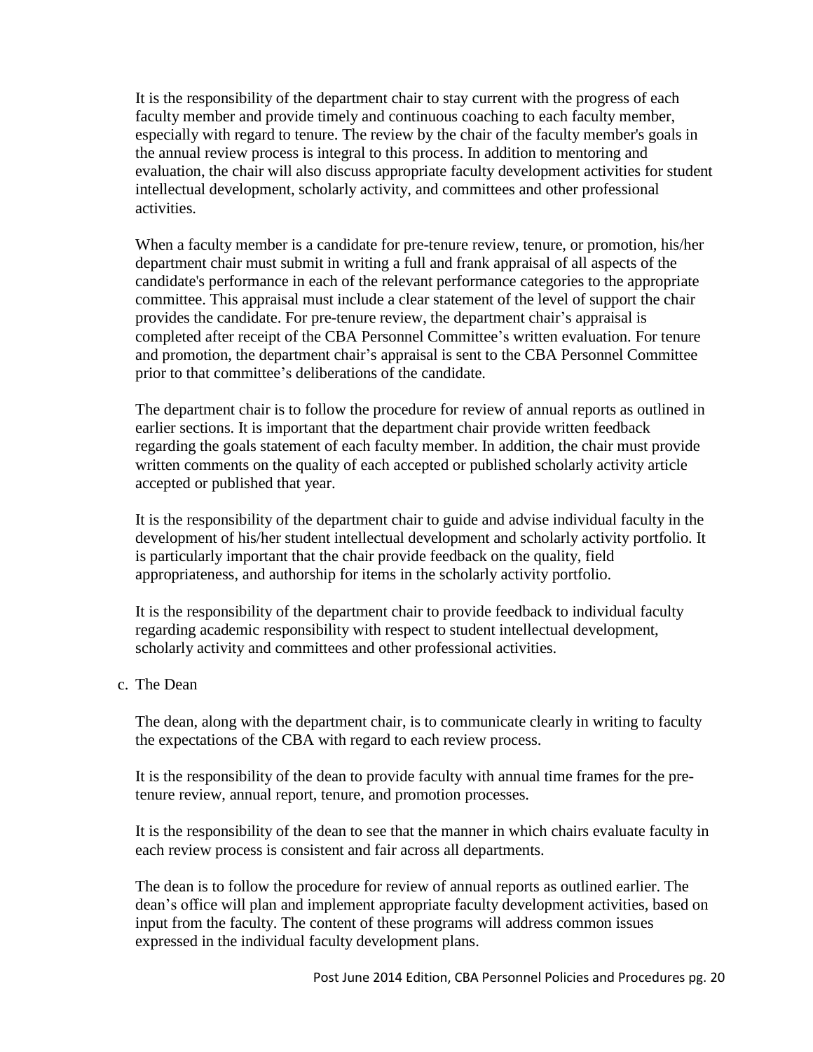It is the responsibility of the department chair to stay current with the progress of each faculty member and provide timely and continuous coaching to each faculty member, especially with regard to tenure. The review by the chair of the faculty member's goals in the annual review process is integral to this process. In addition to mentoring and evaluation, the chair will also discuss appropriate faculty development activities for student intellectual development, scholarly activity, and committees and other professional activities.

When a faculty member is a candidate for pre-tenure review, tenure, or promotion, his/her department chair must submit in writing a full and frank appraisal of all aspects of the candidate's performance in each of the relevant performance categories to the appropriate committee. This appraisal must include a clear statement of the level of support the chair provides the candidate. For pre-tenure review, the department chair's appraisal is completed after receipt of the CBA Personnel Committee's written evaluation. For tenure and promotion, the department chair's appraisal is sent to the CBA Personnel Committee prior to that committee's deliberations of the candidate.

The department chair is to follow the procedure for review of annual reports as outlined in earlier sections. It is important that the department chair provide written feedback regarding the goals statement of each faculty member. In addition, the chair must provide written comments on the quality of each accepted or published scholarly activity article accepted or published that year.

It is the responsibility of the department chair to guide and advise individual faculty in the development of his/her student intellectual development and scholarly activity portfolio. It is particularly important that the chair provide feedback on the quality, field appropriateness, and authorship for items in the scholarly activity portfolio.

It is the responsibility of the department chair to provide feedback to individual faculty regarding academic responsibility with respect to student intellectual development, scholarly activity and committees and other professional activities.

c. The Dean

The dean, along with the department chair, is to communicate clearly in writing to faculty the expectations of the CBA with regard to each review process.

It is the responsibility of the dean to provide faculty with annual time frames for the pre-tenure review, annual report, tenure, and promotion processes.

It is the responsibility of the dean to see that the manner in which chairs evaluate faculty in each review process is consistent and fair across all departments.

The dean is to follow the procedure for review of annual reports as outlined earlier. The dean's office will plan and implement appropriate faculty development activities, based on input from the faculty. The content of these programs will address common issues expressed in the individual faculty development plans.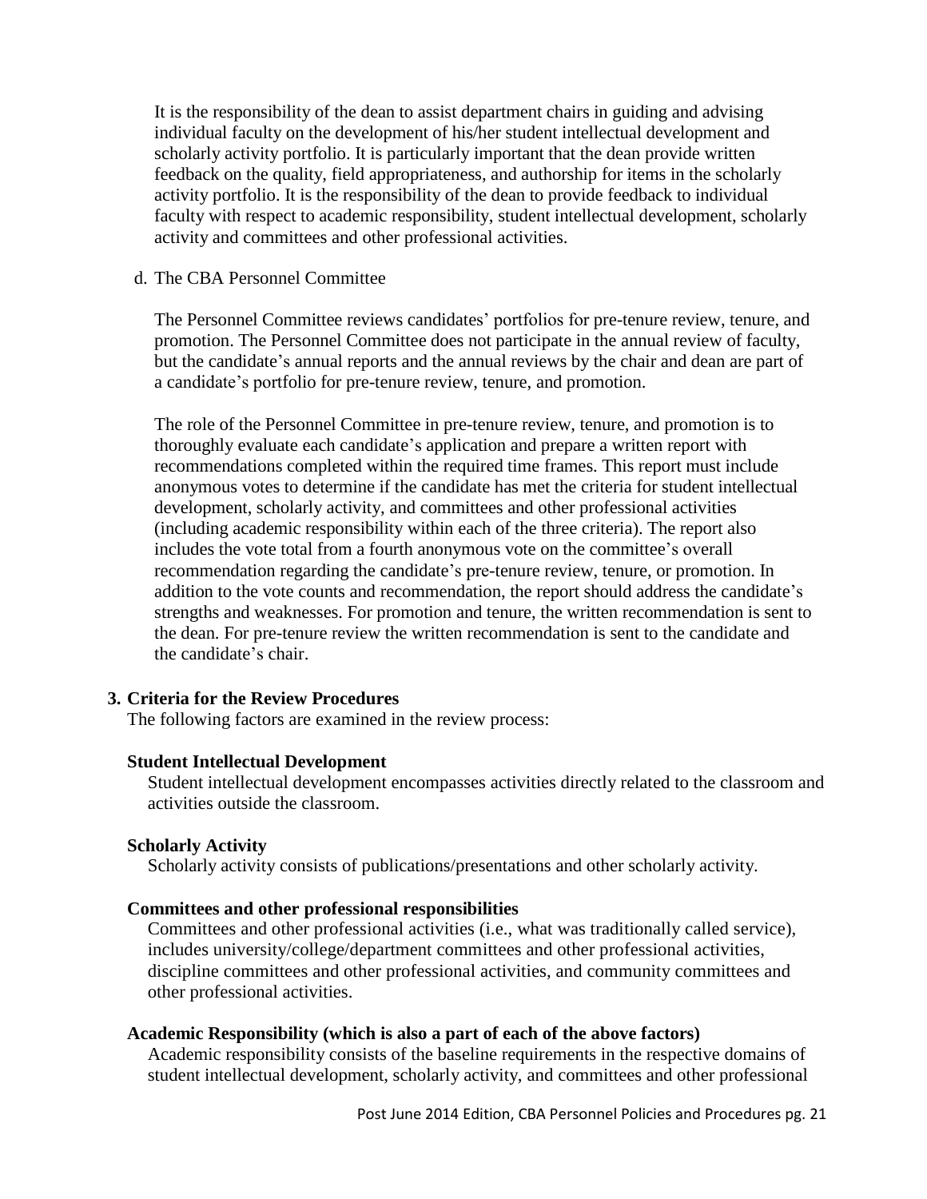It is the responsibility of the dean to assist department chairs in guiding and advising individual faculty on the development of his/her student intellectual development and scholarly activity portfolio. It is particularly important that the dean provide written feedback on the quality, field appropriateness, and authorship for items in the scholarly activity portfolio. It is the responsibility of the dean to provide feedback to individual faculty with respect to academic responsibility, student intellectual development, scholarly activity and committees and other professional activities.

d. The CBA Personnel Committee

The Personnel Committee reviews candidates' portfolios for pre-tenure review, tenure, and promotion. The Personnel Committee does not participate in the annual review of faculty, but the candidate's annual reports and the annual reviews by the chair and dean are part of a candidate's portfolio for pre-tenure review, tenure, and promotion.

The role of the Personnel Committee in pre-tenure review, tenure, and promotion is to thoroughly evaluate each candidate's application and prepare a written report with recommendations completed within the required time frames. This report must include anonymous votes to determine if the candidate has met the criteria for student intellectual development, scholarly activity, and committees and other professional activities (including academic responsibility within each of the three criteria). The report also includes the vote total from a fourth anonymous vote on the committee's overall recommendation regarding the candidate's pre-tenure review, tenure, or promotion. In addition to the vote counts and recommendation, the report should address the candidate's strengths and weaknesses. For promotion and tenure, the written recommendation is sent to the dean. For pre-tenure review the written recommendation is sent to the candidate and the candidate's chair.

## 3. Criteria for the Review Procedures

The following factors are examined in the review process:

**Student Intellectual Development**

Student intellectual development encompasses activities directly related to the classroom and activities outside the classroom.

**Scholarly Activity**

Scholarly activity consists of publications/presentations and other scholarly activity.

**Committees and other professional responsibilities**

Committees and other professional activities (i.e., what was traditionally called service), includes university/college/department committees and other professional activities, discipline committees and other professional activities, and community committees and other professional activities.

**Academic Responsibility (which is also a part of each of the above factors)**

Academic responsibility consists of the baseline requirements in the respective domains of student intellectual development, scholarly activity, and committees and other professional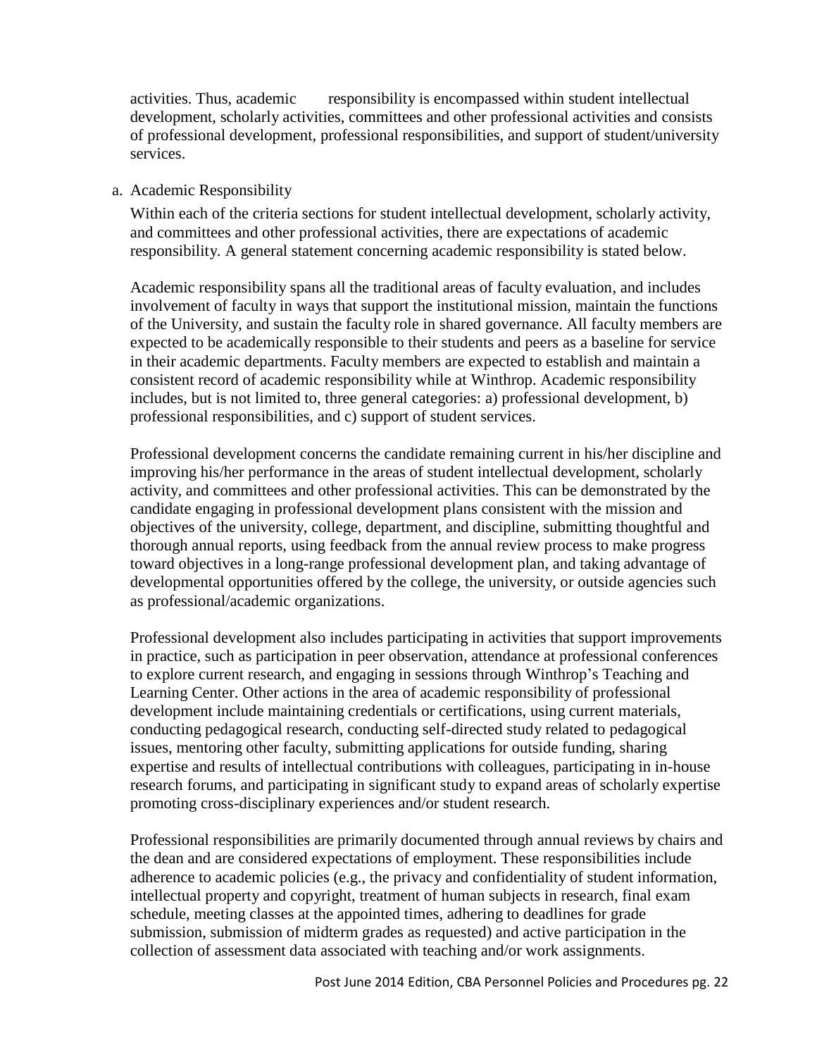activities. Thus, academic responsibility is encompassed within student intellectual development, scholarly activities, committees and other professional activities and consists of professional development, professional responsibilities, and support of student/university services.

a. Academic Responsibility

Within each of the criteria sections for student intellectual development, scholarly activity, and committees and other professional activities, there are expectations of academic responsibility. A general statement concerning academic responsibility is stated below.

Academic responsibility spans all the traditional areas of faculty evaluation, and includes involvement of faculty in ways that support the institutional mission, maintain the functions of the University, and sustain the faculty role in shared governance. All faculty members are expected to be academically responsible to their students and peers as a baseline for service in their academic departments. Faculty members are expected to establish and maintain a consistent record of academic responsibility while at Winthrop. Academic responsibility includes, but is not limited to, three general categories: a) professional development, b) professional responsibilities, and c) support of student services.

Professional development concerns the candidate remaining current in his/her discipline and improving his/her performance in the areas of student intellectual development, scholarly activity, and committees and other professional activities. This can be demonstrated by the candidate engaging in professional development plans consistent with the mission and objectives of the university, college, department, and discipline, submitting thoughtful and thorough annual reports, using feedback from the annual review process to make progress toward objectives in a long-range professional development plan, and taking advantage of developmental opportunities offered by the college, the university, or outside agencies such as professional/academic organizations.

Professional development also includes participating in activities that support improvements in practice, such as participation in peer observation, attendance at professional conferences to explore current research, and engaging in sessions through Winthrop's Teaching and Learning Center. Other actions in the area of academic responsibility of professional development include maintaining credentials or certifications, using current materials, conducting pedagogical research, conducting self-directed study related to pedagogical issues, mentoring other faculty, submitting applications for outside funding, sharing expertise and results of intellectual contributions with colleagues, participating in in-house research forums, and participating in significant study to expand areas of scholarly expertise promoting cross-disciplinary experiences and/or student research.

Professional responsibilities are primarily documented through annual reviews by chairs and the dean and are considered expectations of employment. These responsibilities include adherence to academic policies (e.g., the privacy and confidentiality of student information, intellectual property and copyright, treatment of human subjects in research, final exam schedule, meeting classes at the appointed times, adhering to deadlines for grade submission, submission of midterm grades as requested) and active participation in the collection of assessment data associated with teaching and/or work assignments.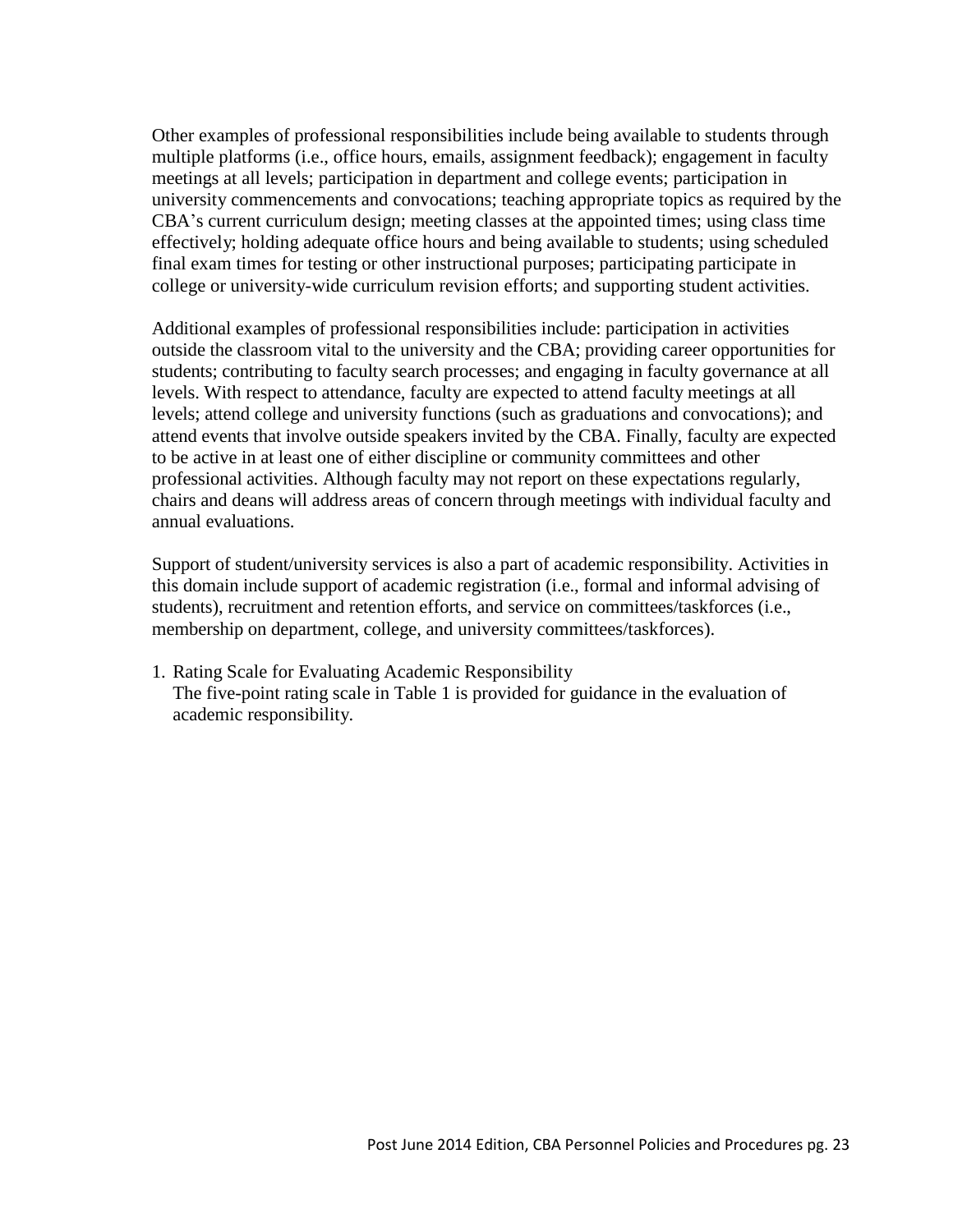Other examples of professional responsibilities include being available to students through multiple platforms (i.e., office hours, emails, assignment feedback); engagement in faculty meetings at all levels; participation in department and college events; participation in university commencements and convocations; teaching appropriate topics as required by the CBA's current curriculum design; meeting classes at the appointed times; using class time effectively; holding adequate office hours and being available to students; using scheduled final exam times for testing or other instructional purposes; participating participate in college or university-wide curriculum revision efforts; and supporting student activities.

Additional examples of professional responsibilities include: participation in activities outside the classroom vital to the university and the CBA; providing career opportunities for students; contributing to faculty search processes; and engaging in faculty governance at all levels. With respect to attendance, faculty are expected to attend faculty meetings at all levels; attend college and university functions (such as graduations and convocations); and attend events that involve outside speakers invited by the CBA. Finally, faculty are expected to be active in at least one of either discipline or community committees and other professional activities. Although faculty may not report on these expectations regularly, chairs and deans will address areas of concern through meetings with individual faculty and annual evaluations.

Support of student/university services is also a part of academic responsibility. Activities in this domain include support of academic registration (i.e., formal and informal advising of students), recruitment and retention efforts, and service on committees/taskforces (i.e., membership on department, college, and university committees/taskforces).

1. Rating Scale for Evaluating Academic Responsibility
   The five-point rating scale in Table 1 is provided for guidance in the evaluation of academic responsibility.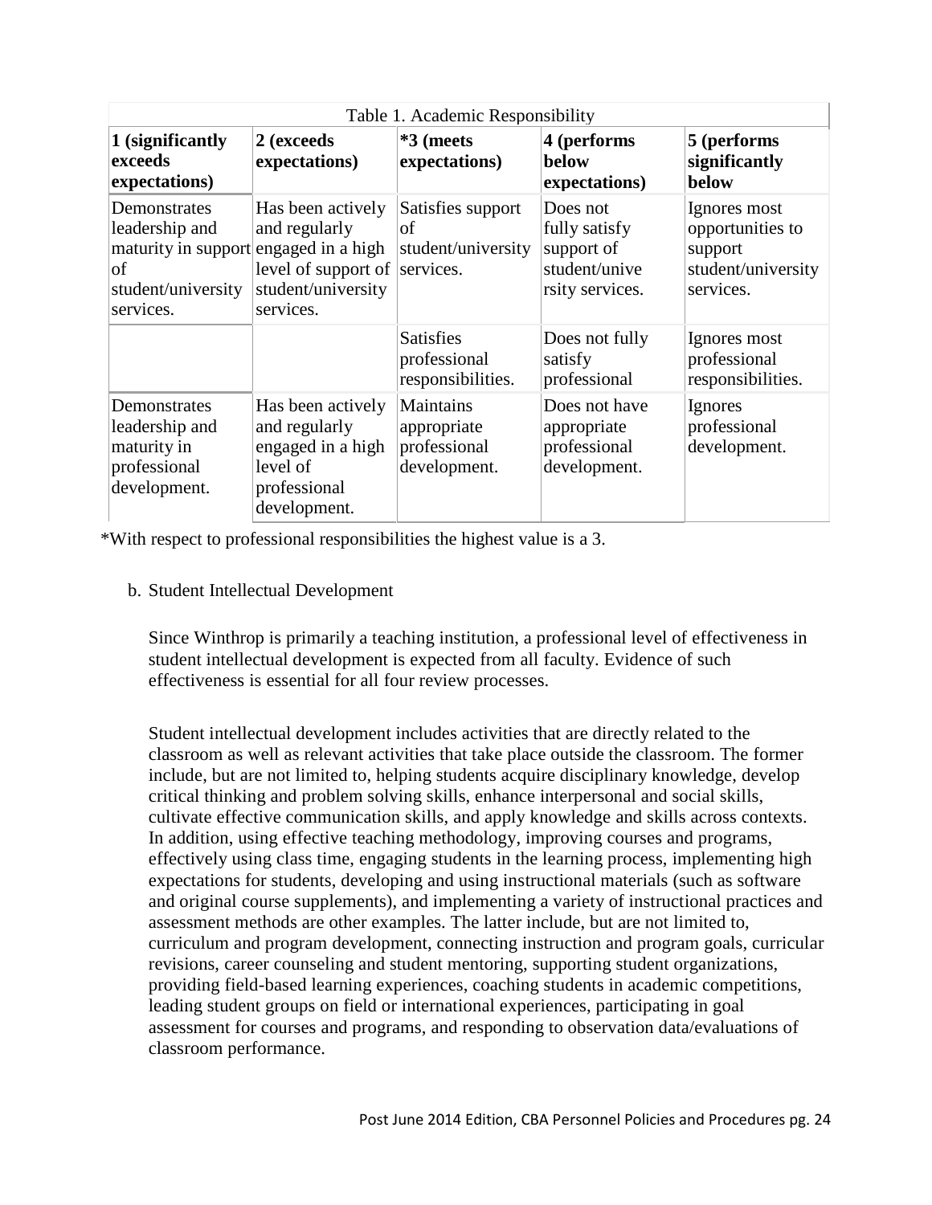| Table 1. Academic Responsibility | | | | |
|---|---|---|---|---|
| **1 (significantly exceeds expectations)** | **2 (exceeds expectations)** | ***3 (meets expectations)** | **4 (performs below expectations)** | **5 (performs significantly below** |
| Demonstrates leadership and maturity in support of student/university services. | Has been actively and regularly engaged in a high level of support of student/university services. | Satisfies support of student/university services. | Does not fully satisfy support of student/unive rsity services. | Ignores most opportunities to support student/university services. |
| | | Satisfies professional responsibilities. | Does not fully satisfy professional | Ignores most professional responsibilities. |
| Demonstrates leadership and maturity in professional development. | Has been actively and regularly engaged in a high level of professional development. | Maintains appropriate professional development. | Does not have appropriate professional development. | Ignores professional development. |

*With respect to professional responsibilities the highest value is a 3.

b. Student Intellectual Development

Since Winthrop is primarily a teaching institution, a professional level of effectiveness in student intellectual development is expected from all faculty. Evidence of such effectiveness is essential for all four review processes.

Student intellectual development includes activities that are directly related to the classroom as well as relevant activities that take place outside the classroom. The former include, but are not limited to, helping students acquire disciplinary knowledge, develop critical thinking and problem solving skills, enhance interpersonal and social skills, cultivate effective communication skills, and apply knowledge and skills across contexts. In addition, using effective teaching methodology, improving courses and programs, effectively using class time, engaging students in the learning process, implementing high expectations for students, developing and using instructional materials (such as software and original course supplements), and implementing a variety of instructional practices and assessment methods are other examples. The latter include, but are not limited to, curriculum and program development, connecting instruction and program goals, curricular revisions, career counseling and student mentoring, supporting student organizations, providing field-based learning experiences, coaching students in academic competitions, leading student groups on field or international experiences, participating in goal assessment for courses and programs, and responding to observation data/evaluations of classroom performance.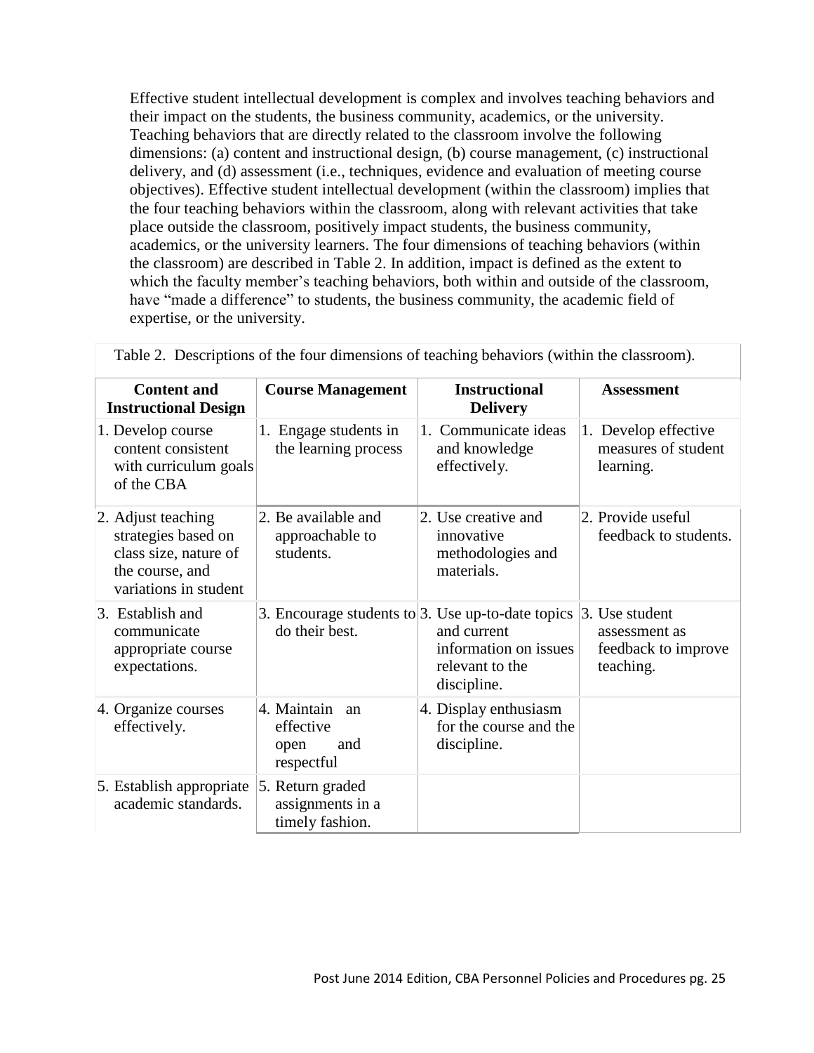Effective student intellectual development is complex and involves teaching behaviors and their impact on the students, the business community, academics, or the university. Teaching behaviors that are directly related to the classroom involve the following dimensions: (a) content and instructional design, (b) course management, (c) instructional delivery, and (d) assessment (i.e., techniques, evidence and evaluation of meeting course objectives). Effective student intellectual development (within the classroom) implies that the four teaching behaviors within the classroom, along with relevant activities that take place outside the classroom, positively impact students, the business community, academics, or the university learners. The four dimensions of teaching behaviors (within the classroom) are described in Table 2. In addition, impact is defined as the extent to which the faculty member's teaching behaviors, both within and outside of the classroom, have "made a difference" to students, the business community, the academic field of expertise, or the university.

Table 2. Descriptions of the four dimensions of teaching behaviors (within the classroom).

| Content and Instructional Design | Course Management | Instructional Delivery | Assessment |
|---|---|---|---|
| 1. Develop course content consistent with curriculum goals of the CBA | 1. Engage students in the learning process | 1. Communicate ideas and knowledge effectively. | 1. Develop effective measures of student learning. |
| 2. Adjust teaching strategies based on class size, nature of the course, and variations in student | 2. Be available and approachable to students. | 2. Use creative and innovative methodologies and materials. | 2. Provide useful feedback to students. |
| 3. Establish and communicate appropriate course expectations. | 3. Encourage students to do their best. | 3. Use up-to-date topics and current information on issues relevant to the discipline. | 3. Use student assessment as feedback to improve teaching. |
| 4. Organize courses effectively. | 4. Maintain an effective open and respectful | 4. Display enthusiasm for the course and the discipline. | |
| 5. Establish appropriate academic standards. | 5. Return graded assignments in a timely fashion. | | |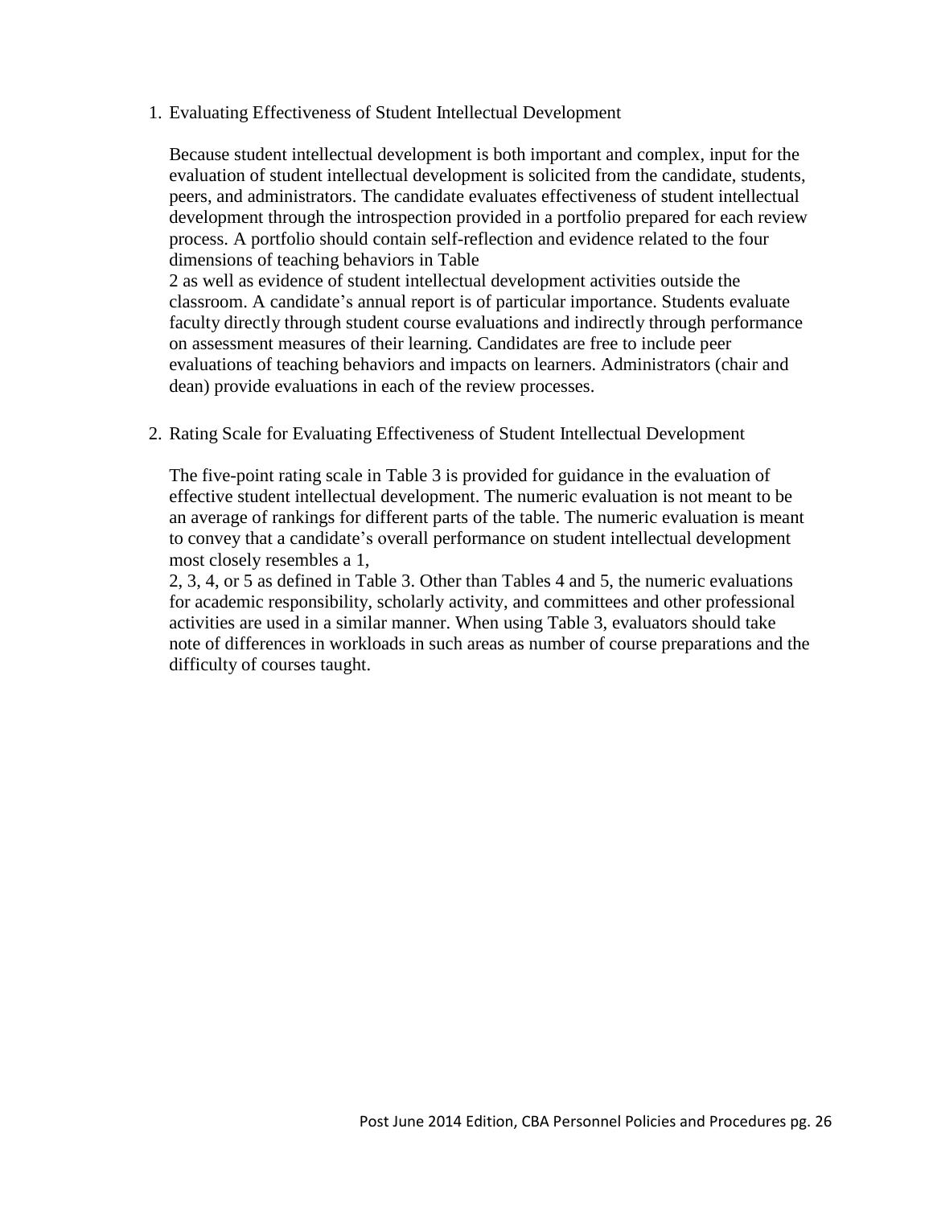1. Evaluating Effectiveness of Student Intellectual Development

   Because student intellectual development is both important and complex, input for the evaluation of student intellectual development is solicited from the candidate, students, peers, and administrators. The candidate evaluates effectiveness of student intellectual development through the introspection provided in a portfolio prepared for each review process. A portfolio should contain self-reflection and evidence related to the four dimensions of teaching behaviors in Table 2 as well as evidence of student intellectual development activities outside the classroom. A candidate's annual report is of particular importance. Students evaluate faculty directly through student course evaluations and indirectly through performance on assessment measures of their learning. Candidates are free to include peer evaluations of teaching behaviors and impacts on learners. Administrators (chair and dean) provide evaluations in each of the review processes.

2. Rating Scale for Evaluating Effectiveness of Student Intellectual Development

   The five-point rating scale in Table 3 is provided for guidance in the evaluation of effective student intellectual development. The numeric evaluation is not meant to be an average of rankings for different parts of the table. The numeric evaluation is meant to convey that a candidate's overall performance on student intellectual development most closely resembles a 1, 2, 3, 4, or 5 as defined in Table 3. Other than Tables 4 and 5, the numeric evaluations for academic responsibility, scholarly activity, and committees and other professional activities are used in a similar manner. When using Table 3, evaluators should take note of differences in workloads in such areas as number of course preparations and the difficulty of courses taught.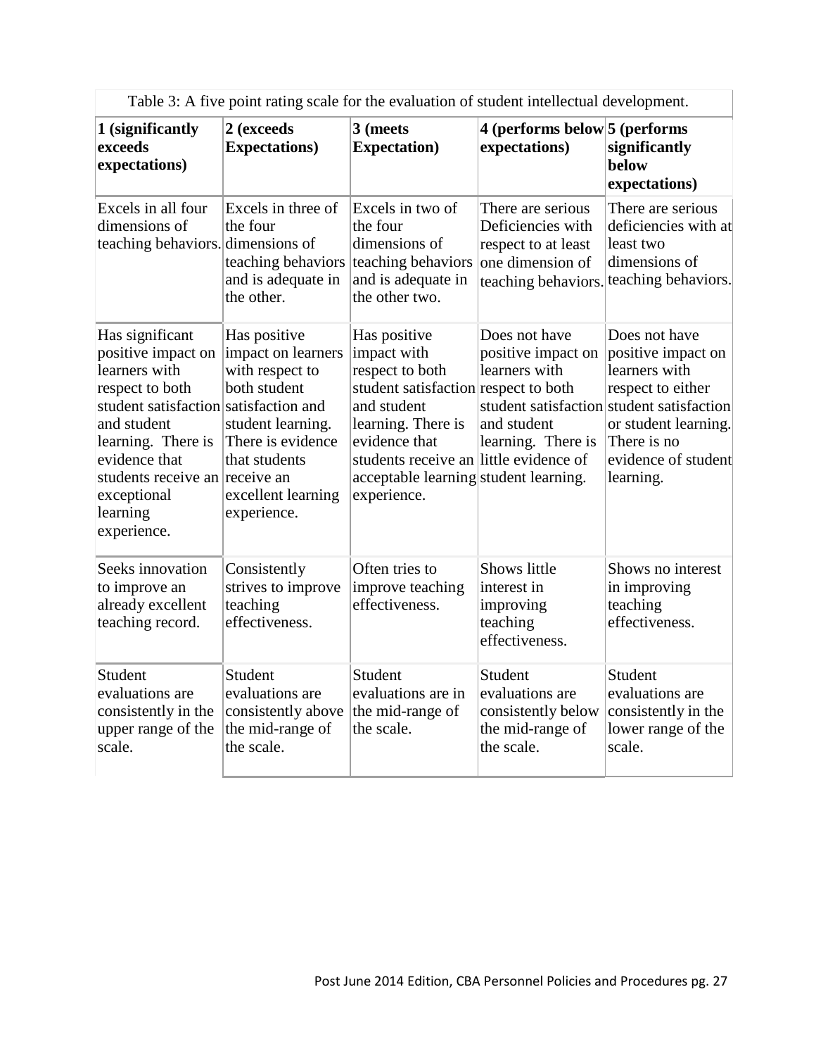Table 3: A five point rating scale for the evaluation of student intellectual development.

| 1 (significantly exceeds expectations) | 2 (exceeds Expectations) | 3 (meets Expectation) | 4 (performs below expectations) | 5 (performs significantly below expectations) |
|---|---|---|---|---|
| Excels in all four dimensions of teaching behaviors. | Excels in three of the four dimensions of teaching behaviors and is adequate in the other. | Excels in two of the four dimensions of teaching behaviors and is adequate in the other two. | There are serious Deficiencies with respect to at least one dimension of teaching behaviors. | There are serious deficiencies with at least two dimensions of teaching behaviors. |
| Has significant positive impact on learners with respect to both student satisfaction and student learning. There is evidence that students receive an exceptional learning experience. | Has positive impact on learners with respect to both student satisfaction and student learning. There is evidence that students receive an excellent learning experience. | Has positive impact with respect to both student satisfaction and student learning. There is evidence that students receive an acceptable learning experience. | Does not have positive impact on learners with respect to both student satisfaction and student learning. There is little evidence of student learning. | Does not have positive impact on learners with respect to either student satisfaction or student learning. There is no evidence of student learning. |
| Seeks innovation to improve an already excellent teaching record. | Consistently strives to improve teaching effectiveness. | Often tries to improve teaching effectiveness. | Shows little interest in improving teaching effectiveness. | Shows no interest in improving teaching effectiveness. |
| Student evaluations are consistently in the upper range of the scale. | Student evaluations are consistently above the mid-range of the scale. | Student evaluations are in the mid-range of the scale. | Student evaluations are consistently below the mid-range of the scale. | Student evaluations are consistently in the lower range of the scale. |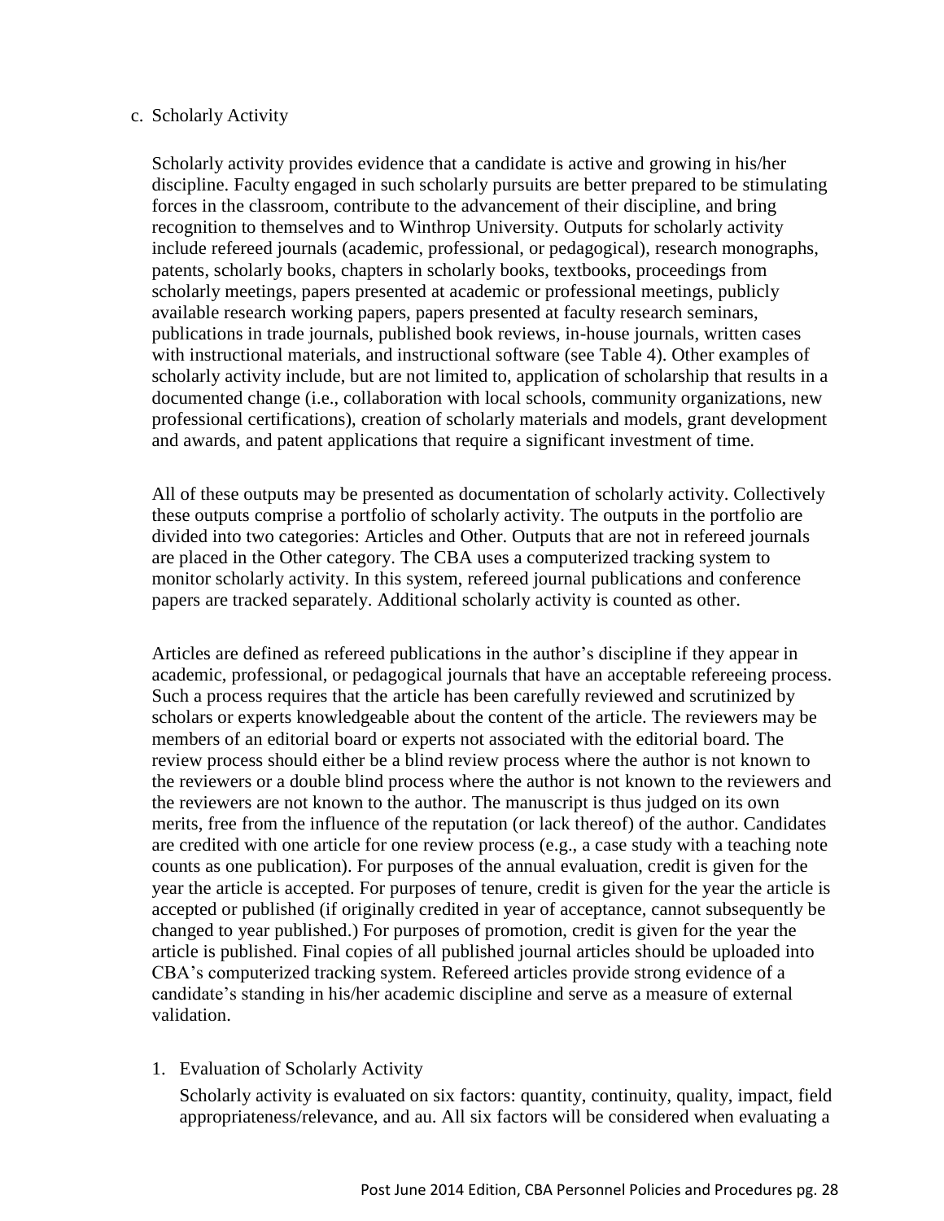c. Scholarly Activity

Scholarly activity provides evidence that a candidate is active and growing in his/her discipline. Faculty engaged in such scholarly pursuits are better prepared to be stimulating forces in the classroom, contribute to the advancement of their discipline, and bring recognition to themselves and to Winthrop University. Outputs for scholarly activity include refereed journals (academic, professional, or pedagogical), research monographs, patents, scholarly books, chapters in scholarly books, textbooks, proceedings from scholarly meetings, papers presented at academic or professional meetings, publicly available research working papers, papers presented at faculty research seminars, publications in trade journals, published book reviews, in-house journals, written cases with instructional materials, and instructional software (see Table 4). Other examples of scholarly activity include, but are not limited to, application of scholarship that results in a documented change (i.e., collaboration with local schools, community organizations, new professional certifications), creation of scholarly materials and models, grant development and awards, and patent applications that require a significant investment of time.

All of these outputs may be presented as documentation of scholarly activity. Collectively these outputs comprise a portfolio of scholarly activity. The outputs in the portfolio are divided into two categories: Articles and Other. Outputs that are not in refereed journals are placed in the Other category. The CBA uses a computerized tracking system to monitor scholarly activity. In this system, refereed journal publications and conference papers are tracked separately. Additional scholarly activity is counted as other.

Articles are defined as refereed publications in the author's discipline if they appear in academic, professional, or pedagogical journals that have an acceptable refereeing process. Such a process requires that the article has been carefully reviewed and scrutinized by scholars or experts knowledgeable about the content of the article. The reviewers may be members of an editorial board or experts not associated with the editorial board. The review process should either be a blind review process where the author is not known to the reviewers or a double blind process where the author is not known to the reviewers and the reviewers are not known to the author. The manuscript is thus judged on its own merits, free from the influence of the reputation (or lack thereof) of the author. Candidates are credited with one article for one review process (e.g., a case study with a teaching note counts as one publication). For purposes of the annual evaluation, credit is given for the year the article is accepted. For purposes of tenure, credit is given for the year the article is accepted or published (if originally credited in year of acceptance, cannot subsequently be changed to year published.) For purposes of promotion, credit is given for the year the article is published. Final copies of all published journal articles should be uploaded into CBA's computerized tracking system. Refereed articles provide strong evidence of a candidate's standing in his/her academic discipline and serve as a measure of external validation.

1. Evaluation of Scholarly Activity

   Scholarly activity is evaluated on six factors: quantity, continuity, quality, impact, field appropriateness/relevance, and au. All six factors will be considered when evaluating a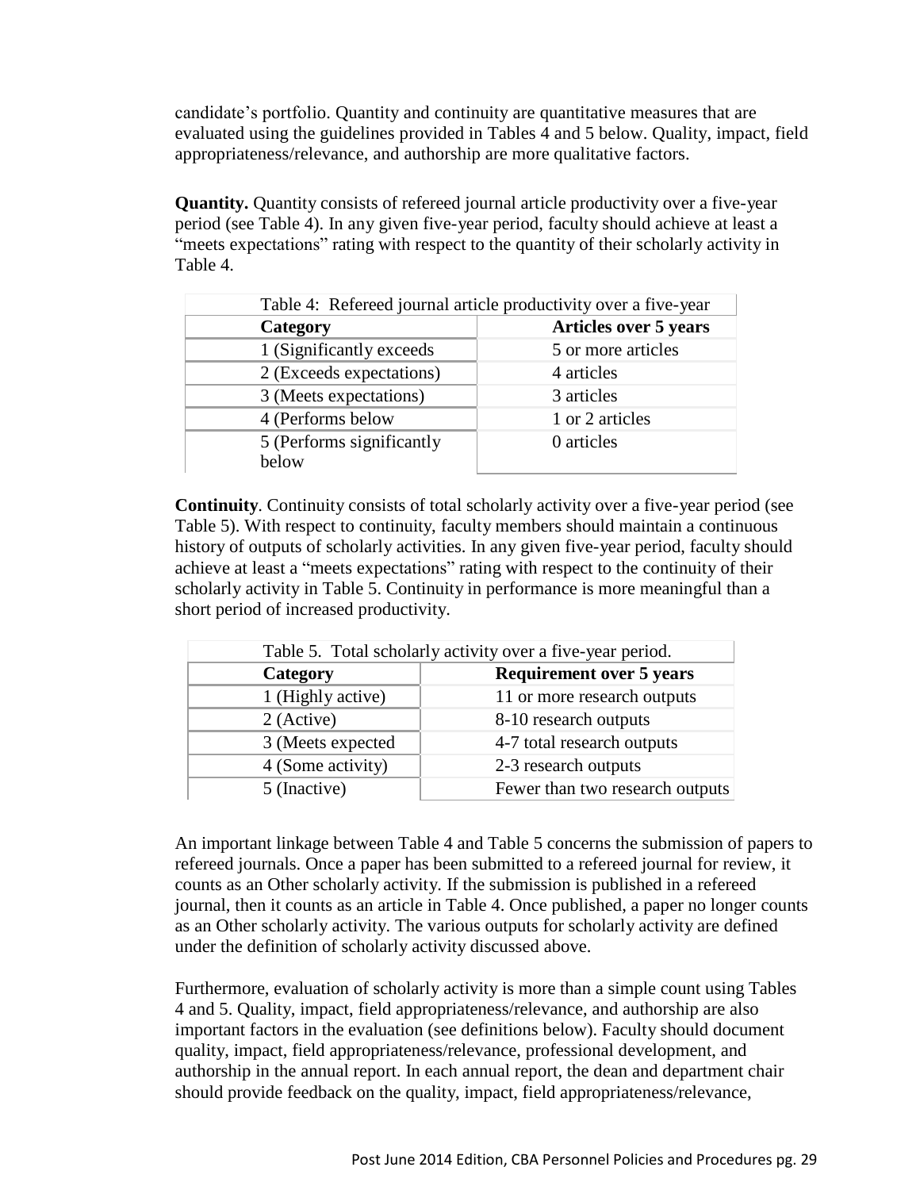candidate's portfolio. Quantity and continuity are quantitative measures that are evaluated using the guidelines provided in Tables 4 and 5 below. Quality, impact, field appropriateness/relevance, and authorship are more qualitative factors.

**Quantity.** Quantity consists of refereed journal article productivity over a five-year period (see Table 4). In any given five-year period, faculty should achieve at least a "meets expectations" rating with respect to the quantity of their scholarly activity in Table 4.

Table 4: Refereed journal article productivity over a five-year

| Category | Articles over 5 years |
|---|---|
| 1 (Significantly exceeds | 5 or more articles |
| 2 (Exceeds expectations) | 4 articles |
| 3 (Meets expectations) | 3 articles |
| 4 (Performs below | 1 or 2 articles |
| 5 (Performs significantly below | 0 articles |

**Continuity**. Continuity consists of total scholarly activity over a five-year period (see Table 5). With respect to continuity, faculty members should maintain a continuous history of outputs of scholarly activities. In any given five-year period, faculty should achieve at least a "meets expectations" rating with respect to the continuity of their scholarly activity in Table 5. Continuity in performance is more meaningful than a short period of increased productivity.

Table 5. Total scholarly activity over a five-year period.

| Category | Requirement over 5 years |
|---|---|
| 1 (Highly active) | 11 or more research outputs |
| 2 (Active) | 8-10 research outputs |
| 3 (Meets expected | 4-7 total research outputs |
| 4 (Some activity) | 2-3 research outputs |
| 5 (Inactive) | Fewer than two research outputs |

An important linkage between Table 4 and Table 5 concerns the submission of papers to refereed journals. Once a paper has been submitted to a refereed journal for review, it counts as an Other scholarly activity. If the submission is published in a refereed journal, then it counts as an article in Table 4. Once published, a paper no longer counts as an Other scholarly activity. The various outputs for scholarly activity are defined under the definition of scholarly activity discussed above.

Furthermore, evaluation of scholarly activity is more than a simple count using Tables 4 and 5. Quality, impact, field appropriateness/relevance, and authorship are also important factors in the evaluation (see definitions below). Faculty should document quality, impact, field appropriateness/relevance, professional development, and authorship in the annual report. In each annual report, the dean and department chair should provide feedback on the quality, impact, field appropriateness/relevance,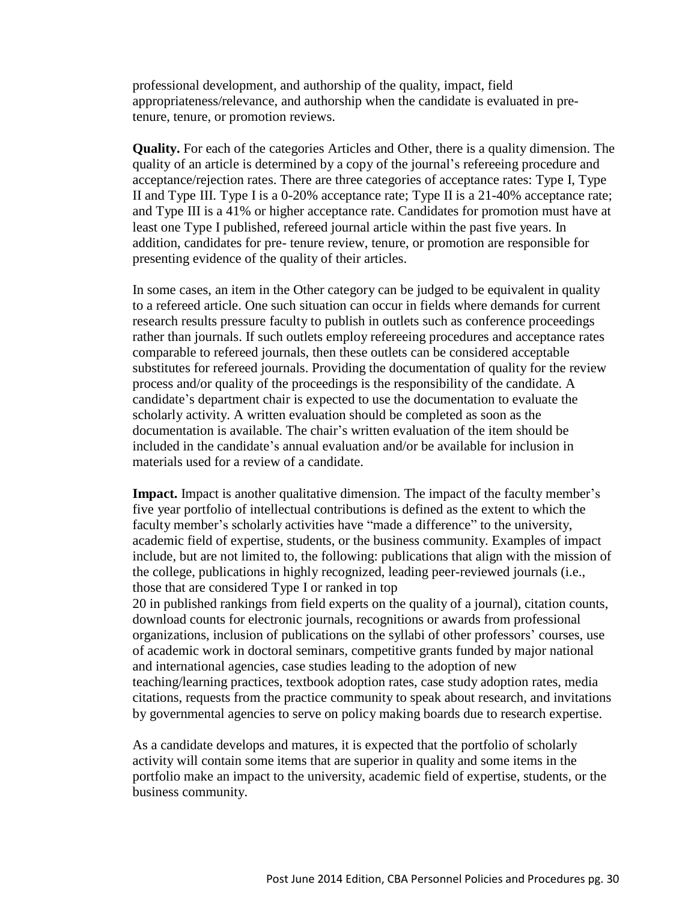professional development, and authorship of the quality, impact, field appropriateness/relevance, and authorship when the candidate is evaluated in pre-tenure, tenure, or promotion reviews.

**Quality.** For each of the categories Articles and Other, there is a quality dimension. The quality of an article is determined by a copy of the journal's refereeing procedure and acceptance/rejection rates. There are three categories of acceptance rates: Type I, Type II and Type III. Type I is a 0-20% acceptance rate; Type II is a 21-40% acceptance rate; and Type III is a 41% or higher acceptance rate. Candidates for promotion must have at least one Type I published, refereed journal article within the past five years. In addition, candidates for pre- tenure review, tenure, or promotion are responsible for presenting evidence of the quality of their articles.

In some cases, an item in the Other category can be judged to be equivalent in quality to a refereed article. One such situation can occur in fields where demands for current research results pressure faculty to publish in outlets such as conference proceedings rather than journals. If such outlets employ refereeing procedures and acceptance rates comparable to refereed journals, then these outlets can be considered acceptable substitutes for refereed journals. Providing the documentation of quality for the review process and/or quality of the proceedings is the responsibility of the candidate. A candidate's department chair is expected to use the documentation to evaluate the scholarly activity. A written evaluation should be completed as soon as the documentation is available. The chair's written evaluation of the item should be included in the candidate's annual evaluation and/or be available for inclusion in materials used for a review of a candidate.

**Impact.** Impact is another qualitative dimension. The impact of the faculty member's five year portfolio of intellectual contributions is defined as the extent to which the faculty member's scholarly activities have "made a difference" to the university, academic field of expertise, students, or the business community. Examples of impact include, but are not limited to, the following: publications that align with the mission of the college, publications in highly recognized, leading peer-reviewed journals (i.e., those that are considered Type I or ranked in top 20 in published rankings from field experts on the quality of a journal), citation counts, download counts for electronic journals, recognitions or awards from professional organizations, inclusion of publications on the syllabi of other professors' courses, use of academic work in doctoral seminars, competitive grants funded by major national and international agencies, case studies leading to the adoption of new teaching/learning practices, textbook adoption rates, case study adoption rates, media citations, requests from the practice community to speak about research, and invitations by governmental agencies to serve on policy making boards due to research expertise.

As a candidate develops and matures, it is expected that the portfolio of scholarly activity will contain some items that are superior in quality and some items in the portfolio make an impact to the university, academic field of expertise, students, or the business community.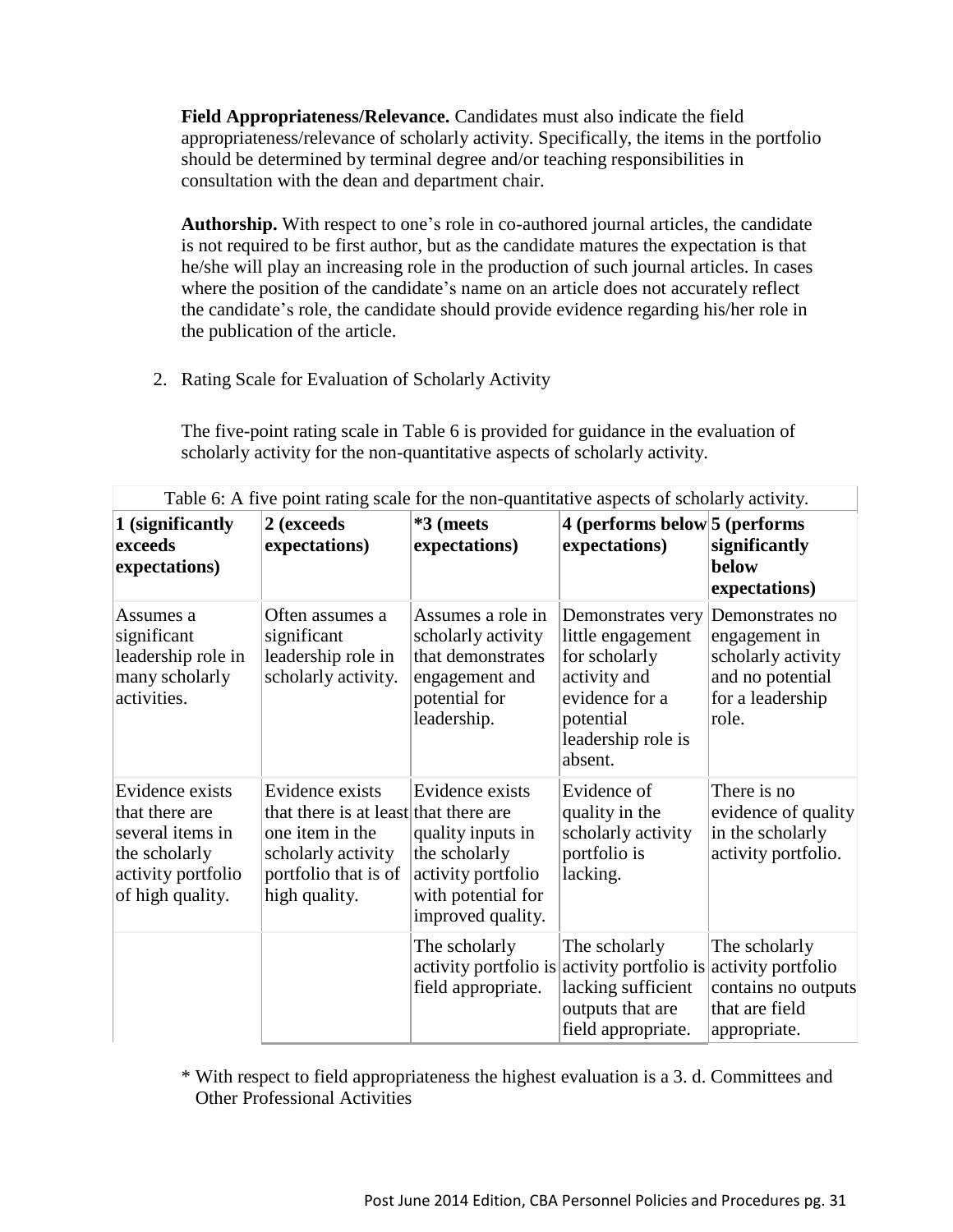**Field Appropriateness/Relevance.** Candidates must also indicate the field appropriateness/relevance of scholarly activity. Specifically, the items in the portfolio should be determined by terminal degree and/or teaching responsibilities in consultation with the dean and department chair.

**Authorship.** With respect to one's role in co-authored journal articles, the candidate is not required to be first author, but as the candidate matures the expectation is that he/she will play an increasing role in the production of such journal articles. In cases where the position of the candidate's name on an article does not accurately reflect the candidate's role, the candidate should provide evidence regarding his/her role in the publication of the article.

2. Rating Scale for Evaluation of Scholarly Activity

The five-point rating scale in Table 6 is provided for guidance in the evaluation of scholarly activity for the non-quantitative aspects of scholarly activity.

Table 6: A five point rating scale for the non-quantitative aspects of scholarly activity.

| 1 (significantly exceeds expectations) | 2 (exceeds expectations) | *3 (meets expectations) | 4 (performs below expectations) | 5 (performs significantly below expectations) |
|---|---|---|---|---|
| Assumes a significant leadership role in many scholarly activities. | Often assumes a significant leadership role in scholarly activity. | Assumes a role in scholarly activity that demonstrates engagement and potential for leadership. | Demonstrates very little engagement for scholarly activity and evidence for a potential leadership role is absent. | Demonstrates no engagement in scholarly activity and no potential for a leadership role. |
| Evidence exists that there are several items in the scholarly activity portfolio of high quality. | Evidence exists that there is at least one item in the scholarly activity portfolio that is of high quality. | Evidence exists that there are quality inputs in the scholarly activity portfolio with potential for improved quality. | Evidence of quality in the scholarly activity portfolio is lacking. | There is no evidence of quality in the scholarly activity portfolio. |
| | | The scholarly activity portfolio is field appropriate. | The scholarly activity portfolio is lacking sufficient outputs that are field appropriate. | The scholarly activity portfolio contains no outputs that are field appropriate. |

* With respect to field appropriateness the highest evaluation is a 3. d. Committees and Other Professional Activities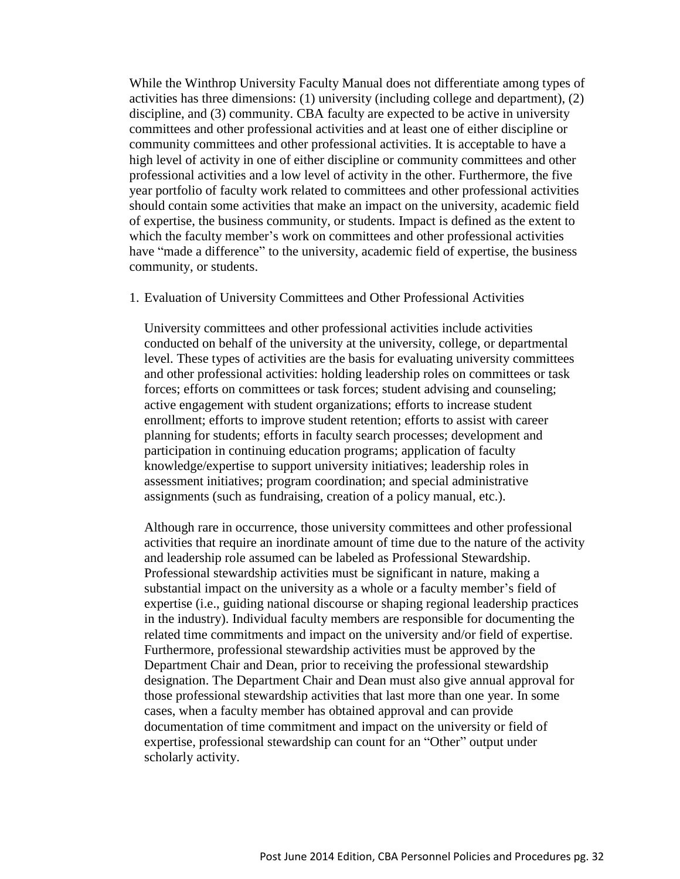While the Winthrop University Faculty Manual does not differentiate among types of activities has three dimensions: (1) university (including college and department), (2) discipline, and (3) community. CBA faculty are expected to be active in university committees and other professional activities and at least one of either discipline or community committees and other professional activities. It is acceptable to have a high level of activity in one of either discipline or community committees and other professional activities and a low level of activity in the other. Furthermore, the five year portfolio of faculty work related to committees and other professional activities should contain some activities that make an impact on the university, academic field of expertise, the business community, or students. Impact is defined as the extent to which the faculty member's work on committees and other professional activities have "made a difference" to the university, academic field of expertise, the business community, or students.

1. Evaluation of University Committees and Other Professional Activities

   University committees and other professional activities include activities conducted on behalf of the university at the university, college, or departmental level. These types of activities are the basis for evaluating university committees and other professional activities: holding leadership roles on committees or task forces; efforts on committees or task forces; student advising and counseling; active engagement with student organizations; efforts to increase student enrollment; efforts to improve student retention; efforts to assist with career planning for students; efforts in faculty search processes; development and participation in continuing education programs; application of faculty knowledge/expertise to support university initiatives; leadership roles in assessment initiatives; program coordination; and special administrative assignments (such as fundraising, creation of a policy manual, etc.).

   Although rare in occurrence, those university committees and other professional activities that require an inordinate amount of time due to the nature of the activity and leadership role assumed can be labeled as Professional Stewardship. Professional stewardship activities must be significant in nature, making a substantial impact on the university as a whole or a faculty member's field of expertise (i.e., guiding national discourse or shaping regional leadership practices in the industry). Individual faculty members are responsible for documenting the related time commitments and impact on the university and/or field of expertise. Furthermore, professional stewardship activities must be approved by the Department Chair and Dean, prior to receiving the professional stewardship designation. The Department Chair and Dean must also give annual approval for those professional stewardship activities that last more than one year. In some cases, when a faculty member has obtained approval and can provide documentation of time commitment and impact on the university or field of expertise, professional stewardship can count for an "Other" output under scholarly activity.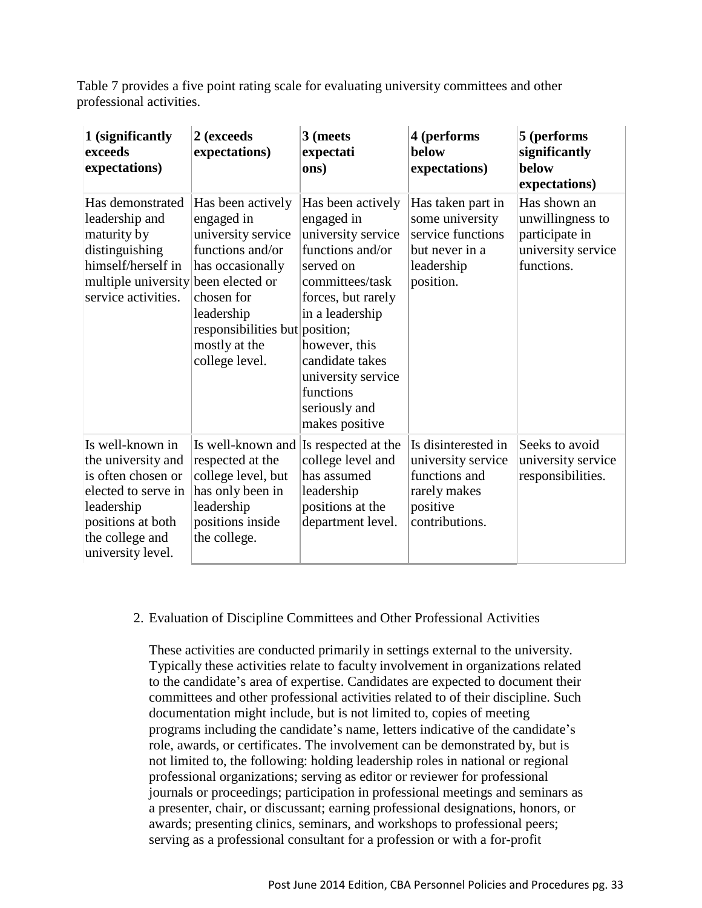Table 7 provides a five point rating scale for evaluating university committees and other professional activities.

| 1 (significantly exceeds expectations) | 2 (exceeds expectations) | 3 (meets expectations) | 4 (performs below expectations) | 5 (performs significantly below expectations) |
|---|---|---|---|---|
| Has demonstrated leadership and maturity by distinguishing himself/herself in multiple university service activities. | Has been actively engaged in university service functions and/or has occasionally been elected or chosen for leadership responsibilities but mostly at the college level. | Has been actively engaged in university service functions and/or served on committees/task forces, but rarely in a leadership position; however, this candidate takes university service functions seriously and makes positive | Has taken part in some university service functions but never in a leadership position. | Has shown an unwillingness to participate in university service functions. |
| Is well-known in the university and is often chosen or elected to serve in leadership positions at both the college and university level. | Is well-known and respected at the college level, but has only been in leadership positions inside the college. | Is respected at the college level and has assumed leadership positions at the department level. | Is disinterested in university service functions and rarely makes positive contributions. | Seeks to avoid university service responsibilities. |

2. Evaluation of Discipline Committees and Other Professional Activities

   These activities are conducted primarily in settings external to the university. Typically these activities relate to faculty involvement in organizations related to the candidate's area of expertise. Candidates are expected to document their committees and other professional activities related to of their discipline. Such documentation might include, but is not limited to, copies of meeting programs including the candidate's name, letters indicative of the candidate's role, awards, or certificates. The involvement can be demonstrated by, but is not limited to, the following: holding leadership roles in national or regional professional organizations; serving as editor or reviewer for professional journals or proceedings; participation in professional meetings and seminars as a presenter, chair, or discussant; earning professional designations, honors, or awards; presenting clinics, seminars, and workshops to professional peers; serving as a professional consultant for a profession or with a for-profit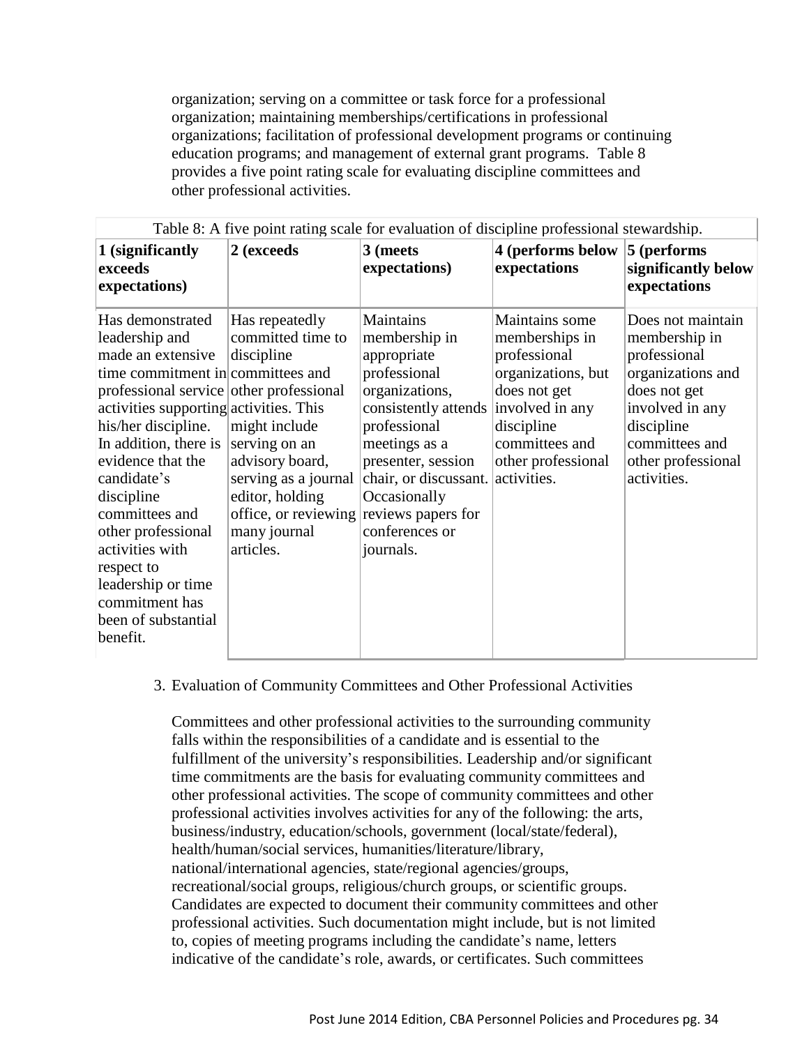organization; serving on a committee or task force for a professional organization; maintaining memberships/certifications in professional organizations; facilitation of professional development programs or continuing education programs; and management of external grant programs. Table 8 provides a five point rating scale for evaluating discipline committees and other professional activities.

Table 8: A five point rating scale for evaluation of discipline professional stewardship.

| 1 (significantly exceeds expectations) | 2 (exceeds | 3 (meets expectations) | 4 (performs below expectations | 5 (performs significantly below expectations |
|---|---|---|---|---|
| Has demonstrated leadership and made an extensive time commitment in professional service activities supporting his/her discipline. In addition, there is evidence that the candidate's discipline committees and other professional activities with respect to leadership or time commitment has been of substantial benefit. | Has repeatedly committed time to discipline committees and other professional activities. This might include serving on an advisory board, serving as a journal editor, holding office, or reviewing many journal articles. | Maintains membership in appropriate professional organizations, consistently attends professional meetings as a presenter, session chair, or discussant. Occasionally reviews papers for conferences or journals. | Maintains some memberships in professional organizations, but does not get involved in any discipline committees and other professional activities. | Does not maintain membership in professional organizations and does not get involved in any discipline committees and other professional activities. |

3. Evaluation of Community Committees and Other Professional Activities

Committees and other professional activities to the surrounding community falls within the responsibilities of a candidate and is essential to the fulfillment of the university's responsibilities. Leadership and/or significant time commitments are the basis for evaluating community committees and other professional activities. The scope of community committees and other professional activities involves activities for any of the following: the arts, business/industry, education/schools, government (local/state/federal), health/human/social services, humanities/literature/library, national/international agencies, state/regional agencies/groups, recreational/social groups, religious/church groups, or scientific groups. Candidates are expected to document their community committees and other professional activities. Such documentation might include, but is not limited to, copies of meeting programs including the candidate's name, letters indicative of the candidate's role, awards, or certificates. Such committees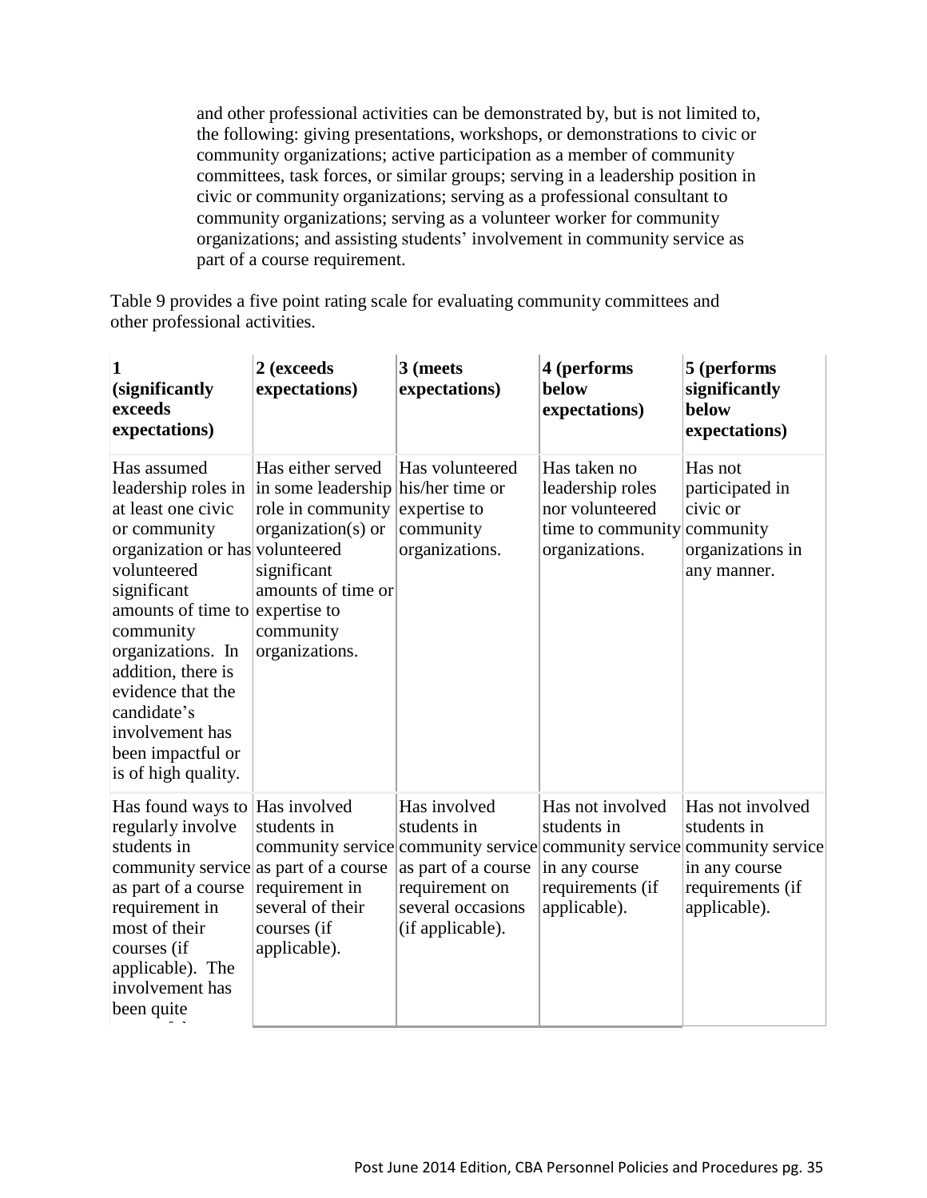and other professional activities can be demonstrated by, but is not limited to, the following: giving presentations, workshops, or demonstrations to civic or community organizations; active participation as a member of community committees, task forces, or similar groups; serving in a leadership position in civic or community organizations; serving as a professional consultant to community organizations; serving as a volunteer worker for community organizations; and assisting students' involvement in community service as part of a course requirement.

Table 9 provides a five point rating scale for evaluating community committees and other professional activities.

| **1 (significantly exceeds expectations)** | **2 (exceeds expectations)** | **3 (meets expectations)** | **4 (performs below expectations)** | **5 (performs significantly below expectations)** |
|---|---|---|---|---|
| Has assumed leadership roles in at least one civic or community organization or has volunteered significant amounts of time to community organizations. In addition, there is evidence that the candidate's involvement has been impactful or is of high quality. | Has either served in some leadership role in community organization(s) or volunteered significant amounts of time or expertise to community organizations. | Has volunteered his/her time or expertise to community organizations. | Has taken no leadership roles nor volunteered time to community organizations. | Has not participated in civic or community organizations in any manner. |
| Has found ways to regularly involve students in community service as part of a course requirement in most of their courses (if applicable). The involvement has been quite | Has involved students in community service as part of a course requirement in several of their courses (if applicable). | Has involved students in community service as part of a course requirement on several occasions (if applicable). | Has not involved students in community service in any course requirements (if applicable). | Has not involved students in community service in any course requirements (if applicable). |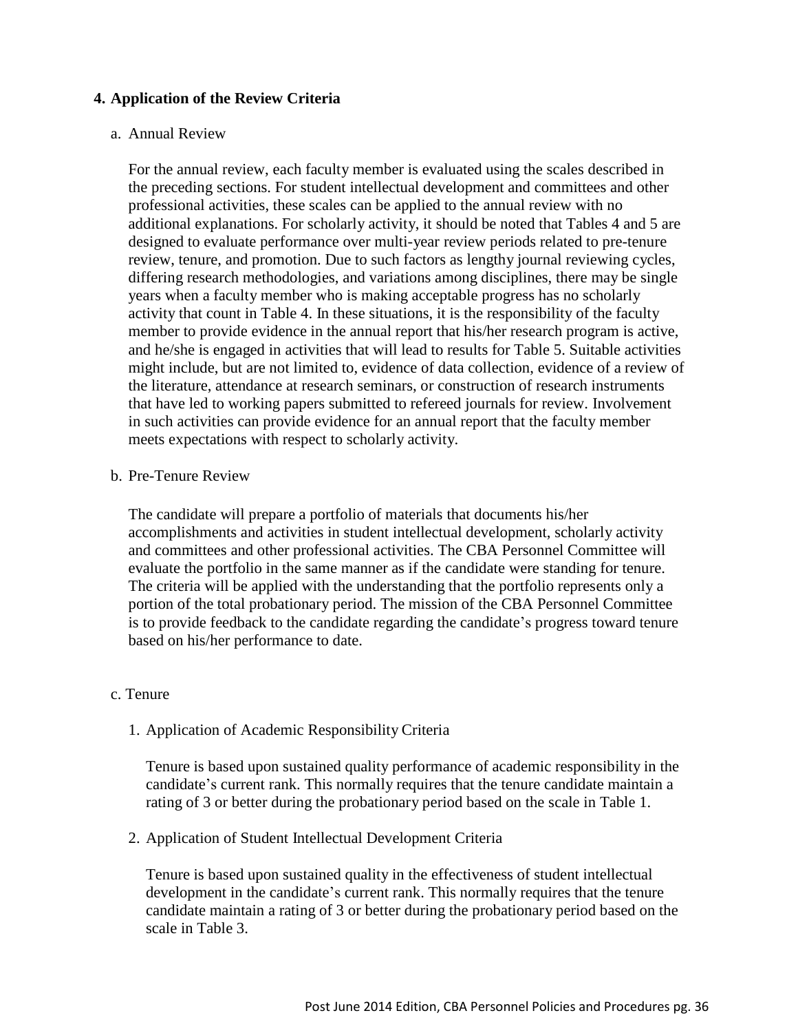## 4. Application of the Review Criteria

a. Annual Review

For the annual review, each faculty member is evaluated using the scales described in the preceding sections. For student intellectual development and committees and other professional activities, these scales can be applied to the annual review with no additional explanations. For scholarly activity, it should be noted that Tables 4 and 5 are designed to evaluate performance over multi-year review periods related to pre-tenure review, tenure, and promotion. Due to such factors as lengthy journal reviewing cycles, differing research methodologies, and variations among disciplines, there may be single years when a faculty member who is making acceptable progress has no scholarly activity that count in Table 4. In these situations, it is the responsibility of the faculty member to provide evidence in the annual report that his/her research program is active, and he/she is engaged in activities that will lead to results for Table 5. Suitable activities might include, but are not limited to, evidence of data collection, evidence of a review of the literature, attendance at research seminars, or construction of research instruments that have led to working papers submitted to refereed journals for review. Involvement in such activities can provide evidence for an annual report that the faculty member meets expectations with respect to scholarly activity.

b. Pre-Tenure Review

The candidate will prepare a portfolio of materials that documents his/her accomplishments and activities in student intellectual development, scholarly activity and committees and other professional activities. The CBA Personnel Committee will evaluate the portfolio in the same manner as if the candidate were standing for tenure. The criteria will be applied with the understanding that the portfolio represents only a portion of the total probationary period. The mission of the CBA Personnel Committee is to provide feedback to the candidate regarding the candidate's progress toward tenure based on his/her performance to date.

c. Tenure

1. Application of Academic Responsibility Criteria

   Tenure is based upon sustained quality performance of academic responsibility in the candidate's current rank. This normally requires that the tenure candidate maintain a rating of 3 or better during the probationary period based on the scale in Table 1.

2. Application of Student Intellectual Development Criteria

   Tenure is based upon sustained quality in the effectiveness of student intellectual development in the candidate's current rank. This normally requires that the tenure candidate maintain a rating of 3 or better during the probationary period based on the scale in Table 3.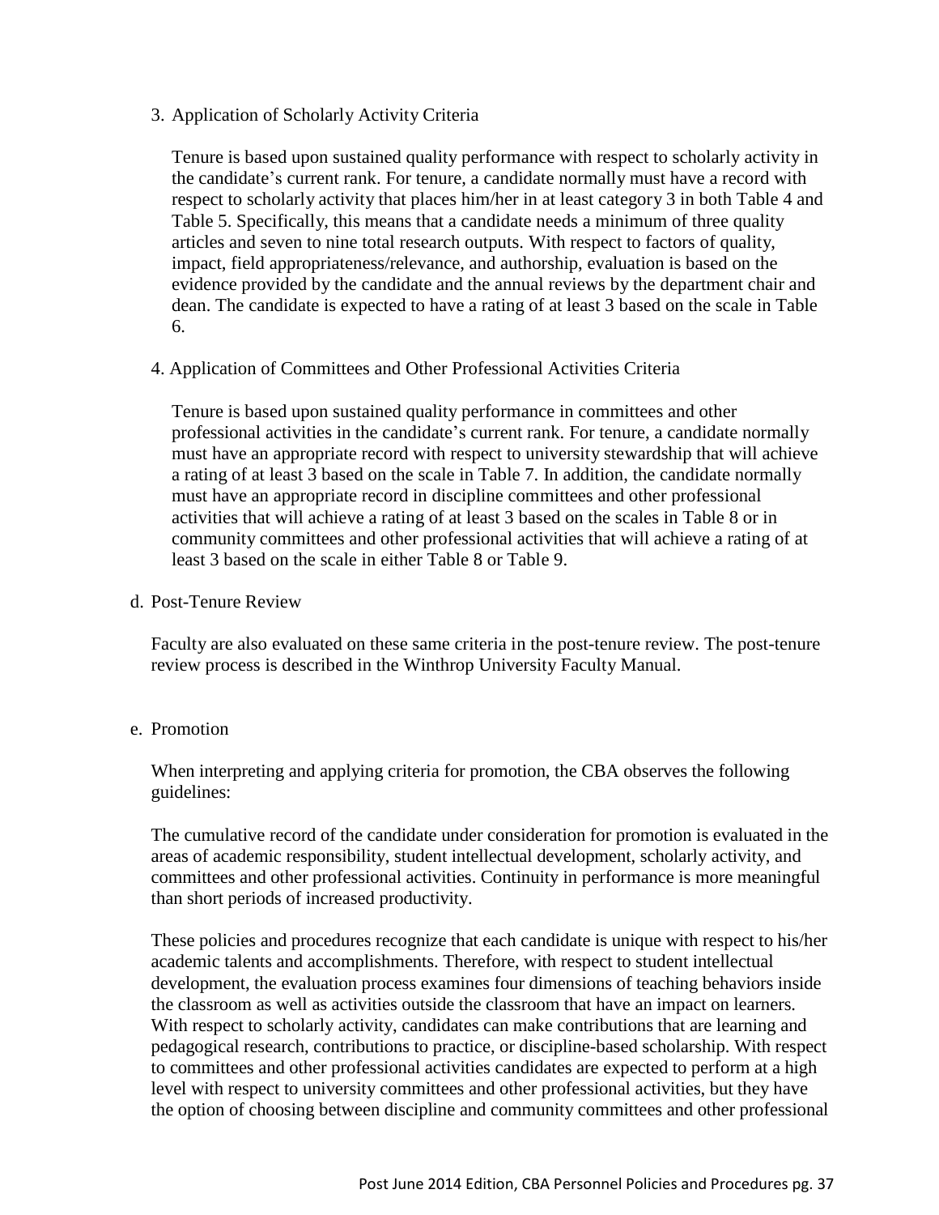3. Application of Scholarly Activity Criteria

   Tenure is based upon sustained quality performance with respect to scholarly activity in the candidate's current rank. For tenure, a candidate normally must have a record with respect to scholarly activity that places him/her in at least category 3 in both Table 4 and Table 5. Specifically, this means that a candidate needs a minimum of three quality articles and seven to nine total research outputs. With respect to factors of quality, impact, field appropriateness/relevance, and authorship, evaluation is based on the evidence provided by the candidate and the annual reviews by the department chair and dean. The candidate is expected to have a rating of at least 3 based on the scale in Table 6.

4. Application of Committees and Other Professional Activities Criteria

   Tenure is based upon sustained quality performance in committees and other professional activities in the candidate's current rank. For tenure, a candidate normally must have an appropriate record with respect to university stewardship that will achieve a rating of at least 3 based on the scale in Table 7. In addition, the candidate normally must have an appropriate record in discipline committees and other professional activities that will achieve a rating of at least 3 based on the scales in Table 8 or in community committees and other professional activities that will achieve a rating of at least 3 based on the scale in either Table 8 or Table 9.

d. Post-Tenure Review

   Faculty are also evaluated on these same criteria in the post-tenure review. The post-tenure review process is described in the Winthrop University Faculty Manual.

e. Promotion

   When interpreting and applying criteria for promotion, the CBA observes the following guidelines:

   The cumulative record of the candidate under consideration for promotion is evaluated in the areas of academic responsibility, student intellectual development, scholarly activity, and committees and other professional activities. Continuity in performance is more meaningful than short periods of increased productivity.

   These policies and procedures recognize that each candidate is unique with respect to his/her academic talents and accomplishments. Therefore, with respect to student intellectual development, the evaluation process examines four dimensions of teaching behaviors inside the classroom as well as activities outside the classroom that have an impact on learners. With respect to scholarly activity, candidates can make contributions that are learning and pedagogical research, contributions to practice, or discipline-based scholarship. With respect to committees and other professional activities candidates are expected to perform at a high level with respect to university committees and other professional activities, but they have the option of choosing between discipline and community committees and other professional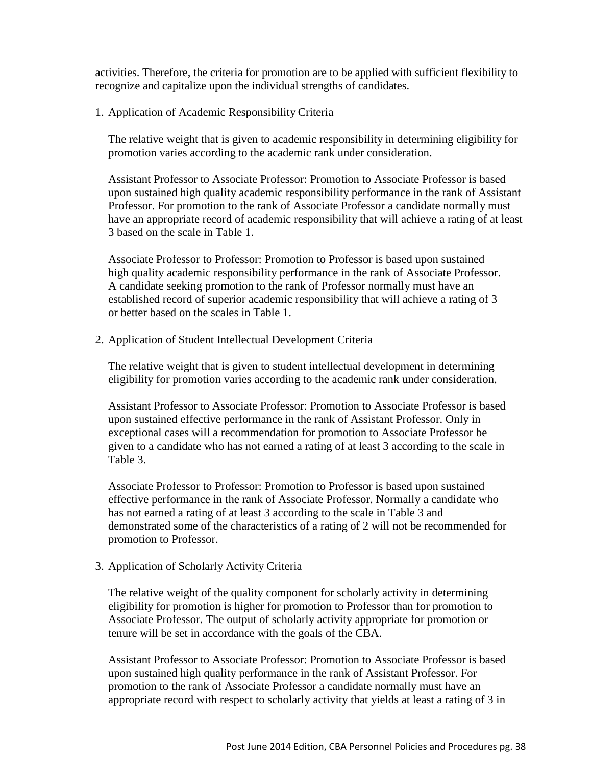activities. Therefore, the criteria for promotion are to be applied with sufficient flexibility to recognize and capitalize upon the individual strengths of candidates.

1. Application of Academic Responsibility Criteria

   The relative weight that is given to academic responsibility in determining eligibility for promotion varies according to the academic rank under consideration.

   Assistant Professor to Associate Professor: Promotion to Associate Professor is based upon sustained high quality academic responsibility performance in the rank of Assistant Professor. For promotion to the rank of Associate Professor a candidate normally must have an appropriate record of academic responsibility that will achieve a rating of at least 3 based on the scale in Table 1.

   Associate Professor to Professor: Promotion to Professor is based upon sustained high quality academic responsibility performance in the rank of Associate Professor. A candidate seeking promotion to the rank of Professor normally must have an established record of superior academic responsibility that will achieve a rating of 3 or better based on the scales in Table 1.

2. Application of Student Intellectual Development Criteria

   The relative weight that is given to student intellectual development in determining eligibility for promotion varies according to the academic rank under consideration.

   Assistant Professor to Associate Professor: Promotion to Associate Professor is based upon sustained effective performance in the rank of Assistant Professor. Only in exceptional cases will a recommendation for promotion to Associate Professor be given to a candidate who has not earned a rating of at least 3 according to the scale in Table 3.

   Associate Professor to Professor: Promotion to Professor is based upon sustained effective performance in the rank of Associate Professor. Normally a candidate who has not earned a rating of at least 3 according to the scale in Table 3 and demonstrated some of the characteristics of a rating of 2 will not be recommended for promotion to Professor.

3. Application of Scholarly Activity Criteria

   The relative weight of the quality component for scholarly activity in determining eligibility for promotion is higher for promotion to Professor than for promotion to Associate Professor. The output of scholarly activity appropriate for promotion or tenure will be set in accordance with the goals of the CBA.

   Assistant Professor to Associate Professor: Promotion to Associate Professor is based upon sustained high quality performance in the rank of Assistant Professor. For promotion to the rank of Associate Professor a candidate normally must have an appropriate record with respect to scholarly activity that yields at least a rating of 3 in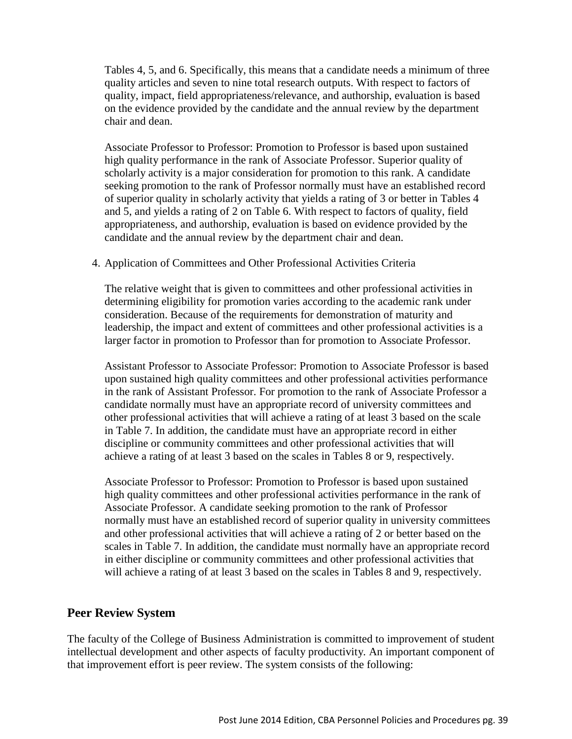Tables 4, 5, and 6. Specifically, this means that a candidate needs a minimum of three quality articles and seven to nine total research outputs. With respect to factors of quality, impact, field appropriateness/relevance, and authorship, evaluation is based on the evidence provided by the candidate and the annual review by the department chair and dean.

Associate Professor to Professor: Promotion to Professor is based upon sustained high quality performance in the rank of Associate Professor. Superior quality of scholarly activity is a major consideration for promotion to this rank. A candidate seeking promotion to the rank of Professor normally must have an established record of superior quality in scholarly activity that yields a rating of 3 or better in Tables 4 and 5, and yields a rating of 2 on Table 6. With respect to factors of quality, field appropriateness, and authorship, evaluation is based on evidence provided by the candidate and the annual review by the department chair and dean.

4. Application of Committees and Other Professional Activities Criteria

   The relative weight that is given to committees and other professional activities in determining eligibility for promotion varies according to the academic rank under consideration. Because of the requirements for demonstration of maturity and leadership, the impact and extent of committees and other professional activities is a larger factor in promotion to Professor than for promotion to Associate Professor.

   Assistant Professor to Associate Professor: Promotion to Associate Professor is based upon sustained high quality committees and other professional activities performance in the rank of Assistant Professor. For promotion to the rank of Associate Professor a candidate normally must have an appropriate record of university committees and other professional activities that will achieve a rating of at least 3 based on the scale in Table 7. In addition, the candidate must have an appropriate record in either discipline or community committees and other professional activities that will achieve a rating of at least 3 based on the scales in Tables 8 or 9, respectively.

   Associate Professor to Professor: Promotion to Professor is based upon sustained high quality committees and other professional activities performance in the rank of Associate Professor. A candidate seeking promotion to the rank of Professor normally must have an established record of superior quality in university committees and other professional activities that will achieve a rating of 2 or better based on the scales in Table 7. In addition, the candidate must normally have an appropriate record in either discipline or community committees and other professional activities that will achieve a rating of at least 3 based on the scales in Tables 8 and 9, respectively.

## Peer Review System

The faculty of the College of Business Administration is committed to improvement of student intellectual development and other aspects of faculty productivity. An important component of that improvement effort is peer review. The system consists of the following: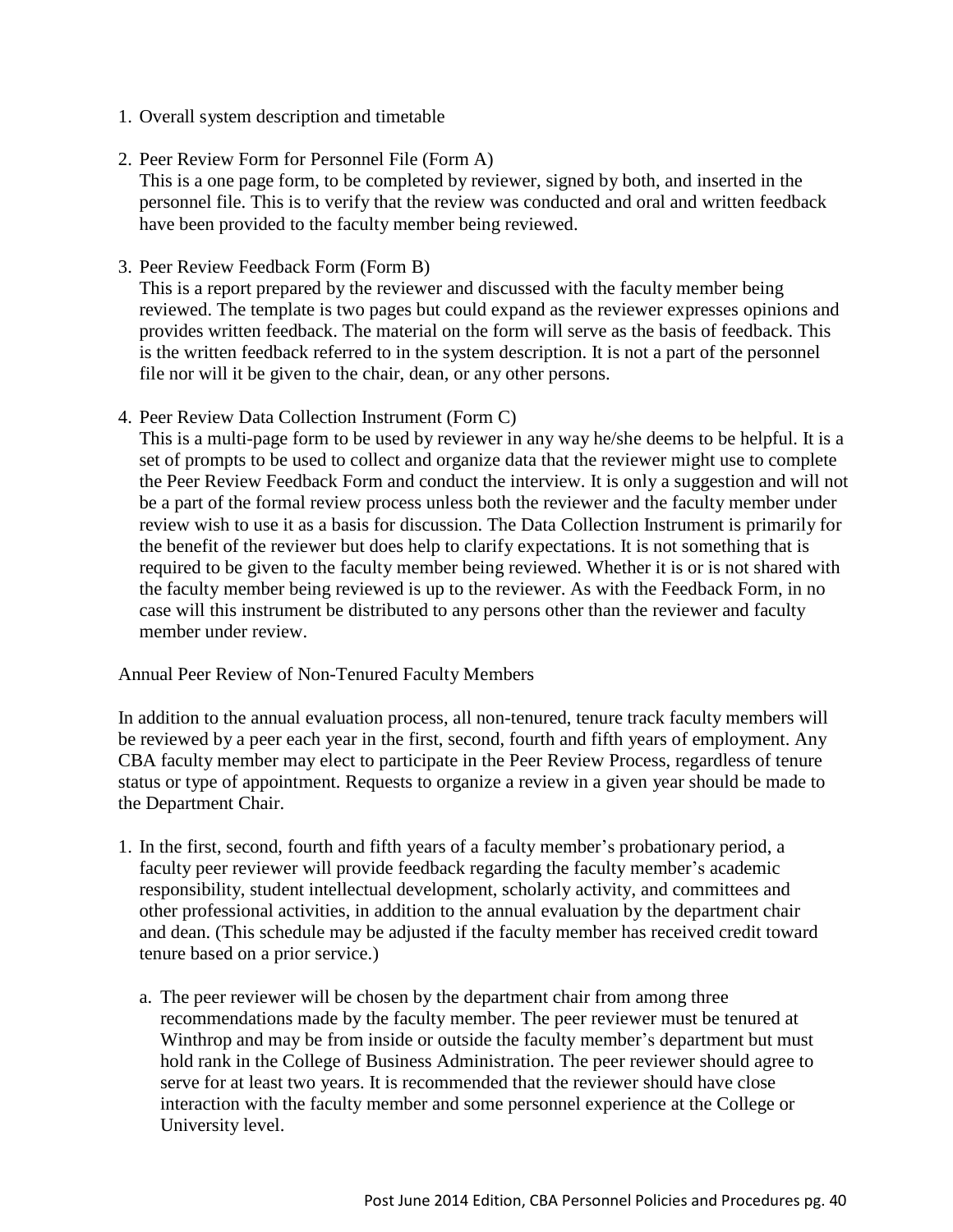1. Overall system description and timetable

2. Peer Review Form for Personnel File (Form A)
   This is a one page form, to be completed by reviewer, signed by both, and inserted in the personnel file. This is to verify that the review was conducted and oral and written feedback have been provided to the faculty member being reviewed.

3. Peer Review Feedback Form (Form B)
   This is a report prepared by the reviewer and discussed with the faculty member being reviewed. The template is two pages but could expand as the reviewer expresses opinions and provides written feedback. The material on the form will serve as the basis of feedback. This is the written feedback referred to in the system description. It is not a part of the personnel file nor will it be given to the chair, dean, or any other persons.

4. Peer Review Data Collection Instrument (Form C)
   This is a multi-page form to be used by reviewer in any way he/she deems to be helpful. It is a set of prompts to be used to collect and organize data that the reviewer might use to complete the Peer Review Feedback Form and conduct the interview. It is only a suggestion and will not be a part of the formal review process unless both the reviewer and the faculty member under review wish to use it as a basis for discussion. The Data Collection Instrument is primarily for the benefit of the reviewer but does help to clarify expectations. It is not something that is required to be given to the faculty member being reviewed. Whether it is or is not shared with the faculty member being reviewed is up to the reviewer. As with the Feedback Form, in no case will this instrument be distributed to any persons other than the reviewer and faculty member under review.

Annual Peer Review of Non-Tenured Faculty Members

In addition to the annual evaluation process, all non-tenured, tenure track faculty members will be reviewed by a peer each year in the first, second, fourth and fifth years of employment. Any CBA faculty member may elect to participate in the Peer Review Process, regardless of tenure status or type of appointment. Requests to organize a review in a given year should be made to the Department Chair.

1. In the first, second, fourth and fifth years of a faculty member's probationary period, a faculty peer reviewer will provide feedback regarding the faculty member's academic responsibility, student intellectual development, scholarly activity, and committees and other professional activities, in addition to the annual evaluation by the department chair and dean. (This schedule may be adjusted if the faculty member has received credit toward tenure based on a prior service.)

   a. The peer reviewer will be chosen by the department chair from among three recommendations made by the faculty member. The peer reviewer must be tenured at Winthrop and may be from inside or outside the faculty member's department but must hold rank in the College of Business Administration. The peer reviewer should agree to serve for at least two years. It is recommended that the reviewer should have close interaction with the faculty member and some personnel experience at the College or University level.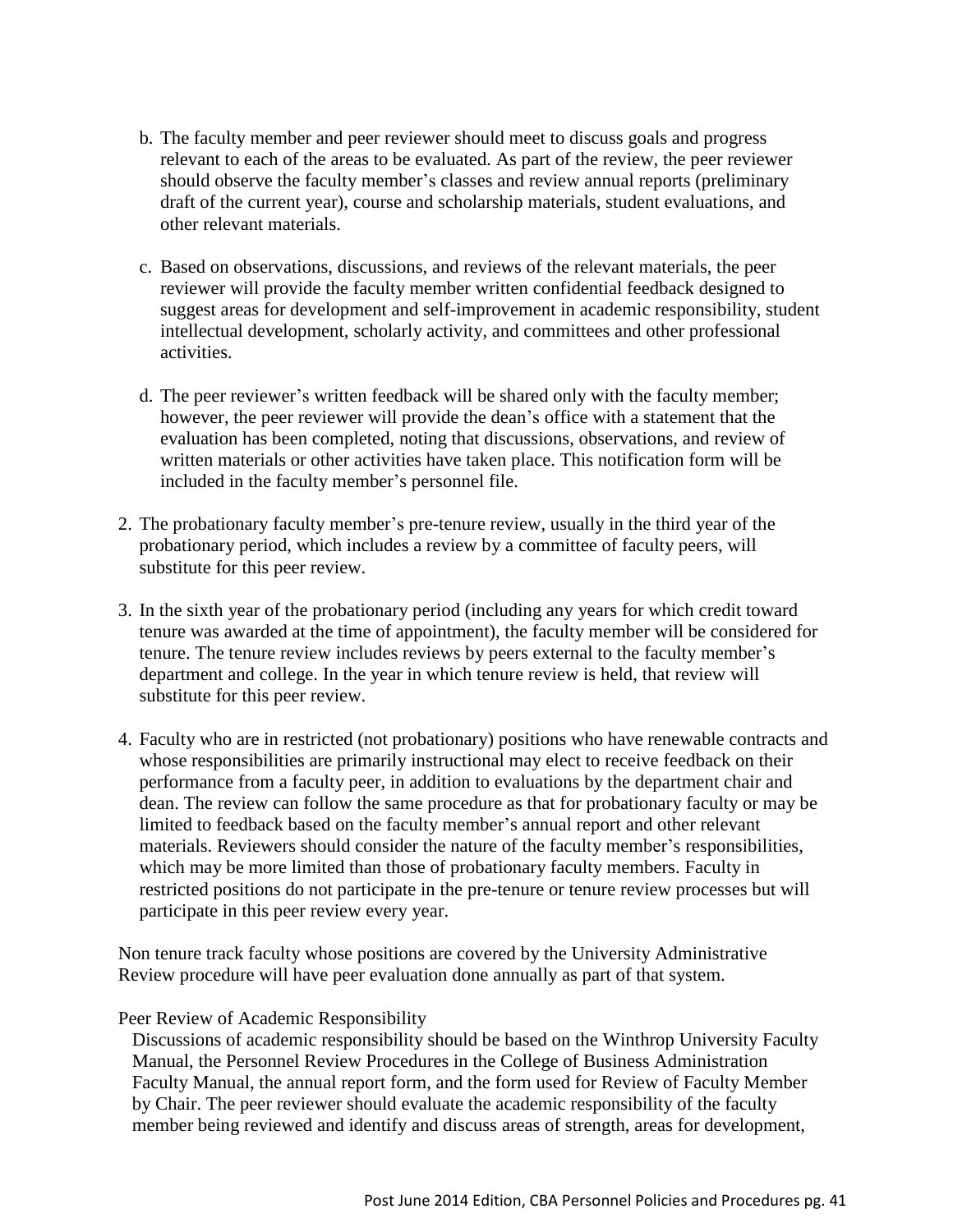b. The faculty member and peer reviewer should meet to discuss goals and progress relevant to each of the areas to be evaluated. As part of the review, the peer reviewer should observe the faculty member's classes and review annual reports (preliminary draft of the current year), course and scholarship materials, student evaluations, and other relevant materials.

c. Based on observations, discussions, and reviews of the relevant materials, the peer reviewer will provide the faculty member written confidential feedback designed to suggest areas for development and self-improvement in academic responsibility, student intellectual development, scholarly activity, and committees and other professional activities.

d. The peer reviewer's written feedback will be shared only with the faculty member; however, the peer reviewer will provide the dean's office with a statement that the evaluation has been completed, noting that discussions, observations, and review of written materials or other activities have taken place. This notification form will be included in the faculty member's personnel file.

2. The probationary faculty member's pre-tenure review, usually in the third year of the probationary period, which includes a review by a committee of faculty peers, will substitute for this peer review.

3. In the sixth year of the probationary period (including any years for which credit toward tenure was awarded at the time of appointment), the faculty member will be considered for tenure. The tenure review includes reviews by peers external to the faculty member's department and college. In the year in which tenure review is held, that review will substitute for this peer review.

4. Faculty who are in restricted (not probationary) positions who have renewable contracts and whose responsibilities are primarily instructional may elect to receive feedback on their performance from a faculty peer, in addition to evaluations by the department chair and dean. The review can follow the same procedure as that for probationary faculty or may be limited to feedback based on the faculty member's annual report and other relevant materials. Reviewers should consider the nature of the faculty member's responsibilities, which may be more limited than those of probationary faculty members. Faculty in restricted positions do not participate in the pre-tenure or tenure review processes but will participate in this peer review every year.

Non tenure track faculty whose positions are covered by the University Administrative Review procedure will have peer evaluation done annually as part of that system.

Peer Review of Academic Responsibility

Discussions of academic responsibility should be based on the Winthrop University Faculty Manual, the Personnel Review Procedures in the College of Business Administration Faculty Manual, the annual report form, and the form used for Review of Faculty Member by Chair. The peer reviewer should evaluate the academic responsibility of the faculty member being reviewed and identify and discuss areas of strength, areas for development,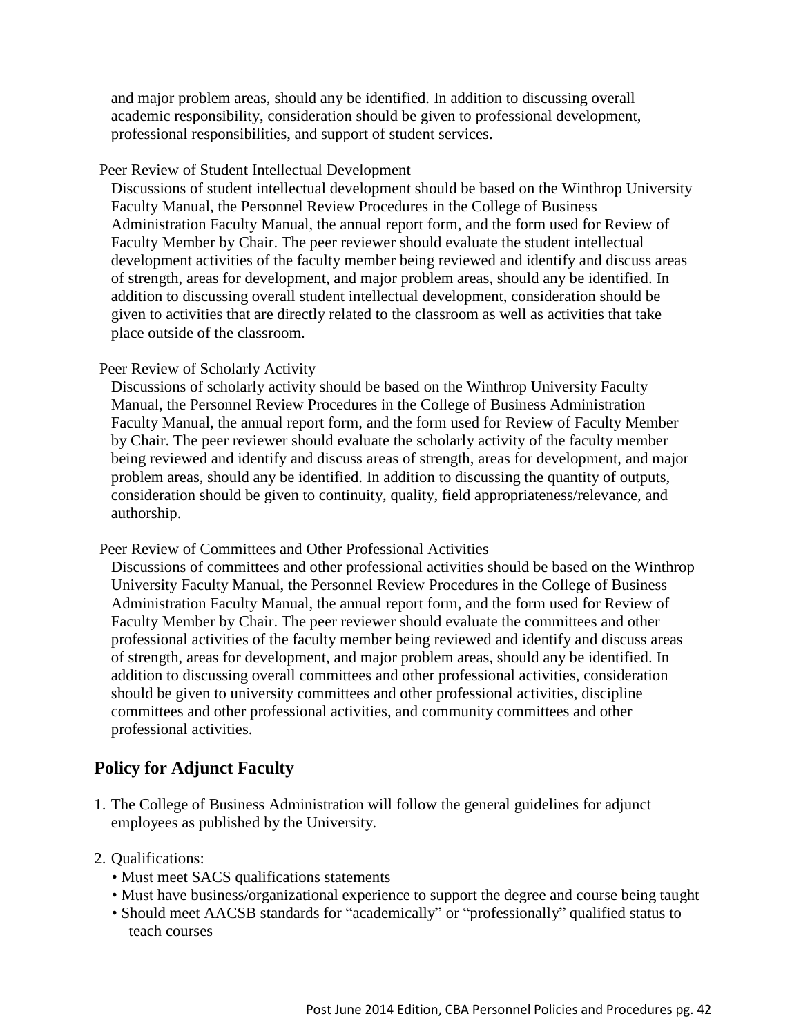and major problem areas, should any be identified. In addition to discussing overall academic responsibility, consideration should be given to professional development, professional responsibilities, and support of student services.

Peer Review of Student Intellectual Development

Discussions of student intellectual development should be based on the Winthrop University Faculty Manual, the Personnel Review Procedures in the College of Business Administration Faculty Manual, the annual report form, and the form used for Review of Faculty Member by Chair. The peer reviewer should evaluate the student intellectual development activities of the faculty member being reviewed and identify and discuss areas of strength, areas for development, and major problem areas, should any be identified. In addition to discussing overall student intellectual development, consideration should be given to activities that are directly related to the classroom as well as activities that take place outside of the classroom.

Peer Review of Scholarly Activity

Discussions of scholarly activity should be based on the Winthrop University Faculty Manual, the Personnel Review Procedures in the College of Business Administration Faculty Manual, the annual report form, and the form used for Review of Faculty Member by Chair. The peer reviewer should evaluate the scholarly activity of the faculty member being reviewed and identify and discuss areas of strength, areas for development, and major problem areas, should any be identified. In addition to discussing the quantity of outputs, consideration should be given to continuity, quality, field appropriateness/relevance, and authorship.

Peer Review of Committees and Other Professional Activities

Discussions of committees and other professional activities should be based on the Winthrop University Faculty Manual, the Personnel Review Procedures in the College of Business Administration Faculty Manual, the annual report form, and the form used for Review of Faculty Member by Chair. The peer reviewer should evaluate the committees and other professional activities of the faculty member being reviewed and identify and discuss areas of strength, areas for development, and major problem areas, should any be identified. In addition to discussing overall committees and other professional activities, consideration should be given to university committees and other professional activities, discipline committees and other professional activities, and community committees and other professional activities.

## Policy for Adjunct Faculty

1. The College of Business Administration will follow the general guidelines for adjunct employees as published by the University.
2. Qualifications:
   - Must meet SACS qualifications statements
   - Must have business/organizational experience to support the degree and course being taught
   - Should meet AACSB standards for "academically" or "professionally" qualified status to teach courses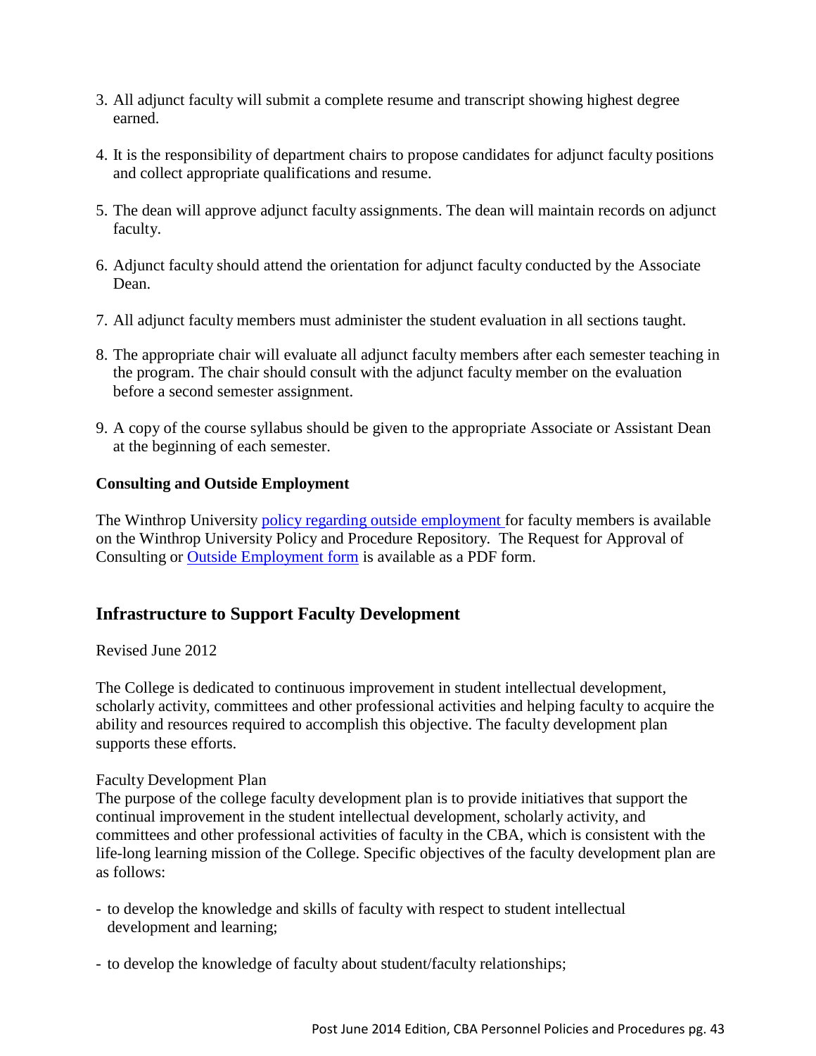3. All adjunct faculty will submit a complete resume and transcript showing highest degree earned.

4. It is the responsibility of department chairs to propose candidates for adjunct faculty positions and collect appropriate qualifications and resume.

5. The dean will approve adjunct faculty assignments. The dean will maintain records on adjunct faculty.

6. Adjunct faculty should attend the orientation for adjunct faculty conducted by the Associate Dean.

7. All adjunct faculty members must administer the student evaluation in all sections taught.

8. The appropriate chair will evaluate all adjunct faculty members after each semester teaching in the program. The chair should consult with the adjunct faculty member on the evaluation before a second semester assignment.

9. A copy of the course syllabus should be given to the appropriate Associate or Assistant Dean at the beginning of each semester.

**Consulting and Outside Employment**

The Winthrop University policy regarding outside employment for faculty members is available on the Winthrop University Policy and Procedure Repository. The Request for Approval of Consulting or Outside Employment form is available as a PDF form.

## Infrastructure to Support Faculty Development

Revised June 2012

The College is dedicated to continuous improvement in student intellectual development, scholarly activity, committees and other professional activities and helping faculty to acquire the ability and resources required to accomplish this objective. The faculty development plan supports these efforts.

Faculty Development Plan

The purpose of the college faculty development plan is to provide initiatives that support the continual improvement in the student intellectual development, scholarly activity, and committees and other professional activities of faculty in the CBA, which is consistent with the life-long learning mission of the College. Specific objectives of the faculty development plan are as follows:

- to develop the knowledge and skills of faculty with respect to student intellectual development and learning;

- to develop the knowledge of faculty about student/faculty relationships;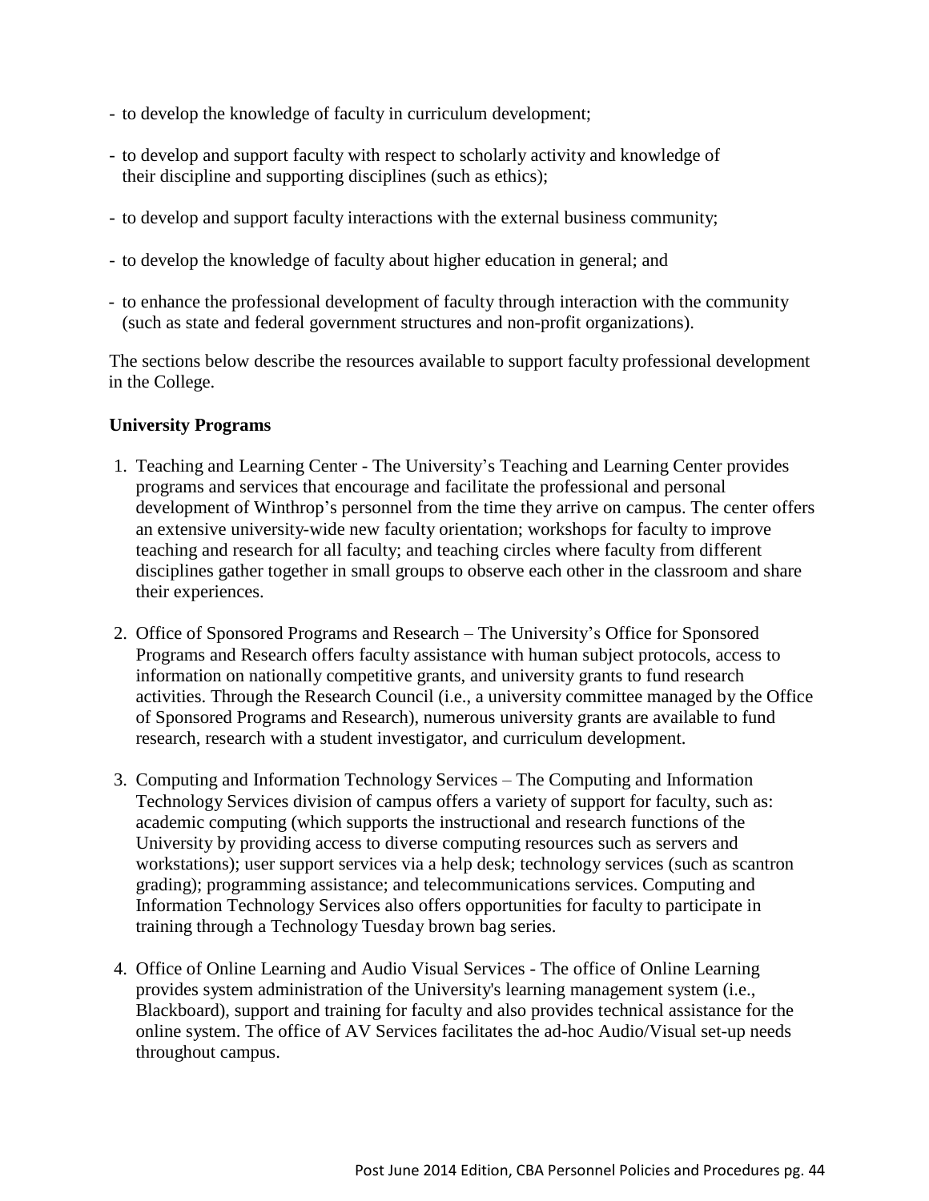- to develop the knowledge of faculty in curriculum development;
- to develop and support faculty with respect to scholarly activity and knowledge of their discipline and supporting disciplines (such as ethics);
- to develop and support faculty interactions with the external business community;
- to develop the knowledge of faculty about higher education in general; and
- to enhance the professional development of faculty through interaction with the community (such as state and federal government structures and non-profit organizations).

The sections below describe the resources available to support faculty professional development in the College.

**University Programs**

1. Teaching and Learning Center - The University's Teaching and Learning Center provides programs and services that encourage and facilitate the professional and personal development of Winthrop's personnel from the time they arrive on campus. The center offers an extensive university-wide new faculty orientation; workshops for faculty to improve teaching and research for all faculty; and teaching circles where faculty from different disciplines gather together in small groups to observe each other in the classroom and share their experiences.

2. Office of Sponsored Programs and Research – The University's Office for Sponsored Programs and Research offers faculty assistance with human subject protocols, access to information on nationally competitive grants, and university grants to fund research activities. Through the Research Council (i.e., a university committee managed by the Office of Sponsored Programs and Research), numerous university grants are available to fund research, research with a student investigator, and curriculum development.

3. Computing and Information Technology Services – The Computing and Information Technology Services division of campus offers a variety of support for faculty, such as: academic computing (which supports the instructional and research functions of the University by providing access to diverse computing resources such as servers and workstations); user support services via a help desk; technology services (such as scantron grading); programming assistance; and telecommunications services. Computing and Information Technology Services also offers opportunities for faculty to participate in training through a Technology Tuesday brown bag series.

4. Office of Online Learning and Audio Visual Services - The office of Online Learning provides system administration of the University's learning management system (i.e., Blackboard), support and training for faculty and also provides technical assistance for the online system. The office of AV Services facilitates the ad-hoc Audio/Visual set-up needs throughout campus.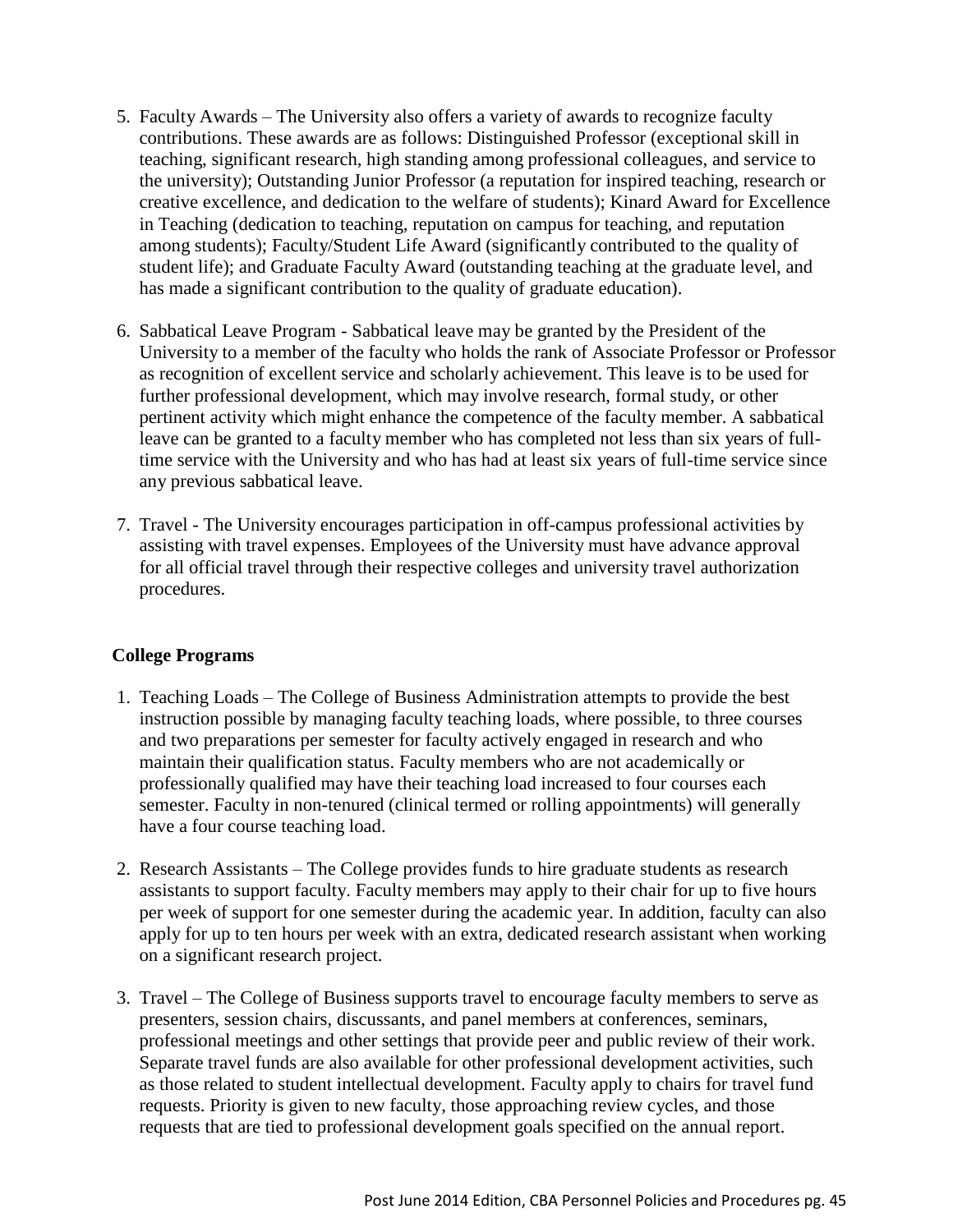5. Faculty Awards – The University also offers a variety of awards to recognize faculty contributions. These awards are as follows: Distinguished Professor (exceptional skill in teaching, significant research, high standing among professional colleagues, and service to the university); Outstanding Junior Professor (a reputation for inspired teaching, research or creative excellence, and dedication to the welfare of students); Kinard Award for Excellence in Teaching (dedication to teaching, reputation on campus for teaching, and reputation among students); Faculty/Student Life Award (significantly contributed to the quality of student life); and Graduate Faculty Award (outstanding teaching at the graduate level, and has made a significant contribution to the quality of graduate education).

6. Sabbatical Leave Program - Sabbatical leave may be granted by the President of the University to a member of the faculty who holds the rank of Associate Professor or Professor as recognition of excellent service and scholarly achievement. This leave is to be used for further professional development, which may involve research, formal study, or other pertinent activity which might enhance the competence of the faculty member. A sabbatical leave can be granted to a faculty member who has completed not less than six years of full-time service with the University and who has had at least six years of full-time service since any previous sabbatical leave.

7. Travel - The University encourages participation in off-campus professional activities by assisting with travel expenses. Employees of the University must have advance approval for all official travel through their respective colleges and university travel authorization procedures.

**College Programs**

1. Teaching Loads – The College of Business Administration attempts to provide the best instruction possible by managing faculty teaching loads, where possible, to three courses and two preparations per semester for faculty actively engaged in research and who maintain their qualification status. Faculty members who are not academically or professionally qualified may have their teaching load increased to four courses each semester. Faculty in non-tenured (clinical termed or rolling appointments) will generally have a four course teaching load.

2. Research Assistants – The College provides funds to hire graduate students as research assistants to support faculty. Faculty members may apply to their chair for up to five hours per week of support for one semester during the academic year. In addition, faculty can also apply for up to ten hours per week with an extra, dedicated research assistant when working on a significant research project.

3. Travel – The College of Business supports travel to encourage faculty members to serve as presenters, session chairs, discussants, and panel members at conferences, seminars, professional meetings and other settings that provide peer and public review of their work. Separate travel funds are also available for other professional development activities, such as those related to student intellectual development. Faculty apply to chairs for travel fund requests. Priority is given to new faculty, those approaching review cycles, and those requests that are tied to professional development goals specified on the annual report.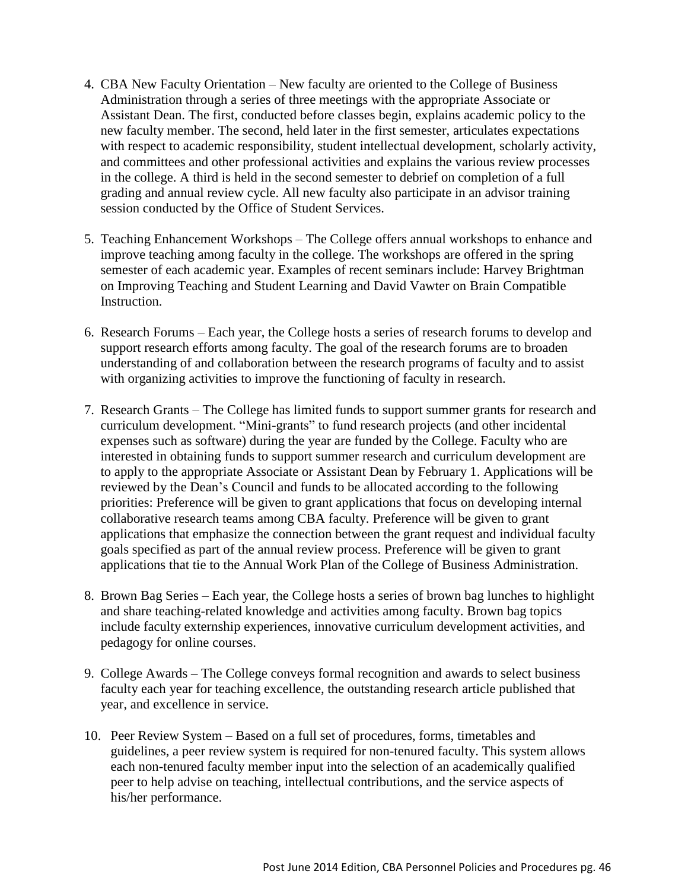4. CBA New Faculty Orientation – New faculty are oriented to the College of Business Administration through a series of three meetings with the appropriate Associate or Assistant Dean. The first, conducted before classes begin, explains academic policy to the new faculty member. The second, held later in the first semester, articulates expectations with respect to academic responsibility, student intellectual development, scholarly activity, and committees and other professional activities and explains the various review processes in the college. A third is held in the second semester to debrief on completion of a full grading and annual review cycle. All new faculty also participate in an advisor training session conducted by the Office of Student Services.

5. Teaching Enhancement Workshops – The College offers annual workshops to enhance and improve teaching among faculty in the college. The workshops are offered in the spring semester of each academic year. Examples of recent seminars include: Harvey Brightman on Improving Teaching and Student Learning and David Vawter on Brain Compatible Instruction.

6. Research Forums – Each year, the College hosts a series of research forums to develop and support research efforts among faculty. The goal of the research forums are to broaden understanding of and collaboration between the research programs of faculty and to assist with organizing activities to improve the functioning of faculty in research.

7. Research Grants – The College has limited funds to support summer grants for research and curriculum development. "Mini-grants" to fund research projects (and other incidental expenses such as software) during the year are funded by the College. Faculty who are interested in obtaining funds to support summer research and curriculum development are to apply to the appropriate Associate or Assistant Dean by February 1. Applications will be reviewed by the Dean's Council and funds to be allocated according to the following priorities: Preference will be given to grant applications that focus on developing internal collaborative research teams among CBA faculty. Preference will be given to grant applications that emphasize the connection between the grant request and individual faculty goals specified as part of the annual review process. Preference will be given to grant applications that tie to the Annual Work Plan of the College of Business Administration.

8. Brown Bag Series – Each year, the College hosts a series of brown bag lunches to highlight and share teaching-related knowledge and activities among faculty. Brown bag topics include faculty externship experiences, innovative curriculum development activities, and pedagogy for online courses.

9. College Awards – The College conveys formal recognition and awards to select business faculty each year for teaching excellence, the outstanding research article published that year, and excellence in service.

10. Peer Review System – Based on a full set of procedures, forms, timetables and guidelines, a peer review system is required for non-tenured faculty. This system allows each non-tenured faculty member input into the selection of an academically qualified peer to help advise on teaching, intellectual contributions, and the service aspects of his/her performance.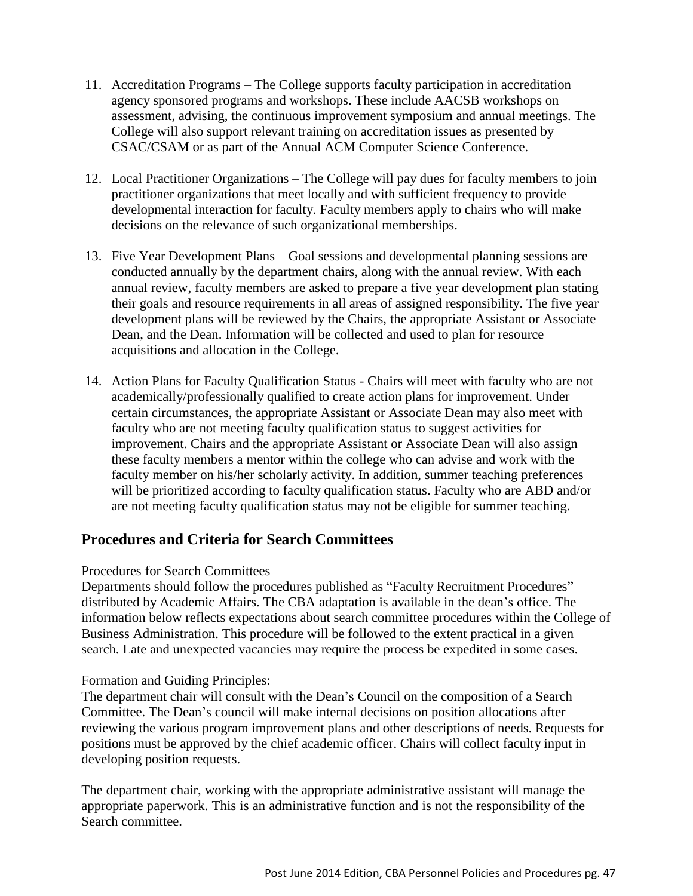11. Accreditation Programs – The College supports faculty participation in accreditation agency sponsored programs and workshops. These include AACSB workshops on assessment, advising, the continuous improvement symposium and annual meetings. The College will also support relevant training on accreditation issues as presented by CSAC/CSAM or as part of the Annual ACM Computer Science Conference.

12. Local Practitioner Organizations – The College will pay dues for faculty members to join practitioner organizations that meet locally and with sufficient frequency to provide developmental interaction for faculty. Faculty members apply to chairs who will make decisions on the relevance of such organizational memberships.

13. Five Year Development Plans – Goal sessions and developmental planning sessions are conducted annually by the department chairs, along with the annual review. With each annual review, faculty members are asked to prepare a five year development plan stating their goals and resource requirements in all areas of assigned responsibility. The five year development plans will be reviewed by the Chairs, the appropriate Assistant or Associate Dean, and the Dean. Information will be collected and used to plan for resource acquisitions and allocation in the College.

14. Action Plans for Faculty Qualification Status - Chairs will meet with faculty who are not academically/professionally qualified to create action plans for improvement. Under certain circumstances, the appropriate Assistant or Associate Dean may also meet with faculty who are not meeting faculty qualification status to suggest activities for improvement. Chairs and the appropriate Assistant or Associate Dean will also assign these faculty members a mentor within the college who can advise and work with the faculty member on his/her scholarly activity. In addition, summer teaching preferences will be prioritized according to faculty qualification status. Faculty who are ABD and/or are not meeting faculty qualification status may not be eligible for summer teaching.

## Procedures and Criteria for Search Committees

Procedures for Search Committees

Departments should follow the procedures published as "Faculty Recruitment Procedures" distributed by Academic Affairs. The CBA adaptation is available in the dean's office. The information below reflects expectations about search committee procedures within the College of Business Administration. This procedure will be followed to the extent practical in a given search. Late and unexpected vacancies may require the process be expedited in some cases.

Formation and Guiding Principles:

The department chair will consult with the Dean's Council on the composition of a Search Committee. The Dean's council will make internal decisions on position allocations after reviewing the various program improvement plans and other descriptions of needs. Requests for positions must be approved by the chief academic officer. Chairs will collect faculty input in developing position requests.

The department chair, working with the appropriate administrative assistant will manage the appropriate paperwork. This is an administrative function and is not the responsibility of the Search committee.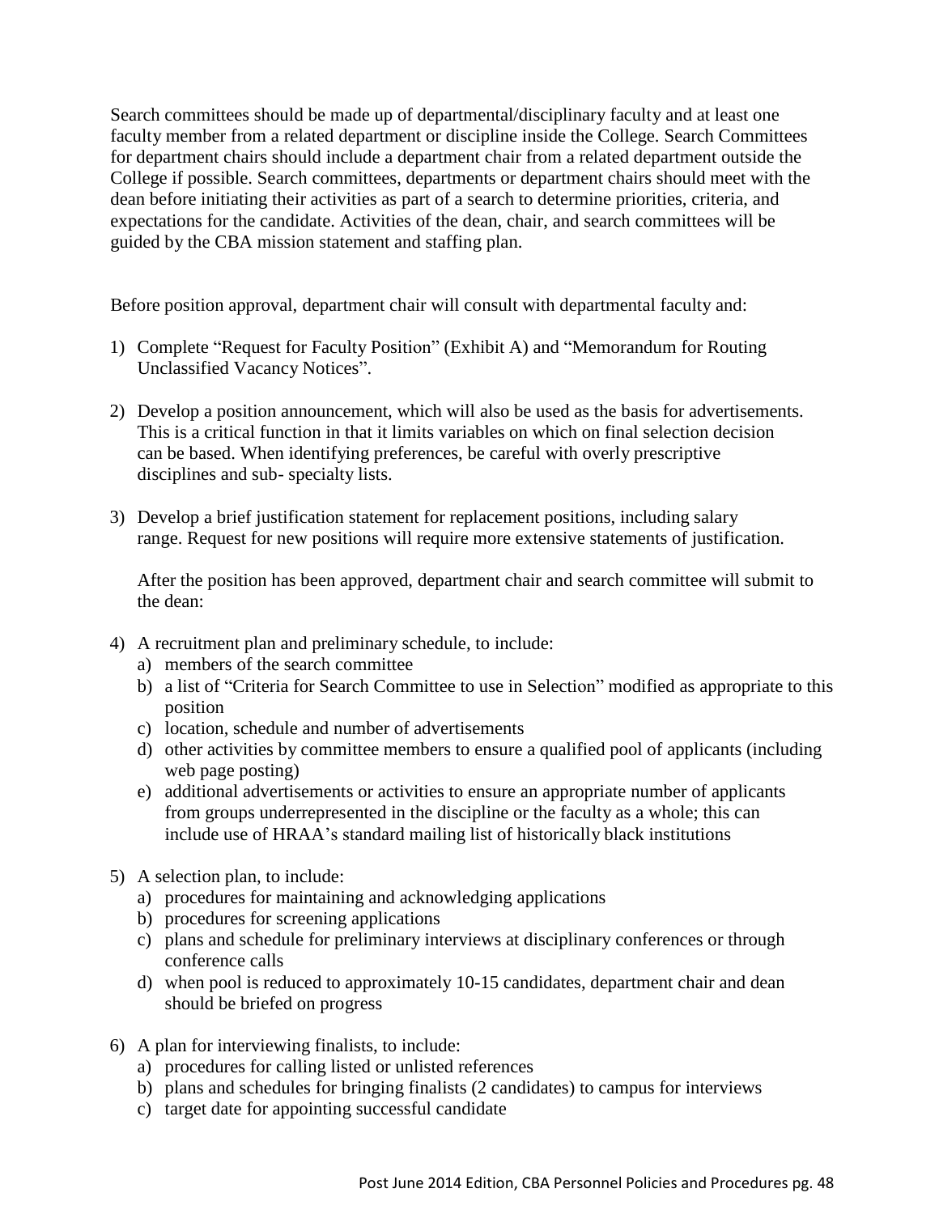Search committees should be made up of departmental/disciplinary faculty and at least one faculty member from a related department or discipline inside the College. Search Committees for department chairs should include a department chair from a related department outside the College if possible. Search committees, departments or department chairs should meet with the dean before initiating their activities as part of a search to determine priorities, criteria, and expectations for the candidate. Activities of the dean, chair, and search committees will be guided by the CBA mission statement and staffing plan.

Before position approval, department chair will consult with departmental faculty and:

1) Complete "Request for Faculty Position" (Exhibit A) and "Memorandum for Routing Unclassified Vacancy Notices".

2) Develop a position announcement, which will also be used as the basis for advertisements. This is a critical function in that it limits variables on which on final selection decision can be based. When identifying preferences, be careful with overly prescriptive disciplines and sub- specialty lists.

3) Develop a brief justification statement for replacement positions, including salary range. Request for new positions will require more extensive statements of justification.

   After the position has been approved, department chair and search committee will submit to the dean:

4) A recruitment plan and preliminary schedule, to include:
   a) members of the search committee
   b) a list of "Criteria for Search Committee to use in Selection" modified as appropriate to this position
   c) location, schedule and number of advertisements
   d) other activities by committee members to ensure a qualified pool of applicants (including web page posting)
   e) additional advertisements or activities to ensure an appropriate number of applicants from groups underrepresented in the discipline or the faculty as a whole; this can include use of HRAA's standard mailing list of historically black institutions

5) A selection plan, to include:
   a) procedures for maintaining and acknowledging applications
   b) procedures for screening applications
   c) plans and schedule for preliminary interviews at disciplinary conferences or through conference calls
   d) when pool is reduced to approximately 10-15 candidates, department chair and dean should be briefed on progress

6) A plan for interviewing finalists, to include:
   a) procedures for calling listed or unlisted references
   b) plans and schedules for bringing finalists (2 candidates) to campus for interviews
   c) target date for appointing successful candidate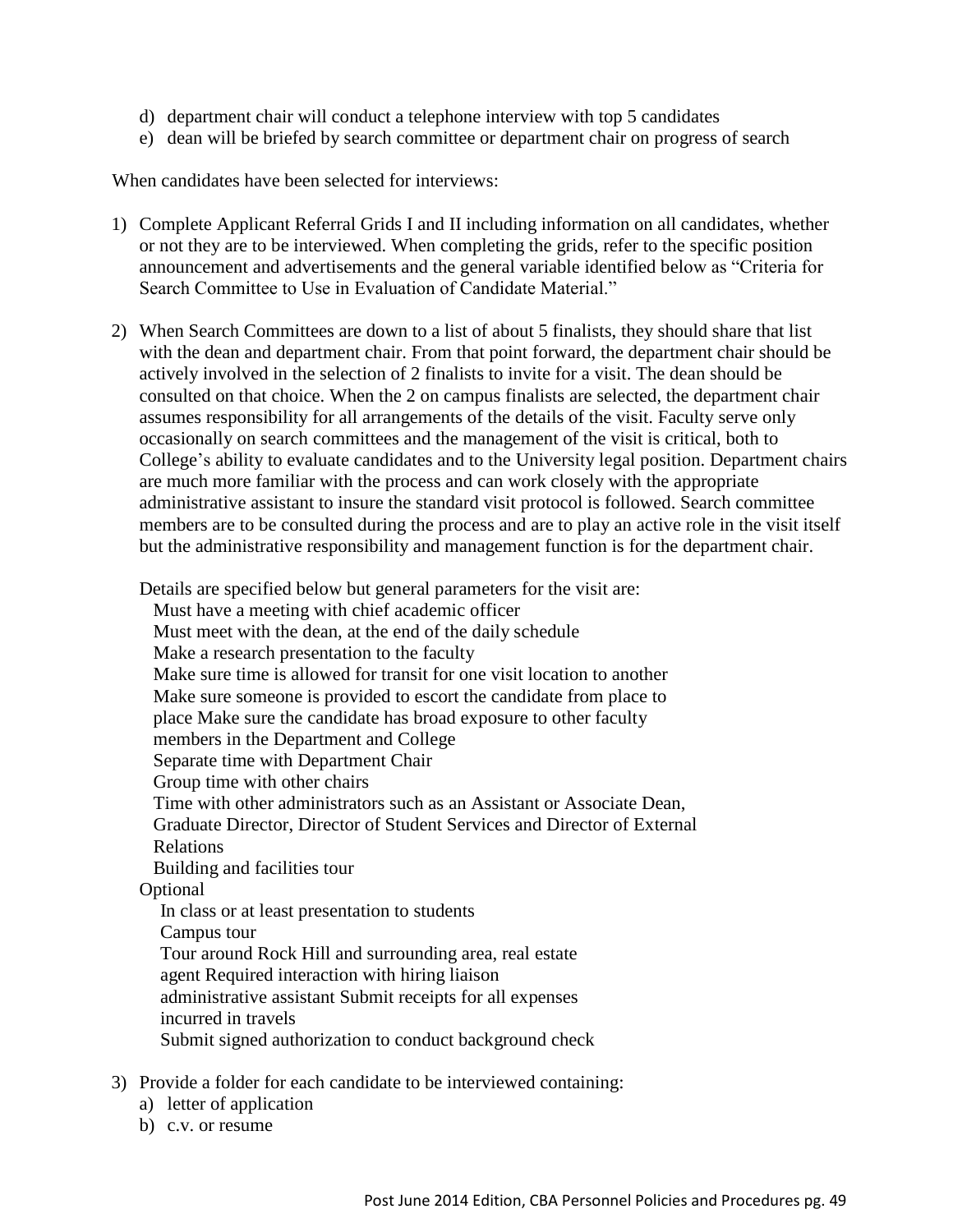d) department chair will conduct a telephone interview with top 5 candidates
e) dean will be briefed by search committee or department chair on progress of search

When candidates have been selected for interviews:

1) Complete Applicant Referral Grids I and II including information on all candidates, whether or not they are to be interviewed. When completing the grids, refer to the specific position announcement and advertisements and the general variable identified below as "Criteria for Search Committee to Use in Evaluation of Candidate Material."

2) When Search Committees are down to a list of about 5 finalists, they should share that list with the dean and department chair. From that point forward, the department chair should be actively involved in the selection of 2 finalists to invite for a visit. The dean should be consulted on that choice. When the 2 on campus finalists are selected, the department chair assumes responsibility for all arrangements of the details of the visit. Faculty serve only occasionally on search committees and the management of the visit is critical, both to College's ability to evaluate candidates and to the University legal position. Department chairs are much more familiar with the process and can work closely with the appropriate administrative assistant to insure the standard visit protocol is followed. Search committee members are to be consulted during the process and are to play an active role in the visit itself but the administrative responsibility and management function is for the department chair.

   Details are specified below but general parameters for the visit are:
   - Must have a meeting with chief academic officer
   - Must meet with the dean, at the end of the daily schedule
   - Make a research presentation to the faculty
   - Make sure time is allowed for transit for one visit location to another
   - Make sure someone is provided to escort the candidate from place to place
   - Make sure the candidate has broad exposure to other faculty members in the Department and College
   - Separate time with Department Chair
   - Group time with other chairs
   - Time with other administrators such as an Assistant or Associate Dean, Graduate Director, Director of Student Services and Director of External Relations
   - Building and facilities tour

   Optional
   - In class or at least presentation to students
   - Campus tour
   - Tour around Rock Hill and surrounding area, real estate agent
   - Required interaction with hiring liaison administrative assistant
   - Submit receipts for all expenses incurred in travels
   - Submit signed authorization to conduct background check

3) Provide a folder for each candidate to be interviewed containing:
   a) letter of application
   b) c.v. or resume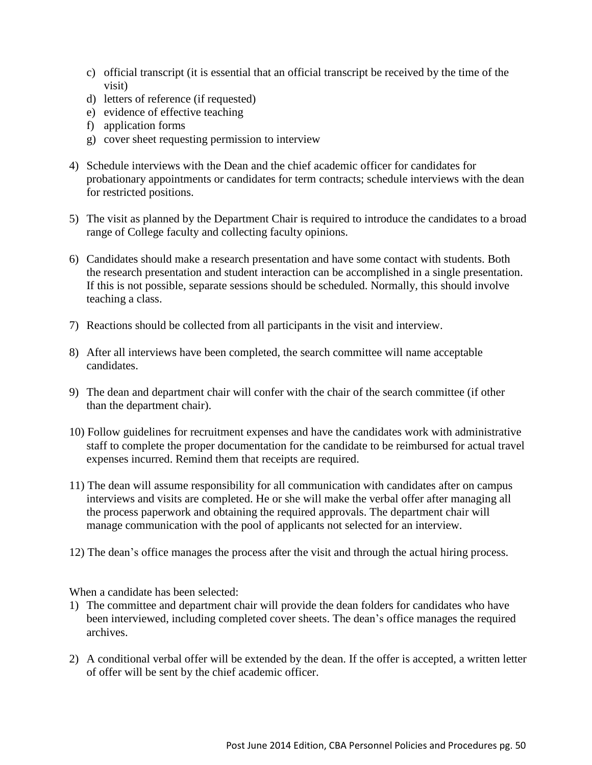c) official transcript (it is essential that an official transcript be received by the time of the visit)
d) letters of reference (if requested)
e) evidence of effective teaching
f) application forms
g) cover sheet requesting permission to interview

4) Schedule interviews with the Dean and the chief academic officer for candidates for probationary appointments or candidates for term contracts; schedule interviews with the dean for restricted positions.

5) The visit as planned by the Department Chair is required to introduce the candidates to a broad range of College faculty and collecting faculty opinions.

6) Candidates should make a research presentation and have some contact with students. Both the research presentation and student interaction can be accomplished in a single presentation. If this is not possible, separate sessions should be scheduled. Normally, this should involve teaching a class.

7) Reactions should be collected from all participants in the visit and interview.

8) After all interviews have been completed, the search committee will name acceptable candidates.

9) The dean and department chair will confer with the chair of the search committee (if other than the department chair).

10) Follow guidelines for recruitment expenses and have the candidates work with administrative staff to complete the proper documentation for the candidate to be reimbursed for actual travel expenses incurred. Remind them that receipts are required.

11) The dean will assume responsibility for all communication with candidates after on campus interviews and visits are completed. He or she will make the verbal offer after managing all the process paperwork and obtaining the required approvals. The department chair will manage communication with the pool of applicants not selected for an interview.

12) The dean's office manages the process after the visit and through the actual hiring process.

When a candidate has been selected:

1) The committee and department chair will provide the dean folders for candidates who have been interviewed, including completed cover sheets. The dean's office manages the required archives.

2) A conditional verbal offer will be extended by the dean. If the offer is accepted, a written letter of offer will be sent by the chief academic officer.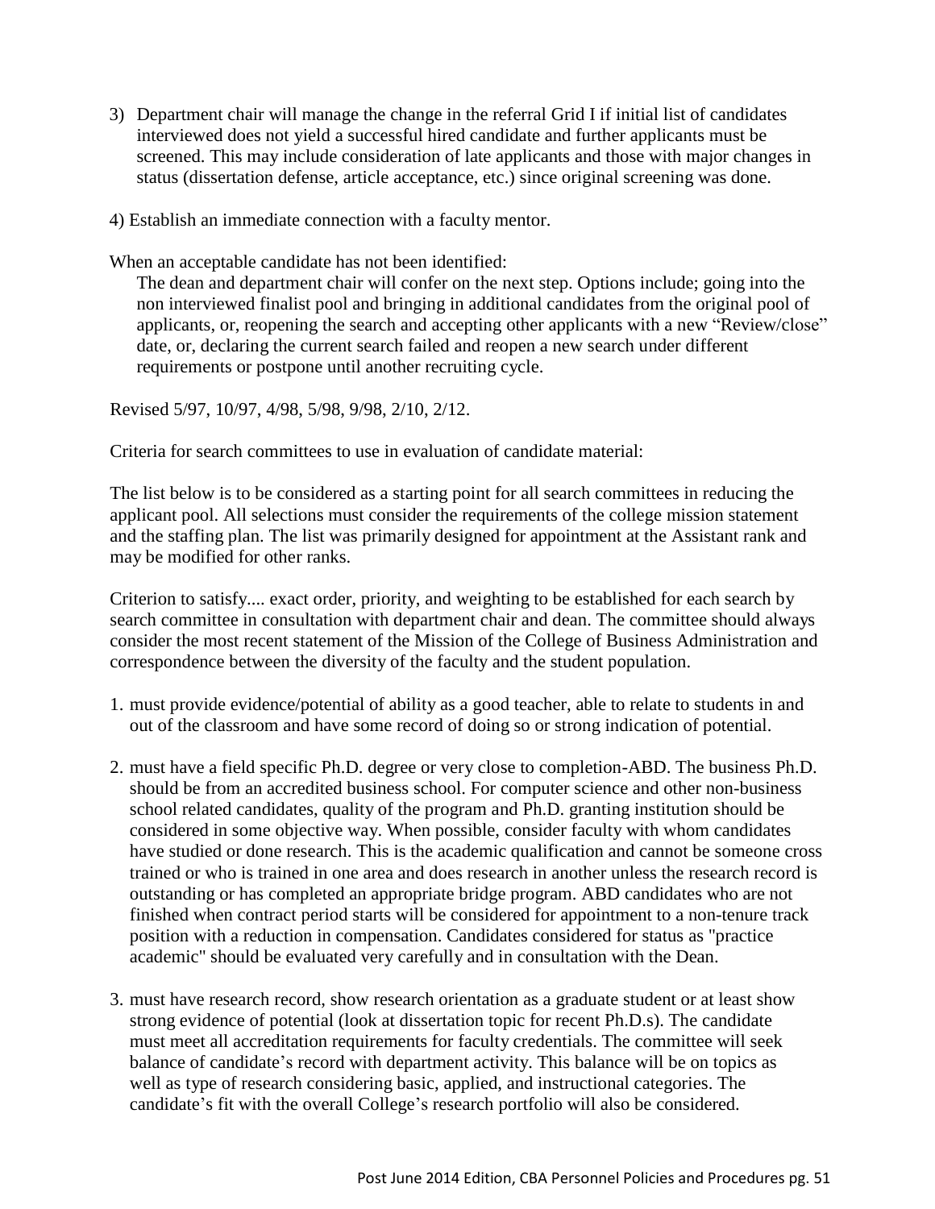3) Department chair will manage the change in the referral Grid I if initial list of candidates interviewed does not yield a successful hired candidate and further applicants must be screened. This may include consideration of late applicants and those with major changes in status (dissertation defense, article acceptance, etc.) since original screening was done.

4) Establish an immediate connection with a faculty mentor.

When an acceptable candidate has not been identified:

The dean and department chair will confer on the next step. Options include; going into the non interviewed finalist pool and bringing in additional candidates from the original pool of applicants, or, reopening the search and accepting other applicants with a new "Review/close" date, or, declaring the current search failed and reopen a new search under different requirements or postpone until another recruiting cycle.

Revised 5/97, 10/97, 4/98, 5/98, 9/98, 2/10, 2/12.

Criteria for search committees to use in evaluation of candidate material:

The list below is to be considered as a starting point for all search committees in reducing the applicant pool. All selections must consider the requirements of the college mission statement and the staffing plan. The list was primarily designed for appointment at the Assistant rank and may be modified for other ranks.

Criterion to satisfy.... exact order, priority, and weighting to be established for each search by search committee in consultation with department chair and dean. The committee should always consider the most recent statement of the Mission of the College of Business Administration and correspondence between the diversity of the faculty and the student population.

1. must provide evidence/potential of ability as a good teacher, able to relate to students in and out of the classroom and have some record of doing so or strong indication of potential.

2. must have a field specific Ph.D. degree or very close to completion-ABD. The business Ph.D. should be from an accredited business school. For computer science and other non-business school related candidates, quality of the program and Ph.D. granting institution should be considered in some objective way. When possible, consider faculty with whom candidates have studied or done research. This is the academic qualification and cannot be someone cross trained or who is trained in one area and does research in another unless the research record is outstanding or has completed an appropriate bridge program. ABD candidates who are not finished when contract period starts will be considered for appointment to a non-tenure track position with a reduction in compensation. Candidates considered for status as "practice academic" should be evaluated very carefully and in consultation with the Dean.

3. must have research record, show research orientation as a graduate student or at least show strong evidence of potential (look at dissertation topic for recent Ph.D.s). The candidate must meet all accreditation requirements for faculty credentials. The committee will seek balance of candidate's record with department activity. This balance will be on topics as well as type of research considering basic, applied, and instructional categories. The candidate's fit with the overall College's research portfolio will also be considered.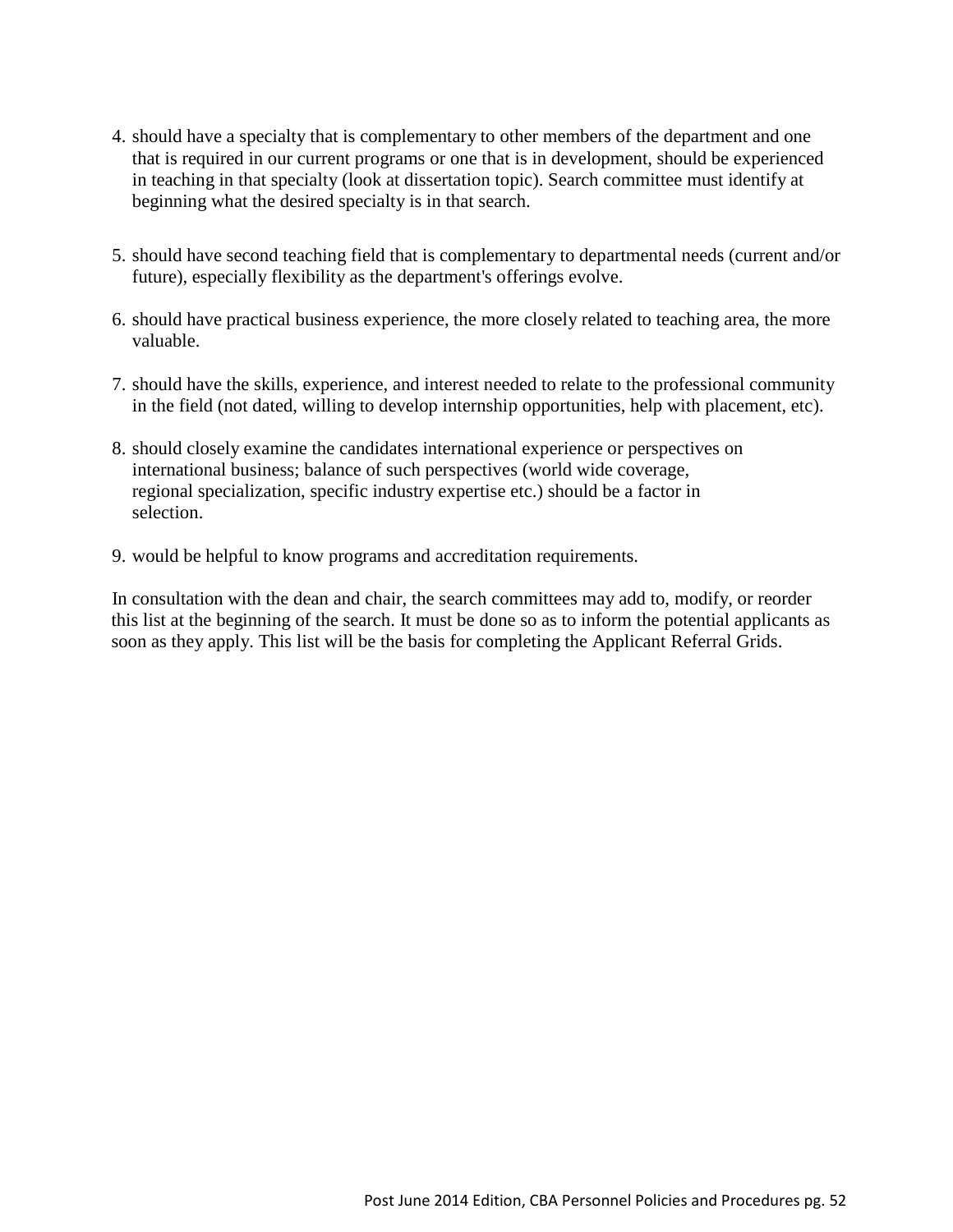4. should have a specialty that is complementary to other members of the department and one that is required in our current programs or one that is in development, should be experienced in teaching in that specialty (look at dissertation topic). Search committee must identify at beginning what the desired specialty is in that search.

5. should have second teaching field that is complementary to departmental needs (current and/or future), especially flexibility as the department's offerings evolve.

6. should have practical business experience, the more closely related to teaching area, the more valuable.

7. should have the skills, experience, and interest needed to relate to the professional community in the field (not dated, willing to develop internship opportunities, help with placement, etc).

8. should closely examine the candidates international experience or perspectives on international business; balance of such perspectives (world wide coverage, regional specialization, specific industry expertise etc.) should be a factor in selection.

9. would be helpful to know programs and accreditation requirements.

In consultation with the dean and chair, the search committees may add to, modify, or reorder this list at the beginning of the search. It must be done so as to inform the potential applicants as soon as they apply. This list will be the basis for completing the Applicant Referral Grids.